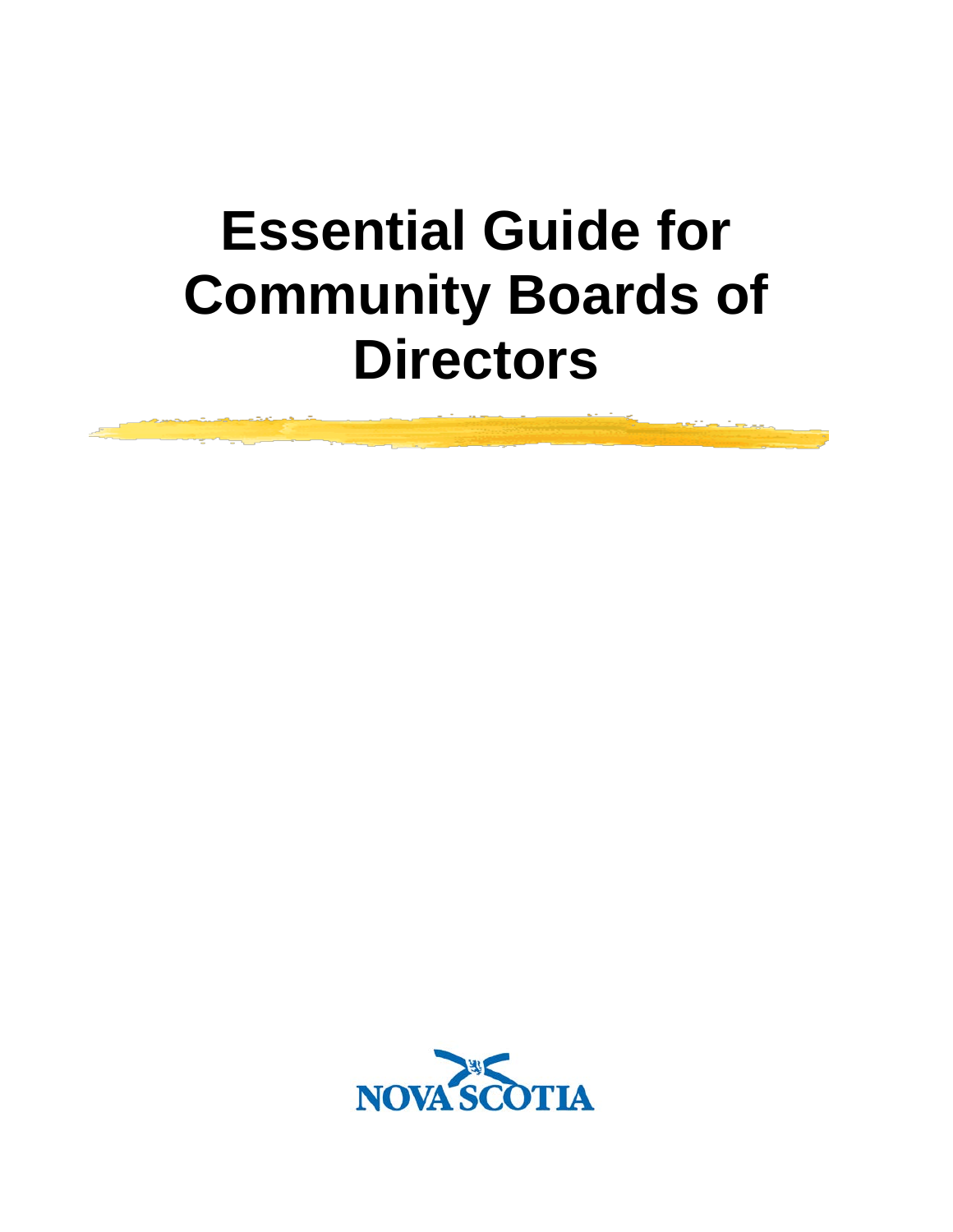# Essential Guide for Community Boards of Directors

NOVA SCOTIA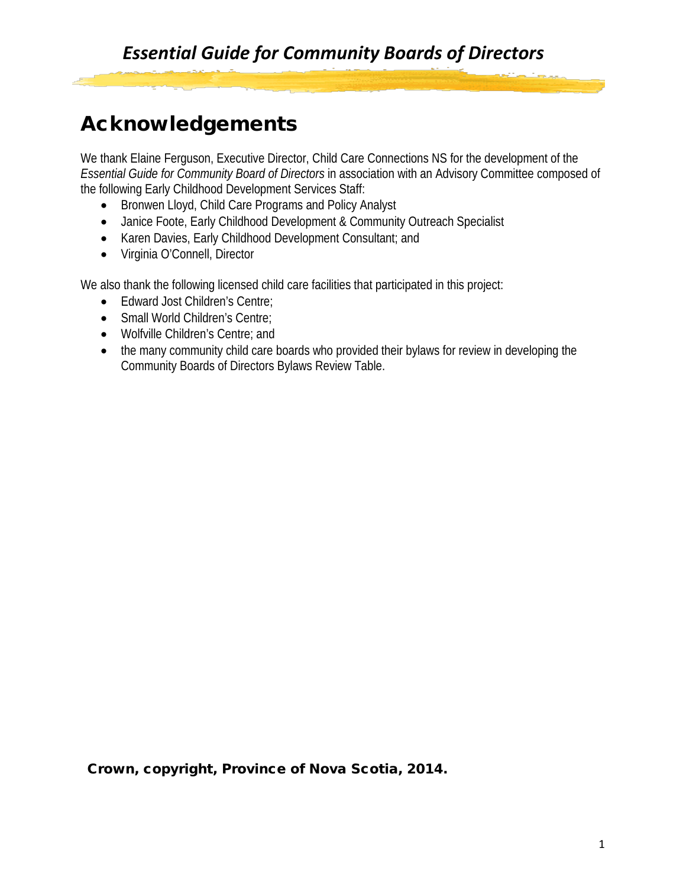# Acknowledgements

We thank Elaine Ferguson, Executive Director, Child Care Connections NS for the development of the *Essential Guide for Community Board of Directors* in association with an Advisory Committee composed of the following Early Childhood Development Services Staff:

- Bronwen Lloyd, Child Care Programs and Policy Analyst
- Janice Foote, Early Childhood Development & Community Outreach Specialist
- Karen Davies, Early Childhood Development Consultant; and
- Virginia O'Connell, Director

We also thank the following licensed child care facilities that participated in this project:

- Edward Jost Children's Centre;
- Small World Children's Centre;
- Wolfville Children's Centre; and
- the many community child care boards who provided their bylaws for review in developing the Community Boards of Directors Bylaws Review Table.

**Crown, copyright, Province of Nova Scotia, 2014.**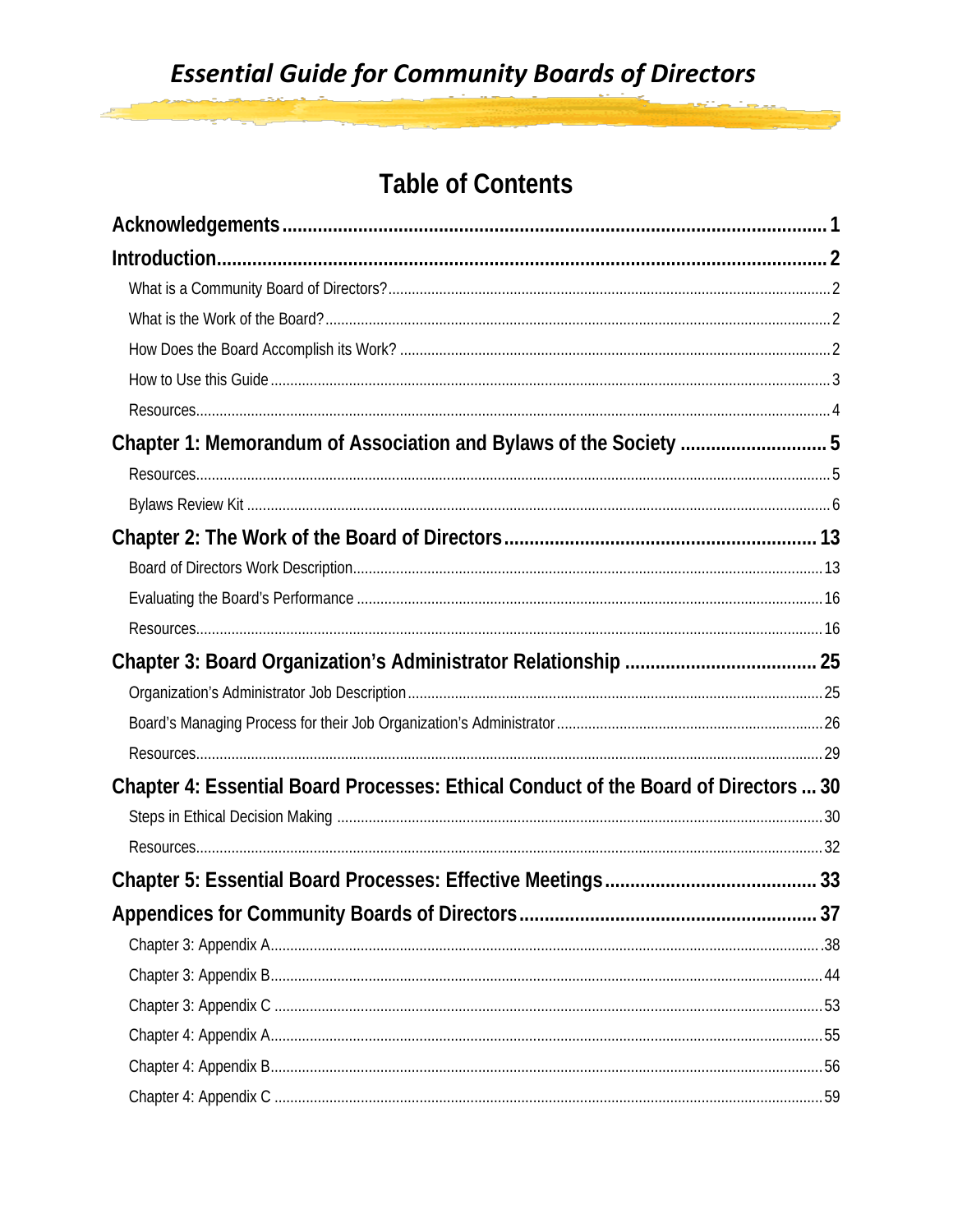# Essential Guide for Community Boards of Directors

## Table of Contents

**Acknowledgements** ..... **1**

**Introduction** ..... **2**

- What is a Community Board of Directors? ..... 2
- What is the Work of the Board? ..... 2
- How Does the Board Accomplish its Work? ..... 2
- How to Use this Guide ..... 3
- Resources ..... 4

**Chapter 1: Memorandum of Association and Bylaws of the Society** ..... **5**

- Resources ..... 5
- Bylaws Review Kit ..... 6

**Chapter 2: The Work of the Board of Directors** ..... **13**

- Board of Directors Work Description ..... 13
- Evaluating the Board's Performance ..... 16
- Resources ..... 16

**Chapter 3: Board Organization's Administrator Relationship** ..... **25**

- Organization's Administrator Job Description ..... 25
- Board's Managing Process for their Job Organization's Administrator ..... 26
- Resources ..... 29

**Chapter 4: Essential Board Processes: Ethical Conduct of the Board of Directors** ..... **30**

- Steps in Ethical Decision Making ..... 30
- Resources ..... 32

**Chapter 5: Essential Board Processes: Effective Meetings** ..... **33**

**Appendices for Community Boards of Directors** ..... **37**

- Chapter 3: Appendix A ..... 38
- Chapter 3: Appendix B ..... 44
- Chapter 3: Appendix C ..... 53
- Chapter 4: Appendix A ..... 55
- Chapter 4: Appendix B ..... 56
- Chapter 4: Appendix C ..... 59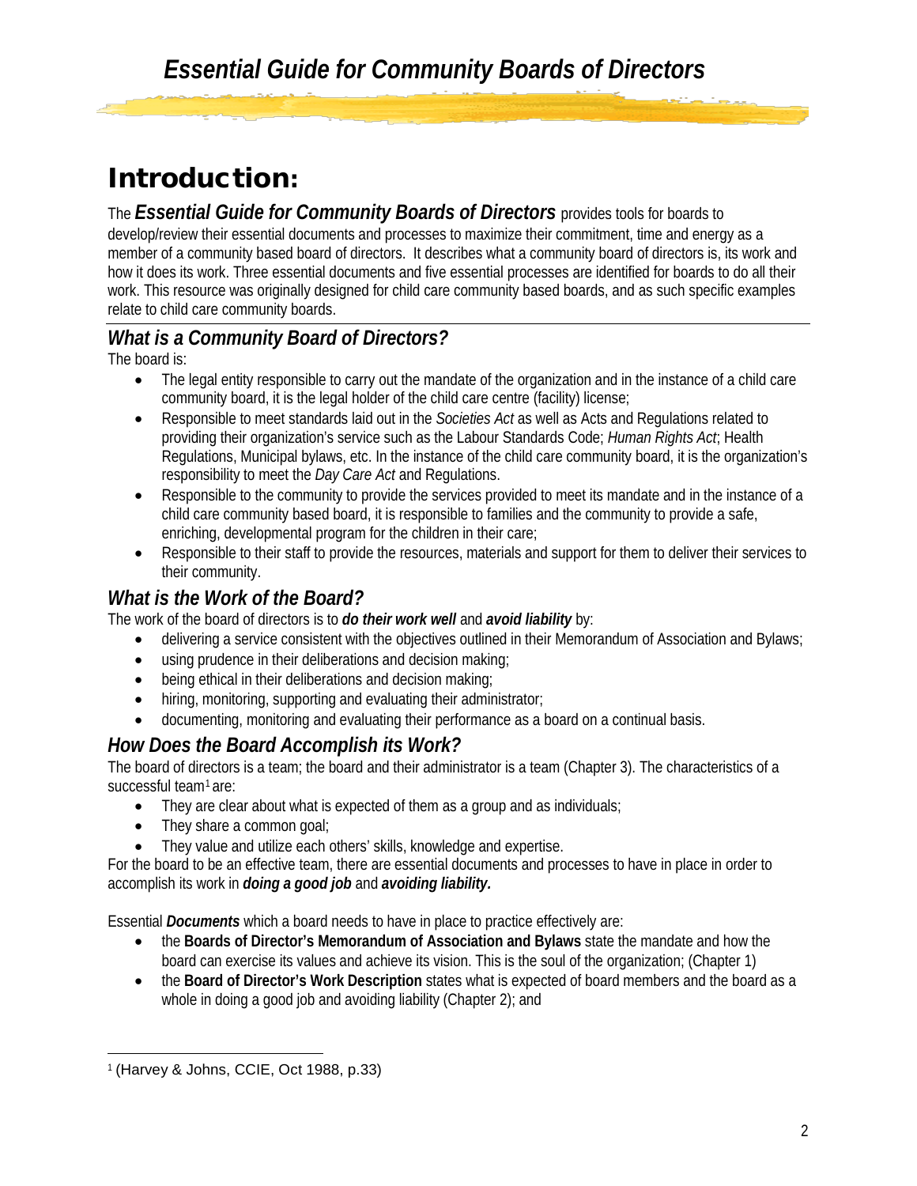# Introduction:

The ***Essential Guide for Community Boards of Directors*** provides tools for boards to develop/review their essential documents and processes to maximize their commitment, time and energy as a member of a community based board of directors. It describes what a community board of directors is, its work and how it does its work. Three essential documents and five essential processes are identified for boards to do all their work. This resource was originally designed for child care community based boards, and as such specific examples relate to child care community boards.

## *What is a Community Board of Directors?*

The board is:

- The legal entity responsible to carry out the mandate of the organization and in the instance of a child care community board, it is the legal holder of the child care centre (facility) license;
- Responsible to meet standards laid out in the *Societies Act* as well as Acts and Regulations related to providing their organization's service such as the Labour Standards Code; *Human Rights Act*; Health Regulations, Municipal bylaws, etc. In the instance of the child care community board, it is the organization's responsibility to meet the *Day Care Act* and Regulations.
- Responsible to the community to provide the services provided to meet its mandate and in the instance of a child care community based board, it is responsible to families and the community to provide a safe, enriching, developmental program for the children in their care;
- Responsible to their staff to provide the resources, materials and support for them to deliver their services to their community.

## *What is the Work of the Board?*

The work of the board of directors is to ***do their work well*** and ***avoid liability*** by:

- delivering a service consistent with the objectives outlined in their Memorandum of Association and Bylaws;
- using prudence in their deliberations and decision making;
- being ethical in their deliberations and decision making;
- hiring, monitoring, supporting and evaluating their administrator;
- documenting, monitoring and evaluating their performance as a board on a continual basis.

## *How Does the Board Accomplish its Work?*

The board of directors is a team; the board and their administrator is a team (Chapter 3). The characteristics of a successful team[1] are:

- They are clear about what is expected of them as a group and as individuals;
- They share a common goal;
- They value and utilize each others' skills, knowledge and expertise.

For the board to be an effective team, there are essential documents and processes to have in place in order to accomplish its work in ***doing a good job*** and ***avoiding liability.***

Essential ***Documents*** which a board needs to have in place to practice effectively are:

- the **Boards of Director's Memorandum of Association and Bylaws** state the mandate and how the board can exercise its values and achieve its vision. This is the soul of the organization; (Chapter 1)
- the **Board of Director's Work Description** states what is expected of board members and the board as a whole in doing a good job and avoiding liability (Chapter 2); and

[1] (Harvey & Johns, CCIE, Oct 1988, p.33)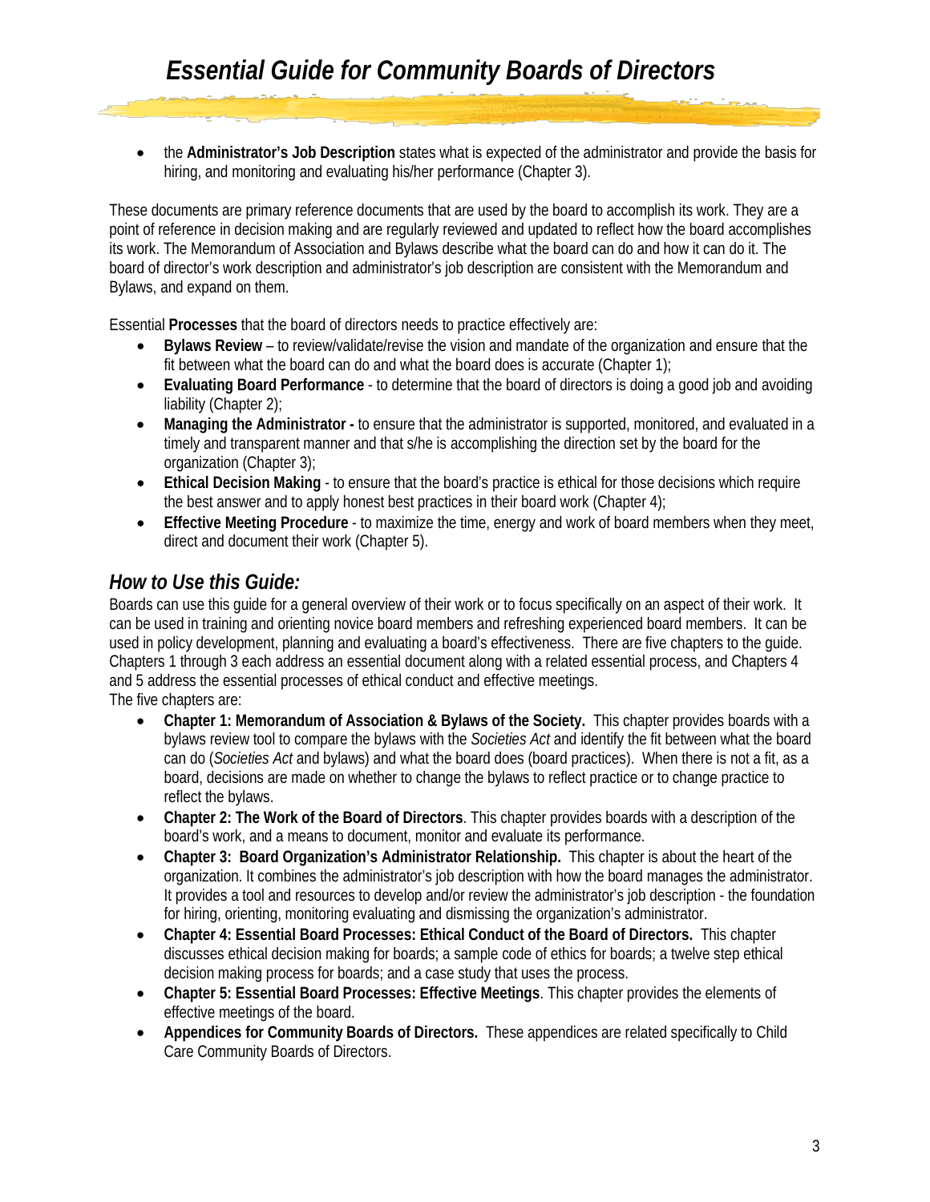- the **Administrator's Job Description** states what is expected of the administrator and provide the basis for hiring, and monitoring and evaluating his/her performance (Chapter 3).

These documents are primary reference documents that are used by the board to accomplish its work. They are a point of reference in decision making and are regularly reviewed and updated to reflect how the board accomplishes its work. The Memorandum of Association and Bylaws describe what the board can do and how it can do it. The board of director's work description and administrator's job description are consistent with the Memorandum and Bylaws, and expand on them.

Essential **Processes** that the board of directors needs to practice effectively are:

- **Bylaws Review** – to review/validate/revise the vision and mandate of the organization and ensure that the fit between what the board can do and what the board does is accurate (Chapter 1);
- **Evaluating Board Performance** - to determine that the board of directors is doing a good job and avoiding liability (Chapter 2);
- **Managing the Administrator -** to ensure that the administrator is supported, monitored, and evaluated in a timely and transparent manner and that s/he is accomplishing the direction set by the board for the organization (Chapter 3);
- **Ethical Decision Making** - to ensure that the board's practice is ethical for those decisions which require the best answer and to apply honest best practices in their board work (Chapter 4);
- **Effective Meeting Procedure** - to maximize the time, energy and work of board members when they meet, direct and document their work (Chapter 5).

## *How to Use this Guide:*

Boards can use this guide for a general overview of their work or to focus specifically on an aspect of their work. It can be used in training and orienting novice board members and refreshing experienced board members. It can be used in policy development, planning and evaluating a board's effectiveness. There are five chapters to the guide. Chapters 1 through 3 each address an essential document along with a related essential process, and Chapters 4 and 5 address the essential processes of ethical conduct and effective meetings.
The five chapters are:

- **Chapter 1: Memorandum of Association & Bylaws of the Society.** This chapter provides boards with a bylaws review tool to compare the bylaws with the *Societies Act* and identify the fit between what the board can do (*Societies Act* and bylaws) and what the board does (board practices). When there is not a fit, as a board, decisions are made on whether to change the bylaws to reflect practice or to change practice to reflect the bylaws.
- **Chapter 2: The Work of the Board of Directors**. This chapter provides boards with a description of the board's work, and a means to document, monitor and evaluate its performance.
- **Chapter 3: Board Organization's Administrator Relationship.** This chapter is about the heart of the organization. It combines the administrator's job description with how the board manages the administrator. It provides a tool and resources to develop and/or review the administrator's job description - the foundation for hiring, orienting, monitoring evaluating and dismissing the organization's administrator.
- **Chapter 4: Essential Board Processes: Ethical Conduct of the Board of Directors.** This chapter discusses ethical decision making for boards; a sample code of ethics for boards; a twelve step ethical decision making process for boards; and a case study that uses the process.
- **Chapter 5: Essential Board Processes: Effective Meetings**. This chapter provides the elements of effective meetings of the board.
- **Appendices for Community Boards of Directors.** These appendices are related specifically to Child Care Community Boards of Directors.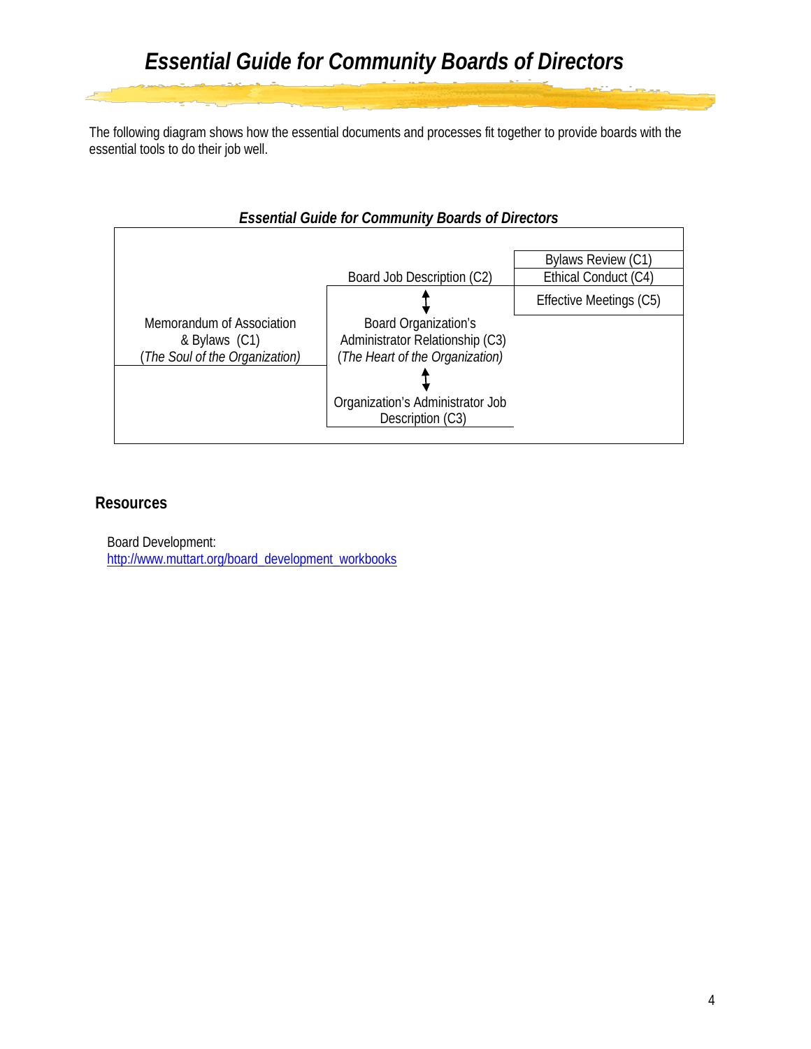# Essential Guide for Community Boards of Directors

The following diagram shows how the essential documents and processes fit together to provide boards with the essential tools to do their job well.

***Essential Guide for Community Boards of Directors***

| | | |
|---|---|---|
| Memorandum of Association & Bylaws (C1) (*The Soul of the Organization)* | Board Job Description (C2) ↕ Board Organization's Administrator Relationship (C3) (*The Heart of the Organization)* ↕ Organization's Administrator Job Description (C3) | Bylaws Review (C1) Ethical Conduct (C4) Effective Meetings (C5) |

## Resources

Board Development:
http://www.muttart.org/board_development_workbooks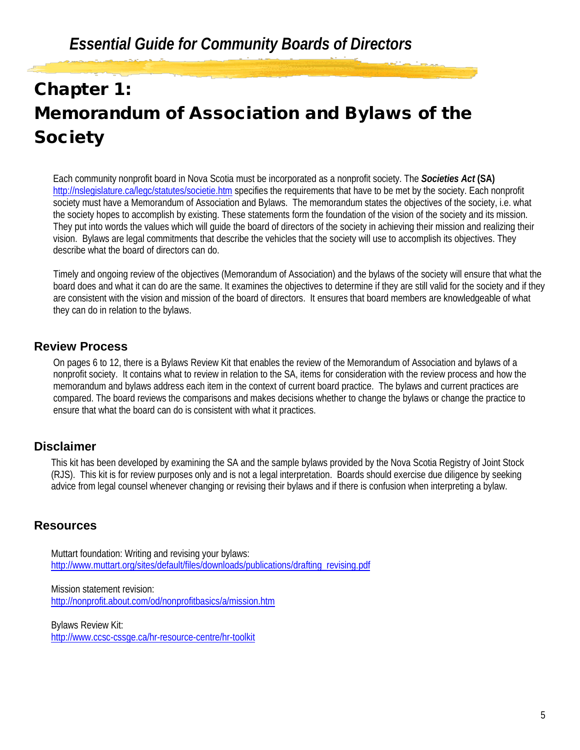# Chapter 1: Memorandum of Association and Bylaws of the Society

Each community nonprofit board in Nova Scotia must be incorporated as a nonprofit society. The ***Societies Act*** **(SA)** http://nslegislature.ca/legc/statutes/societie.htm specifies the requirements that have to be met by the society. Each nonprofit society must have a Memorandum of Association and Bylaws. The memorandum states the objectives of the society, i.e. what the society hopes to accomplish by existing. These statements form the foundation of the vision of the society and its mission. They put into words the values which will guide the board of directors of the society in achieving their mission and realizing their vision. Bylaws are legal commitments that describe the vehicles that the society will use to accomplish its objectives. They describe what the board of directors can do.

Timely and ongoing review of the objectives (Memorandum of Association) and the bylaws of the society will ensure that what the board does and what it can do are the same. It examines the objectives to determine if they are still valid for the society and if they are consistent with the vision and mission of the board of directors. It ensures that board members are knowledgeable of what they can do in relation to the bylaws.

## Review Process

On pages 6 to 12, there is a Bylaws Review Kit that enables the review of the Memorandum of Association and bylaws of a nonprofit society. It contains what to review in relation to the SA, items for consideration with the review process and how the memorandum and bylaws address each item in the context of current board practice. The bylaws and current practices are compared. The board reviews the comparisons and makes decisions whether to change the bylaws or change the practice to ensure that what the board can do is consistent with what it practices.

## Disclaimer

This kit has been developed by examining the SA and the sample bylaws provided by the Nova Scotia Registry of Joint Stock (RJS). This kit is for review purposes only and is not a legal interpretation. Boards should exercise due diligence by seeking advice from legal counsel whenever changing or revising their bylaws and if there is confusion when interpreting a bylaw.

## Resources

Muttart foundation: Writing and revising your bylaws:
http://www.muttart.org/sites/default/files/downloads/publications/drafting_revising.pdf

Mission statement revision:
http://nonprofit.about.com/od/nonprofitbasics/a/mission.htm

Bylaws Review Kit:
http://www.ccsc-cssge.ca/hr-resource-centre/hr-toolkit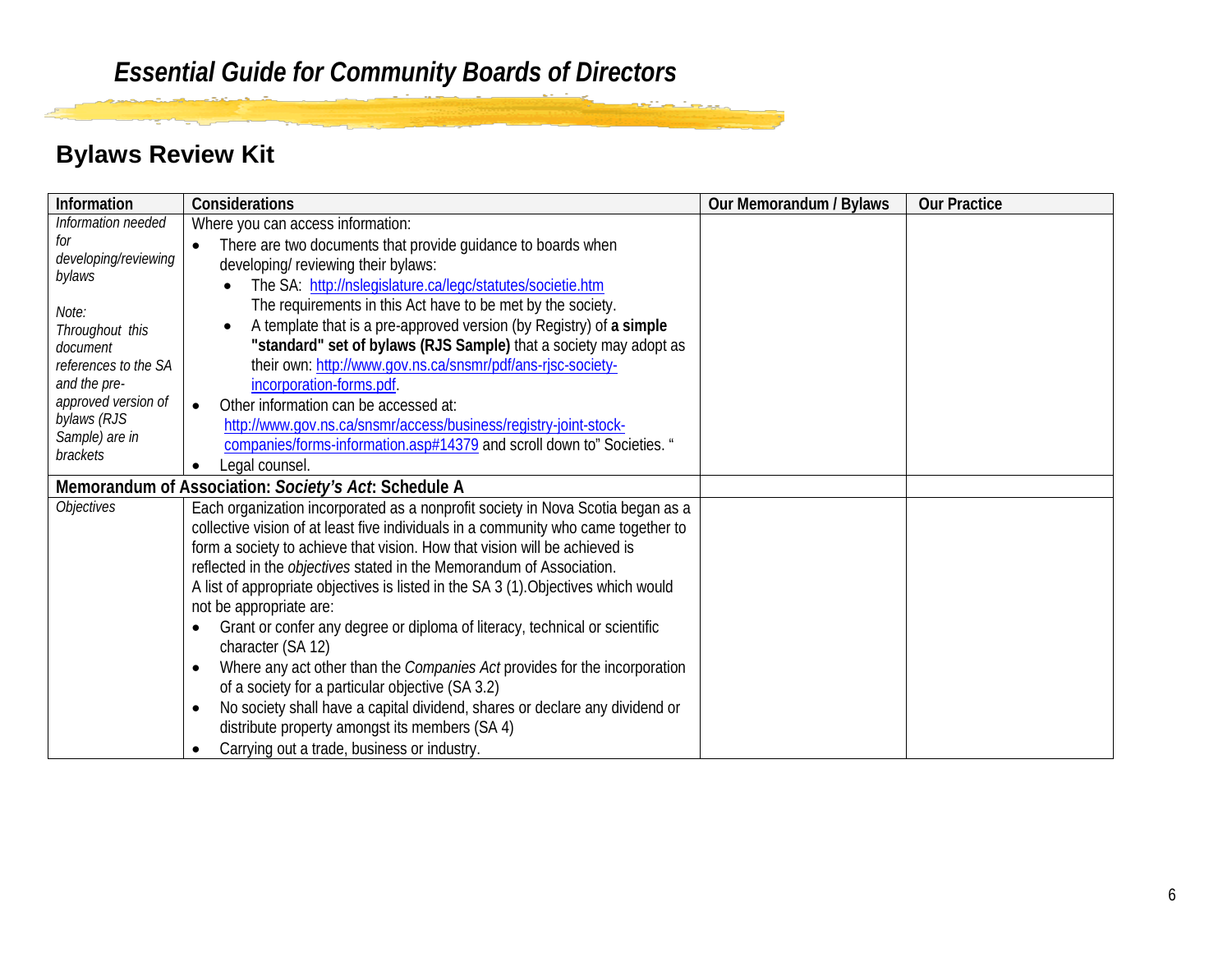## Bylaws Review Kit

| Information | Considerations | Our Memorandum / Bylaws | Our Practice |
|---|---|---|---|
| *Information needed for developing/reviewing bylaws*<br><br>*Note: Throughout this document references to the SA and the pre-approved version of bylaws (RJS Sample) are in brackets* | Where you can access information:<br>• There are two documents that provide guidance to boards when developing/ reviewing their bylaws:<br>&nbsp;&nbsp;• The SA: http://nslegislature.ca/legc/statutes/societie.htm The requirements in this Act have to be met by the society.<br>&nbsp;&nbsp;• A template that is a pre-approved version (by Registry) of **a simple "standard" set of bylaws (RJS Sample)** that a society may adopt as their own: http://www.gov.ns.ca/snsmr/pdf/ans-rjsc-society-incorporation-forms.pdf.<br>• Other information can be accessed at: http://www.gov.ns.ca/snsmr/access/business/registry-joint-stock-companies/forms-information.asp#14379 and scroll down to" Societies. "<br>• Legal counsel. | | |
| **Memorandum of Association: *Society's Act*: Schedule A** | | | |
| *Objectives* | Each organization incorporated as a nonprofit society in Nova Scotia began as a collective vision of at least five individuals in a community who came together to form a society to achieve that vision. How that vision will be achieved is reflected in the *objectives* stated in the Memorandum of Association.<br>A list of appropriate objectives is listed in the SA 3 (1).Objectives which would not be appropriate are:<br>• Grant or confer any degree or diploma of literacy, technical or scientific character (SA 12)<br>• Where any act other than the *Companies Act* provides for the incorporation of a society for a particular objective (SA 3.2)<br>• No society shall have a capital dividend, shares or declare any dividend or distribute property amongst its members (SA 4)<br>• Carrying out a trade, business or industry. | | |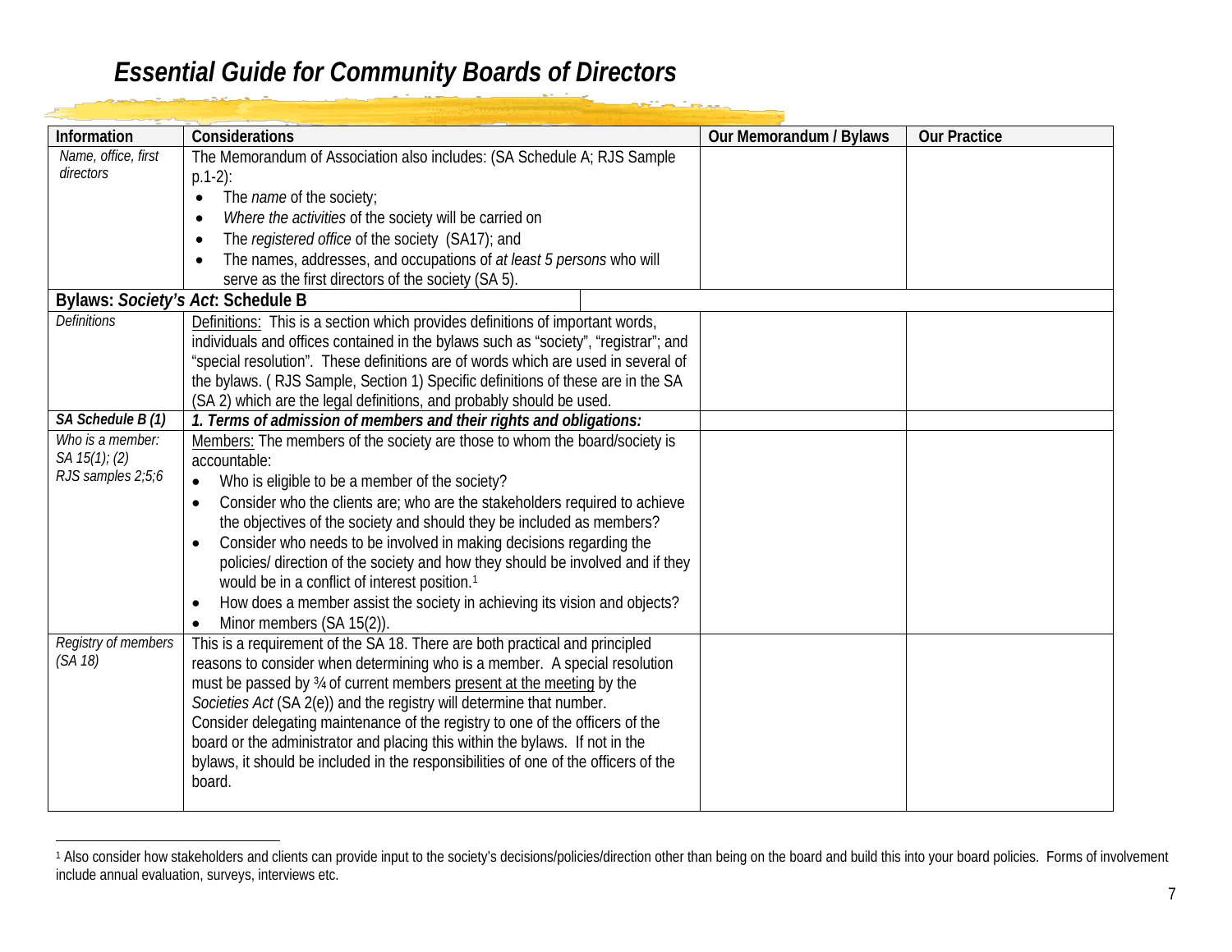# Essential Guide for Community Boards of Directors

| Information | Considerations | Our Memorandum / Bylaws | Our Practice |
|---|---|---|---|
| *Name, office, first directors* | The Memorandum of Association also includes: (SA Schedule A; RJS Sample p.1-2):<br>• The *name* of the society;<br>• *Where the activities* of the society will be carried on<br>• The *registered office* of the society (SA17); and<br>• The names, addresses, and occupations of *at least 5 persons* who will serve as the first directors of the society (SA 5). | | |
| **Bylaws: *Society's Act*: Schedule B** | | | |
| *Definitions* | Definitions: This is a section which provides definitions of important words, individuals and offices contained in the bylaws such as "society", "registrar"; and "special resolution". These definitions are of words which are used in several of the bylaws. ( RJS Sample, Section 1) Specific definitions of these are in the SA (SA 2) which are the legal definitions, and probably should be used. | | |
| ***SA Schedule B (1)*** | ***1. Terms of admission of members and their rights and obligations:*** | | |
| *Who is a member: SA 15(1); (2) RJS samples 2;5;6* | Members: The members of the society are those to whom the board/society is accountable:<br>• Who is eligible to be a member of the society?<br>• Consider who the clients are; who are the stakeholders required to achieve the objectives of the society and should they be included as members?<br>• Consider who needs to be involved in making decisions regarding the policies/ direction of the society and how they should be involved and if they would be in a conflict of interest position.[1]<br>• How does a member assist the society in achieving its vision and objects?<br>• Minor members (SA 15(2)). | | |
| *Registry of members (SA 18)* | This is a requirement of the SA 18. There are both practical and principled reasons to consider when determining who is a member. A special resolution must be passed by ¾ of current members present at the meeting by the *Societies Act* (SA 2(e)) and the registry will determine that number. Consider delegating maintenance of the registry to one of the officers of the board or the administrator and placing this within the bylaws. If not in the bylaws, it should be included in the responsibilities of one of the officers of the board. | | |

[1] Also consider how stakeholders and clients can provide input to the society's decisions/policies/direction other than being on the board and build this into your board policies. Forms of involvement include annual evaluation, surveys, interviews etc.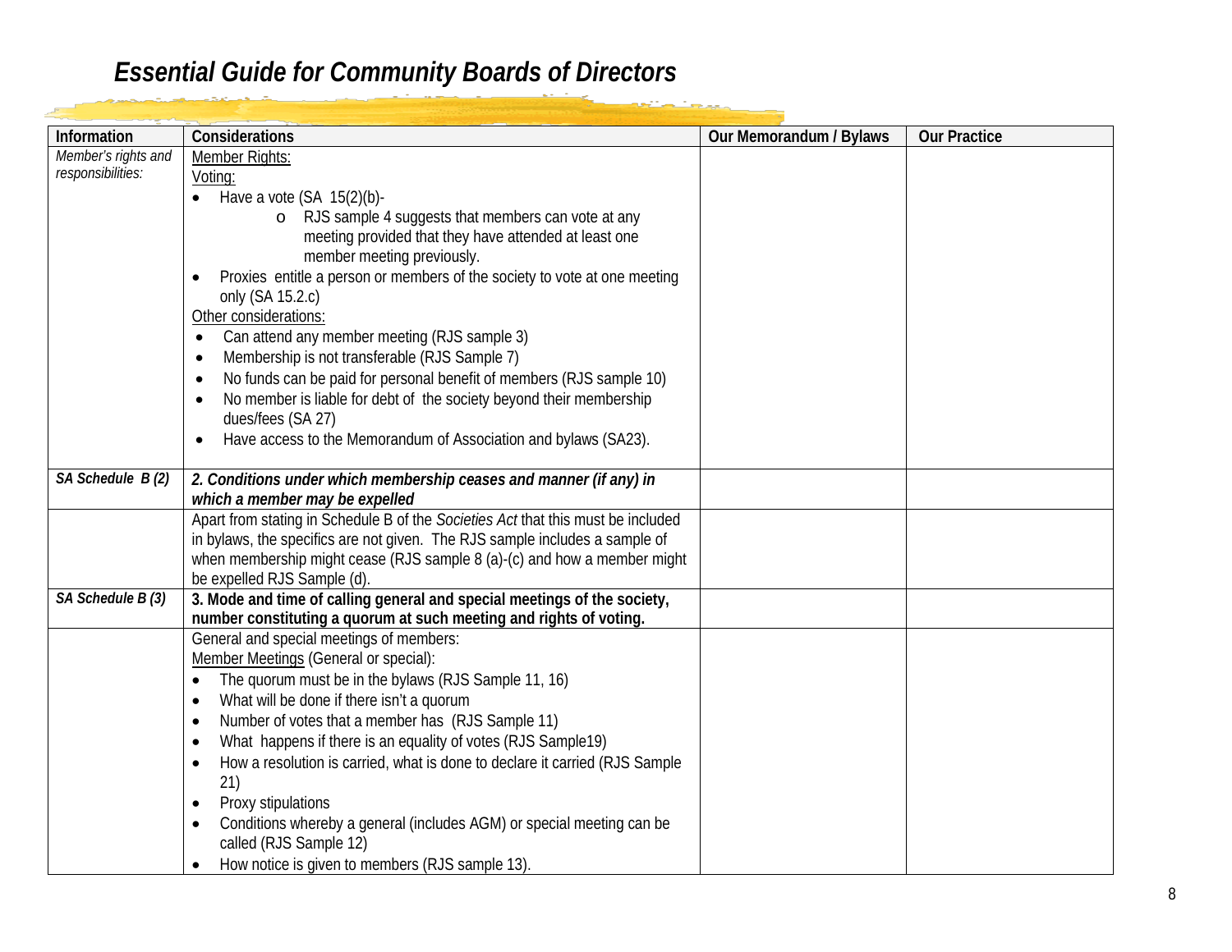# Essential Guide for Community Boards of Directors

| Information | Considerations | Our Memorandum / Bylaws | Our Practice |
|---|---|---|---|
| *Member's rights and responsibilities:* | Member Rights:<br>Voting:<br>• Have a vote (SA 15(2)(b)-<br>  o RJS sample 4 suggests that members can vote at any meeting provided that they have attended at least one member meeting previously.<br>• Proxies entitle a person or members of the society to vote at one meeting only (SA 15.2.c)<br>Other considerations:<br>• Can attend any member meeting (RJS sample 3)<br>• Membership is not transferable (RJS Sample 7)<br>• No funds can be paid for personal benefit of members (RJS sample 10)<br>• No member is liable for debt of the society beyond their membership dues/fees (SA 27)<br>• Have access to the Memorandum of Association and bylaws (SA23). | | |
| ***SA Schedule B (2)*** | ***2. Conditions under which membership ceases and manner (if any) in which a member may be expelled*** | | |
| | Apart from stating in Schedule B of the *Societies Act* that this must be included in bylaws, the specifics are not given. The RJS sample includes a sample of when membership might cease (RJS sample 8 (a)-(c) and how a member might be expelled RJS Sample (d). | | |
| ***SA Schedule B (3)*** | **3. Mode and time of calling general and special meetings of the society, number constituting a quorum at such meeting and rights of voting.** | | |
| | General and special meetings of members:<br>Member Meetings (General or special):<br>• The quorum must be in the bylaws (RJS Sample 11, 16)<br>• What will be done if there isn't a quorum<br>• Number of votes that a member has (RJS Sample 11)<br>• What happens if there is an equality of votes (RJS Sample19)<br>• How a resolution is carried, what is done to declare it carried (RJS Sample 21)<br>• Proxy stipulations<br>• Conditions whereby a general (includes AGM) or special meeting can be called (RJS Sample 12)<br>• How notice is given to members (RJS sample 13). | | |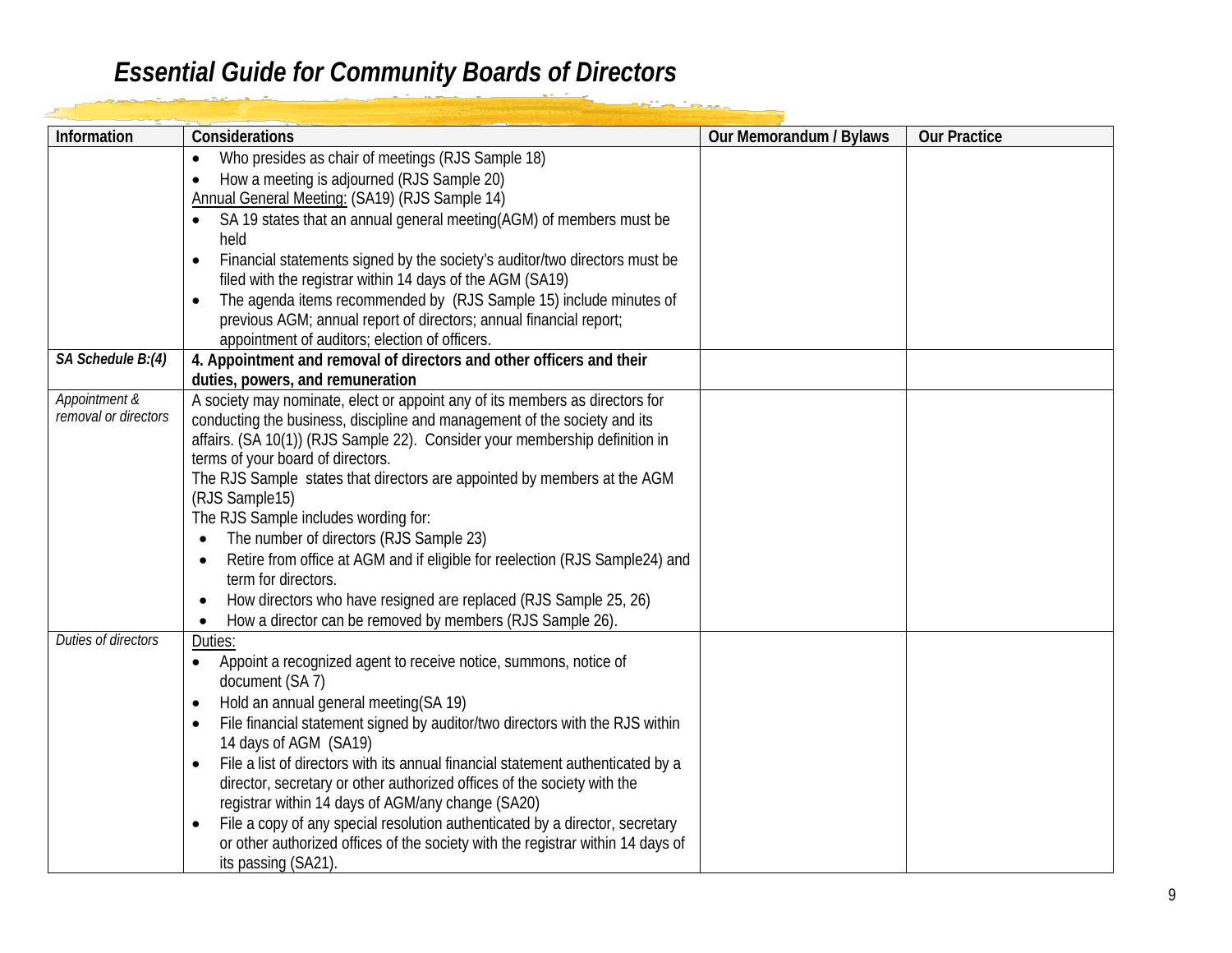# Essential Guide for Community Boards of Directors

| Information | Considerations | Our Memorandum / Bylaws | Our Practice |
|---|---|---|---|
| | • Who presides as chair of meetings (RJS Sample 18)<br>• How a meeting is adjourned (RJS Sample 20)<br>Annual General Meeting: (SA19) (RJS Sample 14)<br>• SA 19 states that an annual general meeting(AGM) of members must be held<br>• Financial statements signed by the society's auditor/two directors must be filed with the registrar within 14 days of the AGM (SA19)<br>• The agenda items recommended by (RJS Sample 15) include minutes of previous AGM; annual report of directors; annual financial report; appointment of auditors; election of officers. | | |
| ***SA Schedule B:(4)*** | **4. Appointment and removal of directors and other officers and their duties, powers, and remuneration** | | |
| *Appointment & removal or directors* | A society may nominate, elect or appoint any of its members as directors for conducting the business, discipline and management of the society and its affairs. (SA 10(1)) (RJS Sample 22). Consider your membership definition in terms of your board of directors.<br>The RJS Sample states that directors are appointed by members at the AGM (RJS Sample15)<br>The RJS Sample includes wording for:<br>• The number of directors (RJS Sample 23)<br>• Retire from office at AGM and if eligible for reelection (RJS Sample24) and term for directors.<br>• How directors who have resigned are replaced (RJS Sample 25, 26)<br>• How a director can be removed by members (RJS Sample 26). | | |
| *Duties of directors* | Duties:<br>• Appoint a recognized agent to receive notice, summons, notice of document (SA 7)<br>• Hold an annual general meeting(SA 19)<br>• File financial statement signed by auditor/two directors with the RJS within 14 days of AGM (SA19)<br>• File a list of directors with its annual financial statement authenticated by a director, secretary or other authorized offices of the society with the registrar within 14 days of AGM/any change (SA20)<br>• File a copy of any special resolution authenticated by a director, secretary or other authorized offices of the society with the registrar within 14 days of its passing (SA21). | | |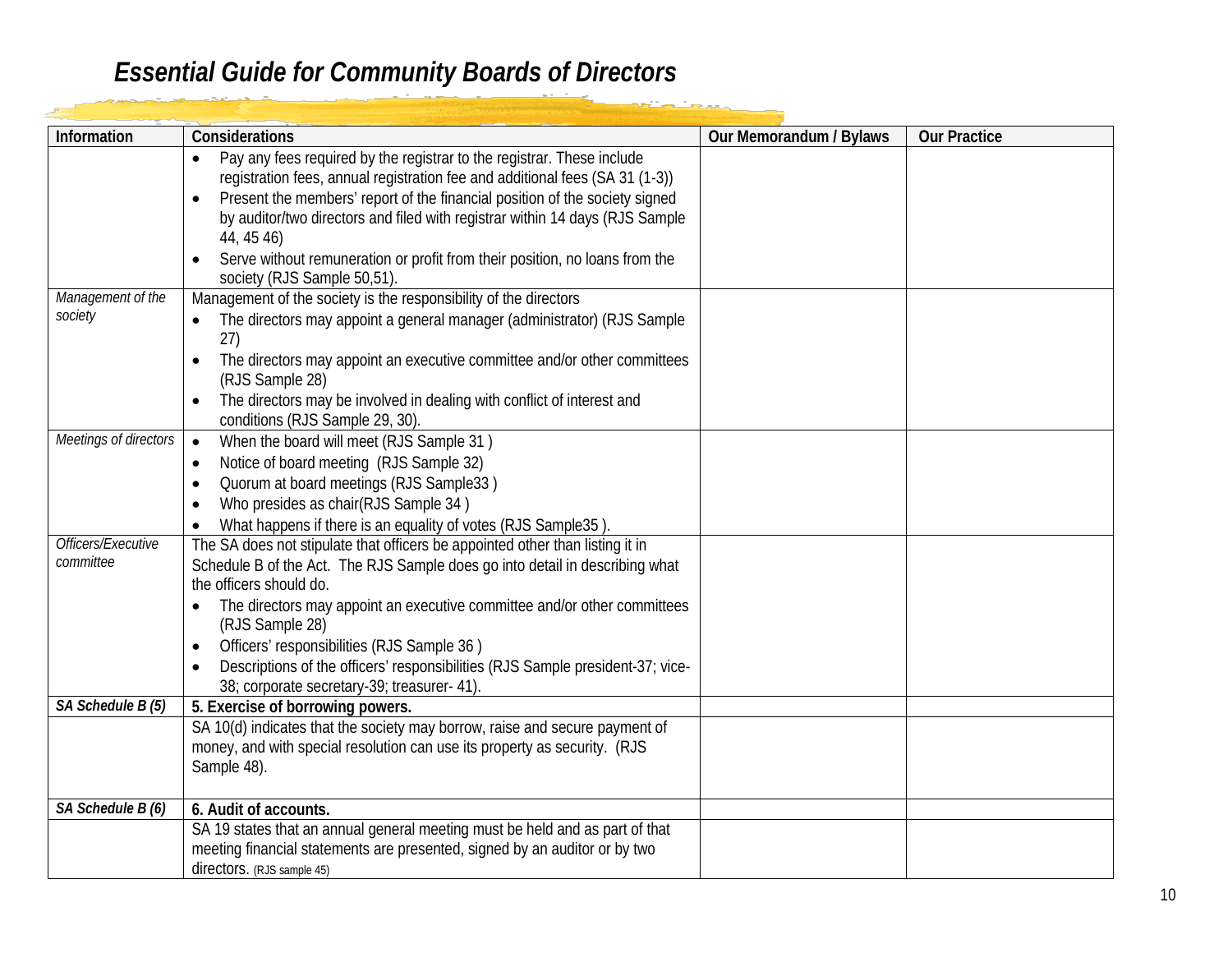# Essential Guide for Community Boards of Directors

| Information | Considerations | Our Memorandum / Bylaws | Our Practice |
|---|---|---|---|
| | • Pay any fees required by the registrar to the registrar. These include registration fees, annual registration fee and additional fees (SA 31 (1-3))<br>• Present the members' report of the financial position of the society signed by auditor/two directors and filed with registrar within 14 days (RJS Sample 44, 45 46)<br>• Serve without remuneration or profit from their position, no loans from the society (RJS Sample 50,51). | | |
| *Management of the society* | Management of the society is the responsibility of the directors<br>• The directors may appoint a general manager (administrator) (RJS Sample 27)<br>• The directors may appoint an executive committee and/or other committees (RJS Sample 28)<br>• The directors may be involved in dealing with conflict of interest and conditions (RJS Sample 29, 30). | | |
| *Meetings of directors* | • When the board will meet (RJS Sample 31 )<br>• Notice of board meeting (RJS Sample 32)<br>• Quorum at board meetings (RJS Sample33 )<br>• Who presides as chair(RJS Sample 34 )<br>• What happens if there is an equality of votes (RJS Sample35 ). | | |
| *Officers/Executive committee* | The SA does not stipulate that officers be appointed other than listing it in Schedule B of the Act. The RJS Sample does go into detail in describing what the officers should do.<br>• The directors may appoint an executive committee and/or other committees (RJS Sample 28)<br>• Officers' responsibilities (RJS Sample 36 )<br>• Descriptions of the officers' responsibilities (RJS Sample president-37; vice-38; corporate secretary-39; treasurer- 41). | | |
| ***SA Schedule B (5)*** | **5. Exercise of borrowing powers.** | | |
| | SA 10(d) indicates that the society may borrow, raise and secure payment of money, and with special resolution can use its property as security. (RJS Sample 48). | | |
| ***SA Schedule B (6)*** | **6. Audit of accounts.** | | |
| | SA 19 states that an annual general meeting must be held and as part of that meeting financial statements are presented, signed by an auditor or by two directors. (RJS sample 45) | | |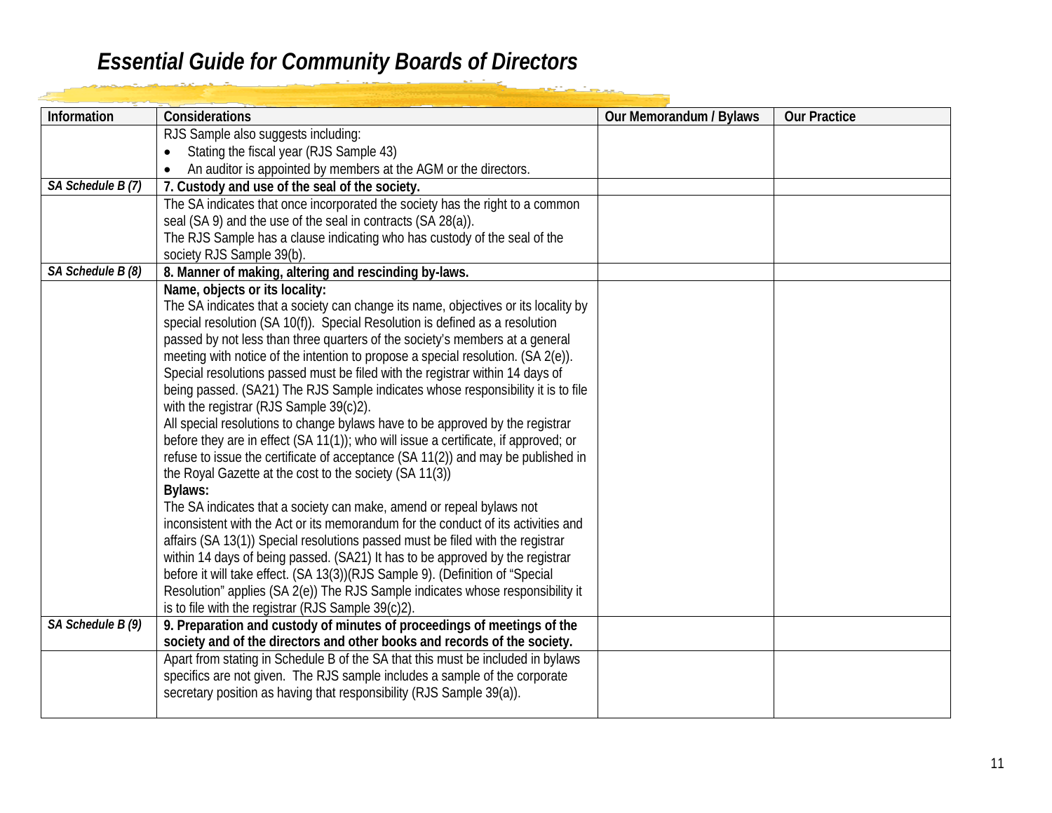# Essential Guide for Community Boards of Directors

| Information | Considerations | Our Memorandum / Bylaws | Our Practice |
|---|---|---|---|
| | RJS Sample also suggests including:<br>• Stating the fiscal year (RJS Sample 43)<br>• An auditor is appointed by members at the AGM or the directors. | | |
| *SA Schedule B (7)* | **7. Custody and use of the seal of the society.** | | |
| | The SA indicates that once incorporated the society has the right to a common seal (SA 9) and the use of the seal in contracts (SA 28(a)).<br>The RJS Sample has a clause indicating who has custody of the seal of the society RJS Sample 39(b). | | |
| *SA Schedule B (8)* | **8. Manner of making, altering and rescinding by-laws.** | | |
| | **Name, objects or its locality:**<br>The SA indicates that a society can change its name, objectives or its locality by special resolution (SA 10(f)). Special Resolution is defined as a resolution passed by not less than three quarters of the society's members at a general meeting with notice of the intention to propose a special resolution. (SA 2(e)). Special resolutions passed must be filed with the registrar within 14 days of being passed. (SA21) The RJS Sample indicates whose responsibility it is to file with the registrar (RJS Sample 39(c)2).<br>All special resolutions to change bylaws have to be approved by the registrar before they are in effect (SA 11(1)); who will issue a certificate, if approved; or refuse to issue the certificate of acceptance (SA 11(2)) and may be published in the Royal Gazette at the cost to the society (SA 11(3))<br>**Bylaws:**<br>The SA indicates that a society can make, amend or repeal bylaws not inconsistent with the Act or its memorandum for the conduct of its activities and affairs (SA 13(1)) Special resolutions passed must be filed with the registrar within 14 days of being passed. (SA21) It has to be approved by the registrar before it will take effect. (SA 13(3))(RJS Sample 9). (Definition of "Special Resolution" applies (SA 2(e)) The RJS Sample indicates whose responsibility it is to file with the registrar (RJS Sample 39(c)2). | | |
| *SA Schedule B (9)* | **9. Preparation and custody of minutes of proceedings of meetings of the society and of the directors and other books and records of the society.** | | |
| | Apart from stating in Schedule B of the SA that this must be included in bylaws specifics are not given. The RJS sample includes a sample of the corporate secretary position as having that responsibility (RJS Sample 39(a)). | | |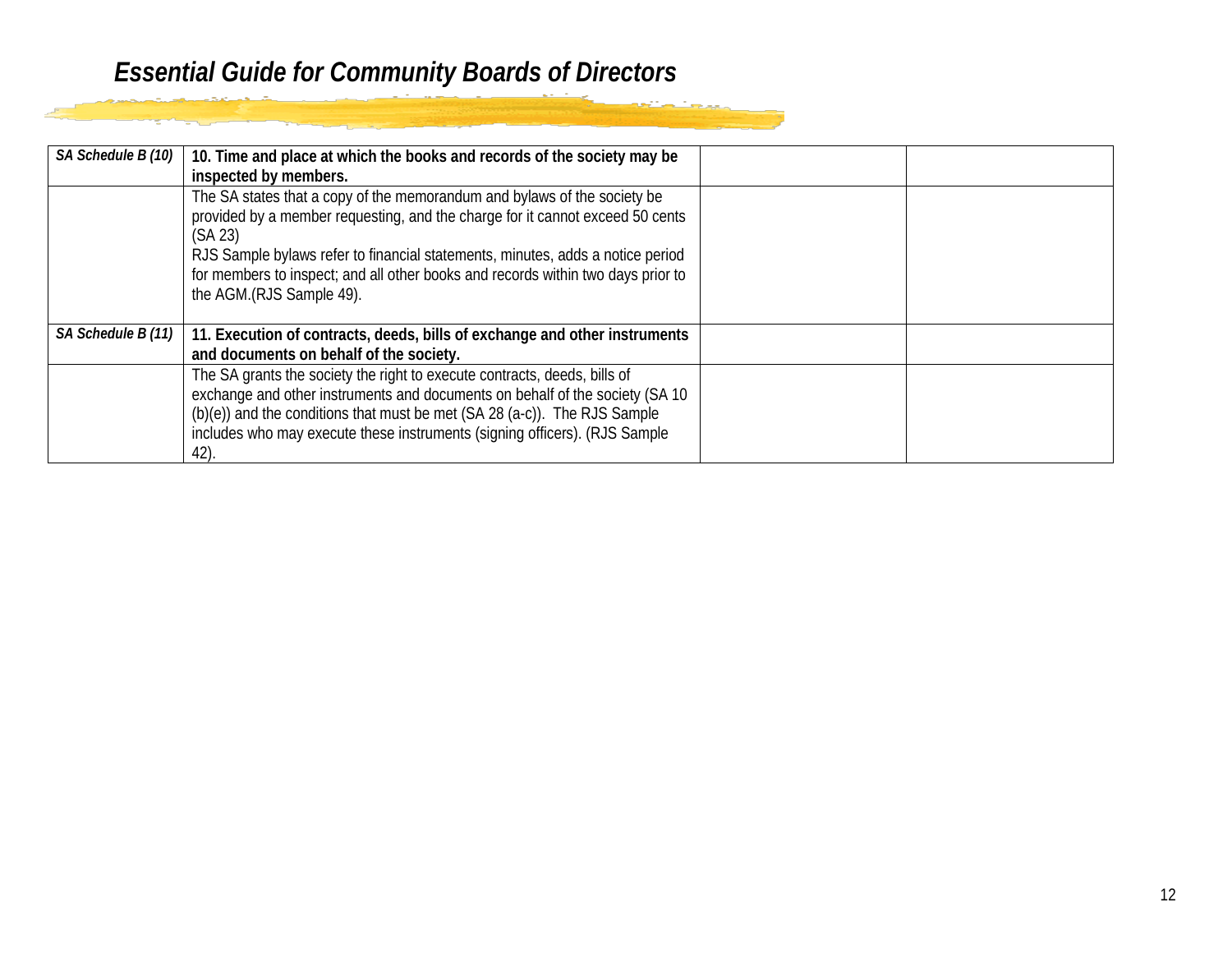| | | | |
|---|---|---|---|
| *SA Schedule B (10)* | **10. Time and place at which the books and records of the society may be inspected by members.** | | |
| | The SA states that a copy of the memorandum and bylaws of the society be provided by a member requesting, and the charge for it cannot exceed 50 cents (SA 23)<br>RJS Sample bylaws refer to financial statements, minutes, adds a notice period for members to inspect; and all other books and records within two days prior to the AGM.(RJS Sample 49). | | |
| *SA Schedule B (11)* | **11. Execution of contracts, deeds, bills of exchange and other instruments and documents on behalf of the society.** | | |
| | The SA grants the society the right to execute contracts, deeds, bills of exchange and other instruments and documents on behalf of the society (SA 10 (b)(e)) and the conditions that must be met (SA 28 (a-c)). The RJS Sample includes who may execute these instruments (signing officers). (RJS Sample 42). | | |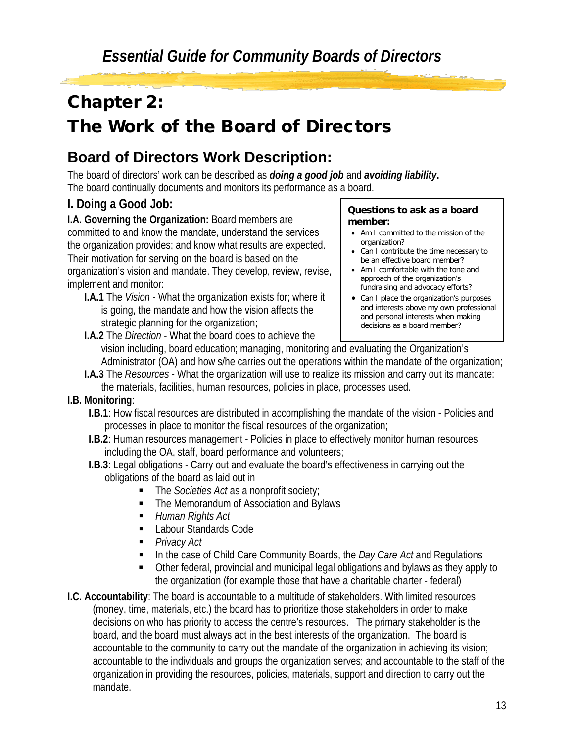# Chapter 2: The Work of the Board of Directors

## Board of Directors Work Description:

The board of directors' work can be described as ***doing a good job*** and ***avoiding liability***. The board continually documents and monitors its performance as a board.

### I. Doing a Good Job:

**I.A. Governing the Organization:** Board members are committed to and know the mandate, understand the services the organization provides; and know what results are expected. Their motivation for serving on the board is based on the organization's vision and mandate. They develop, review, revise, implement and monitor:

> **Questions to ask as a board member:**
> - Am I committed to the mission of the organization?
> - Can I contribute the time necessary to be an effective board member?
> - Am I comfortable with the tone and approach of the organization's fundraising and advocacy efforts?
> - Can I place the organization's purposes and interests above my own professional and personal interests when making decisions as a board member?

- **I.A.1** The *Vision* - What the organization exists for; where it is going, the mandate and how the vision affects the strategic planning for the organization;
- **I.A.2** The *Direction* - What the board does to achieve the vision including, board education; managing, monitoring and evaluating the Organization's Administrator (OA) and how s/he carries out the operations within the mandate of the organization;
- **I.A.3** The *Resources* - What the organization will use to realize its mission and carry out its mandate: the materials, facilities, human resources, policies in place, processes used.

**I.B. Monitoring**:

- **I.B.1**: How fiscal resources are distributed in accomplishing the mandate of the vision - Policies and processes in place to monitor the fiscal resources of the organization;
- **I.B.2**: Human resources management - Policies in place to effectively monitor human resources including the OA, staff, board performance and volunteers;
- **I.B.3**: Legal obligations - Carry out and evaluate the board's effectiveness in carrying out the obligations of the board as laid out in
  - The *Societies Act* as a nonprofit society;
  - The Memorandum of Association and Bylaws
  - *Human Rights Act*
  - Labour Standards Code
  - *Privacy Act*
  - In the case of Child Care Community Boards, the *Day Care Act* and Regulations
  - Other federal, provincial and municipal legal obligations and bylaws as they apply to the organization (for example those that have a charitable charter - federal)

**I.C. Accountability**: The board is accountable to a multitude of stakeholders. With limited resources (money, time, materials, etc.) the board has to prioritize those stakeholders in order to make decisions on who has priority to access the centre's resources. The primary stakeholder is the board, and the board must always act in the best interests of the organization. The board is accountable to the community to carry out the mandate of the organization in achieving its vision; accountable to the individuals and groups the organization serves; and accountable to the staff of the organization in providing the resources, policies, materials, support and direction to carry out the mandate.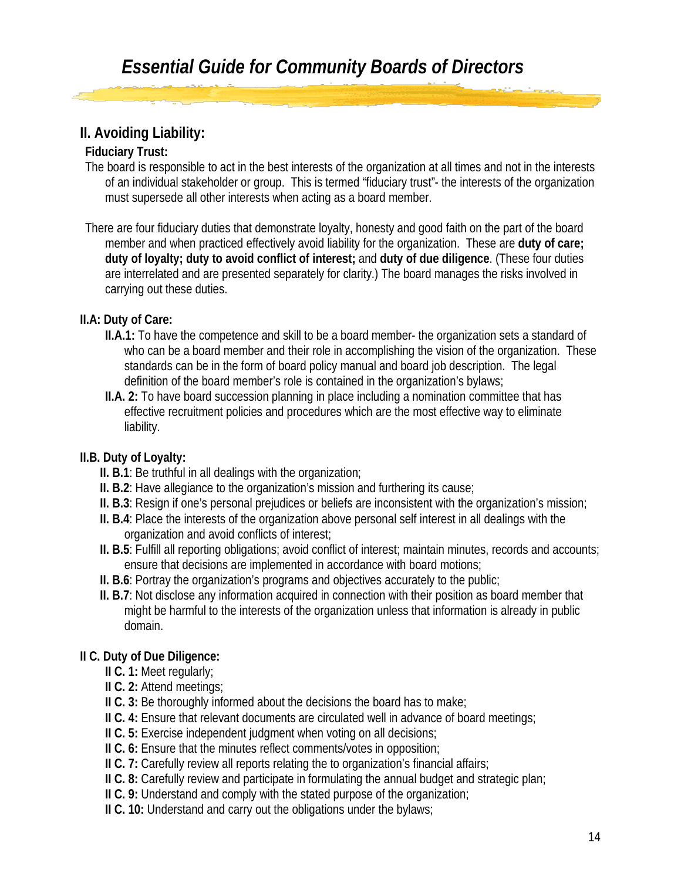## II. Avoiding Liability:

**Fiduciary Trust:**

The board is responsible to act in the best interests of the organization at all times and not in the interests of an individual stakeholder or group. This is termed "fiduciary trust"- the interests of the organization must supersede all other interests when acting as a board member.

There are four fiduciary duties that demonstrate loyalty, honesty and good faith on the part of the board member and when practiced effectively avoid liability for the organization. These are **duty of care; duty of loyalty; duty to avoid conflict of interest;** and **duty of due diligence**. (These four duties are interrelated and are presented separately for clarity.) The board manages the risks involved in carrying out these duties.

### II.A: Duty of Care:

- **II.A.1:** To have the competence and skill to be a board member- the organization sets a standard of who can be a board member and their role in accomplishing the vision of the organization. These standards can be in the form of board policy manual and board job description. The legal definition of the board member's role is contained in the organization's bylaws;
- **II.A. 2:** To have board succession planning in place including a nomination committee that has effective recruitment policies and procedures which are the most effective way to eliminate liability.

### II.B. Duty of Loyalty:

- **II. B.1**: Be truthful in all dealings with the organization;
- **II. B.2**: Have allegiance to the organization's mission and furthering its cause;
- **II. B.3**: Resign if one's personal prejudices or beliefs are inconsistent with the organization's mission;
- **II. B.4**: Place the interests of the organization above personal self interest in all dealings with the organization and avoid conflicts of interest;
- **II. B.5**: Fulfill all reporting obligations; avoid conflict of interest; maintain minutes, records and accounts; ensure that decisions are implemented in accordance with board motions;
- **II. B.6**: Portray the organization's programs and objectives accurately to the public;
- **II. B.7**: Not disclose any information acquired in connection with their position as board member that might be harmful to the interests of the organization unless that information is already in public domain.

### II C. Duty of Due Diligence:

- **II C. 1:** Meet regularly;
- **II C. 2:** Attend meetings;
- **II C. 3:** Be thoroughly informed about the decisions the board has to make;
- **II C. 4:** Ensure that relevant documents are circulated well in advance of board meetings;
- **II C. 5:** Exercise independent judgment when voting on all decisions;
- **II C. 6:** Ensure that the minutes reflect comments/votes in opposition;
- **II C. 7:** Carefully review all reports relating the to organization's financial affairs;
- **II C. 8:** Carefully review and participate in formulating the annual budget and strategic plan;
- **II C. 9:** Understand and comply with the stated purpose of the organization;
- **II C. 10:** Understand and carry out the obligations under the bylaws;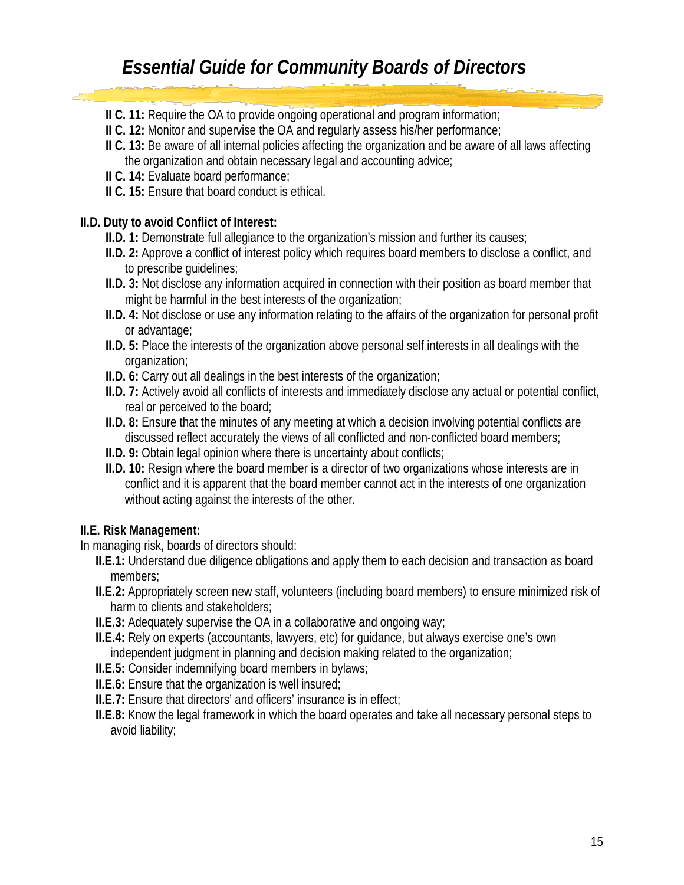**II C. 11:** Require the OA to provide ongoing operational and program information;
**II C. 12:** Monitor and supervise the OA and regularly assess his/her performance;
**II C. 13:** Be aware of all internal policies affecting the organization and be aware of all laws affecting the organization and obtain necessary legal and accounting advice;
**II C. 14:** Evaluate board performance;
**II C. 15:** Ensure that board conduct is ethical.

**II.D. Duty to avoid Conflict of Interest:**

**II.D. 1:** Demonstrate full allegiance to the organization's mission and further its causes;
**II.D. 2:** Approve a conflict of interest policy which requires board members to disclose a conflict, and to prescribe guidelines;
**II.D. 3:** Not disclose any information acquired in connection with their position as board member that might be harmful in the best interests of the organization;
**II.D. 4:** Not disclose or use any information relating to the affairs of the organization for personal profit or advantage;
**II.D. 5:** Place the interests of the organization above personal self interests in all dealings with the organization;
**II.D. 6:** Carry out all dealings in the best interests of the organization;
**II.D. 7:** Actively avoid all conflicts of interests and immediately disclose any actual or potential conflict, real or perceived to the board;
**II.D. 8:** Ensure that the minutes of any meeting at which a decision involving potential conflicts are discussed reflect accurately the views of all conflicted and non-conflicted board members;
**II.D. 9:** Obtain legal opinion where there is uncertainty about conflicts;
**II.D. 10:** Resign where the board member is a director of two organizations whose interests are in conflict and it is apparent that the board member cannot act in the interests of one organization without acting against the interests of the other.

**II.E. Risk Management:**

In managing risk, boards of directors should:

**II.E.1:** Understand due diligence obligations and apply them to each decision and transaction as board members;
**II.E.2:** Appropriately screen new staff, volunteers (including board members) to ensure minimized risk of harm to clients and stakeholders;
**II.E.3:** Adequately supervise the OA in a collaborative and ongoing way;
**II.E.4:** Rely on experts (accountants, lawyers, etc) for guidance, but always exercise one's own independent judgment in planning and decision making related to the organization;
**II.E.5:** Consider indemnifying board members in bylaws;
**II.E.6:** Ensure that the organization is well insured;
**II.E.7:** Ensure that directors' and officers' insurance is in effect;
**II.E.8:** Know the legal framework in which the board operates and take all necessary personal steps to avoid liability;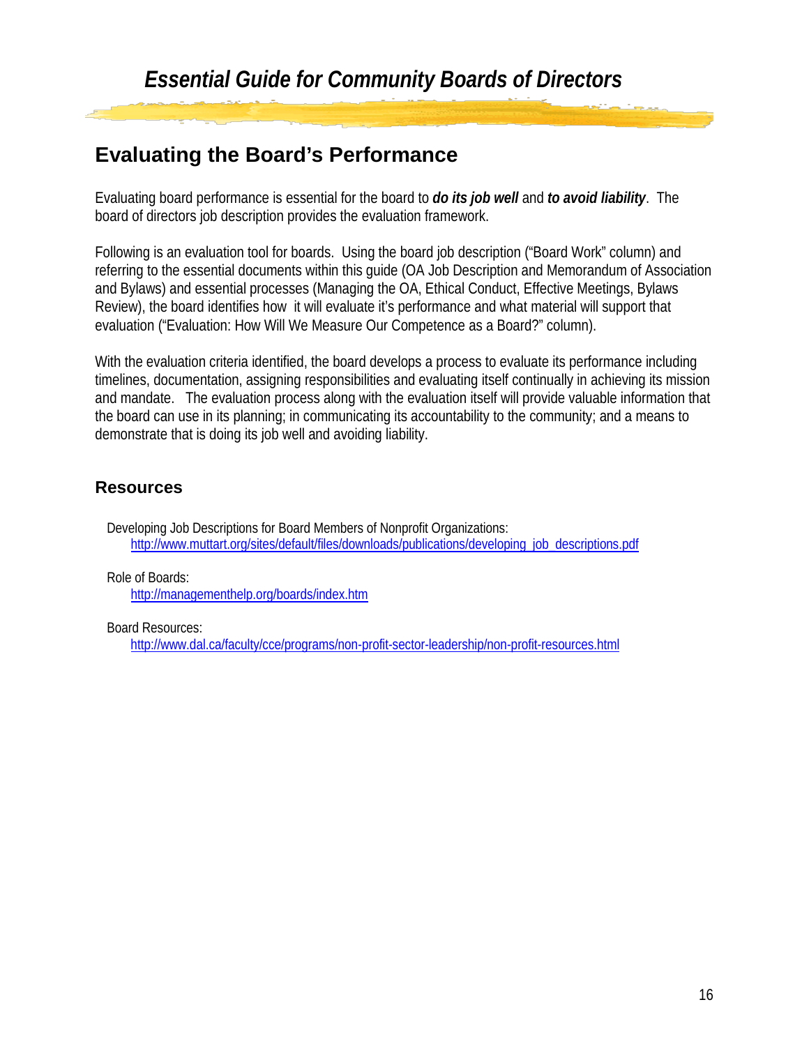## Evaluating the Board's Performance

Evaluating board performance is essential for the board to ***do its job well*** and ***to avoid liability***. The board of directors job description provides the evaluation framework.

Following is an evaluation tool for boards. Using the board job description ("Board Work" column) and referring to the essential documents within this guide (OA Job Description and Memorandum of Association and Bylaws) and essential processes (Managing the OA, Ethical Conduct, Effective Meetings, Bylaws Review), the board identifies how it will evaluate it's performance and what material will support that evaluation ("Evaluation: How Will We Measure Our Competence as a Board?" column).

With the evaluation criteria identified, the board develops a process to evaluate its performance including timelines, documentation, assigning responsibilities and evaluating itself continually in achieving its mission and mandate. The evaluation process along with the evaluation itself will provide valuable information that the board can use in its planning; in communicating its accountability to the community; and a means to demonstrate that is doing its job well and avoiding liability.

### Resources

Developing Job Descriptions for Board Members of Nonprofit Organizations:
[http://www.muttart.org/sites/default/files/downloads/publications/developing_job_descriptions.pdf](http://www.muttart.org/sites/default/files/downloads/publications/developing_job_descriptions.pdf)

Role of Boards:
[http://managementhelp.org/boards/index.htm](http://managementhelp.org/boards/index.htm)

Board Resources:
[http://www.dal.ca/faculty/cce/programs/non-profit-sector-leadership/non-profit-resources.html](http://www.dal.ca/faculty/cce/programs/non-profit-sector-leadership/non-profit-resources.html)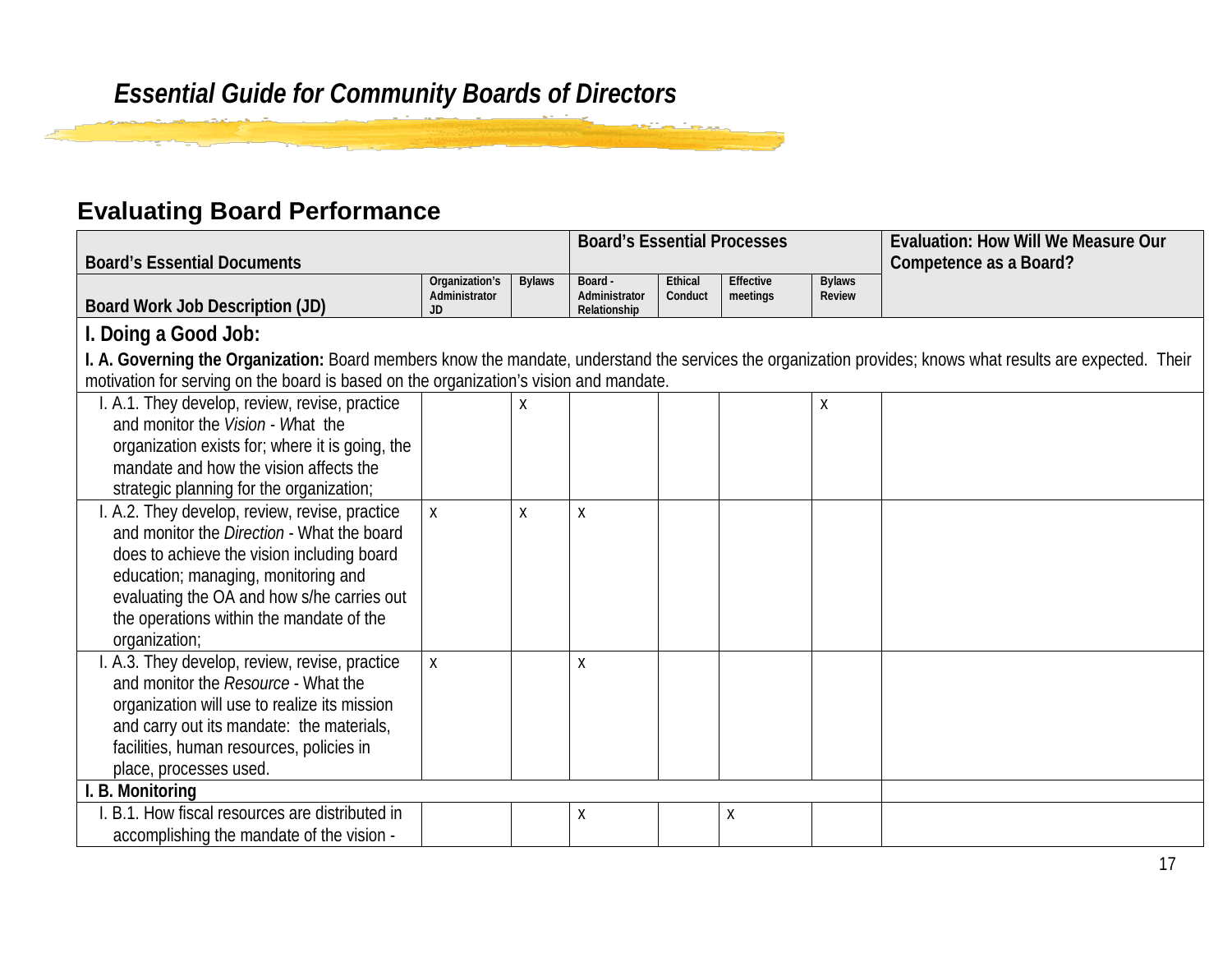## Evaluating Board Performance

| Board's Essential Documents | | | Board's Essential Processes | | | | Evaluation: How Will We Measure Our Competence as a Board? |
|---|---|---|---|---|---|---|---|
| Board Work Job Description (JD) | Organization's Administrator JD | Bylaws | Board - Administrator Relationship | Ethical Conduct | Effective meetings | Bylaws Review | |
| **I. Doing a Good Job:** **I. A. Governing the Organization:** Board members know the mandate, understand the services the organization provides; knows what results are expected. Their motivation for serving on the board is based on the organization's vision and mandate. | | | | | | | |
| I. A.1. They develop, review, revise, practice and monitor the *Vision* - *W*hat the organization exists for; where it is going, the mandate and how the vision affects the strategic planning for the organization; | | x | | | | x | |
| I. A.2. They develop, review, revise, practice and monitor the *Direction* - What the board does to achieve the vision including board education; managing, monitoring and evaluating the OA and how s/he carries out the operations within the mandate of the organization; | x | x | x | | | | |
| I. A.3. They develop, review, revise, practice and monitor the *Resource* - What the organization will use to realize its mission and carry out its mandate: the materials, facilities, human resources, policies in place, processes used. | x | | x | | | | |
| **I. B. Monitoring** | | | | | | | |
| I. B.1. How fiscal resources are distributed in accomplishing the mandate of the vision - | | | x | | x | | |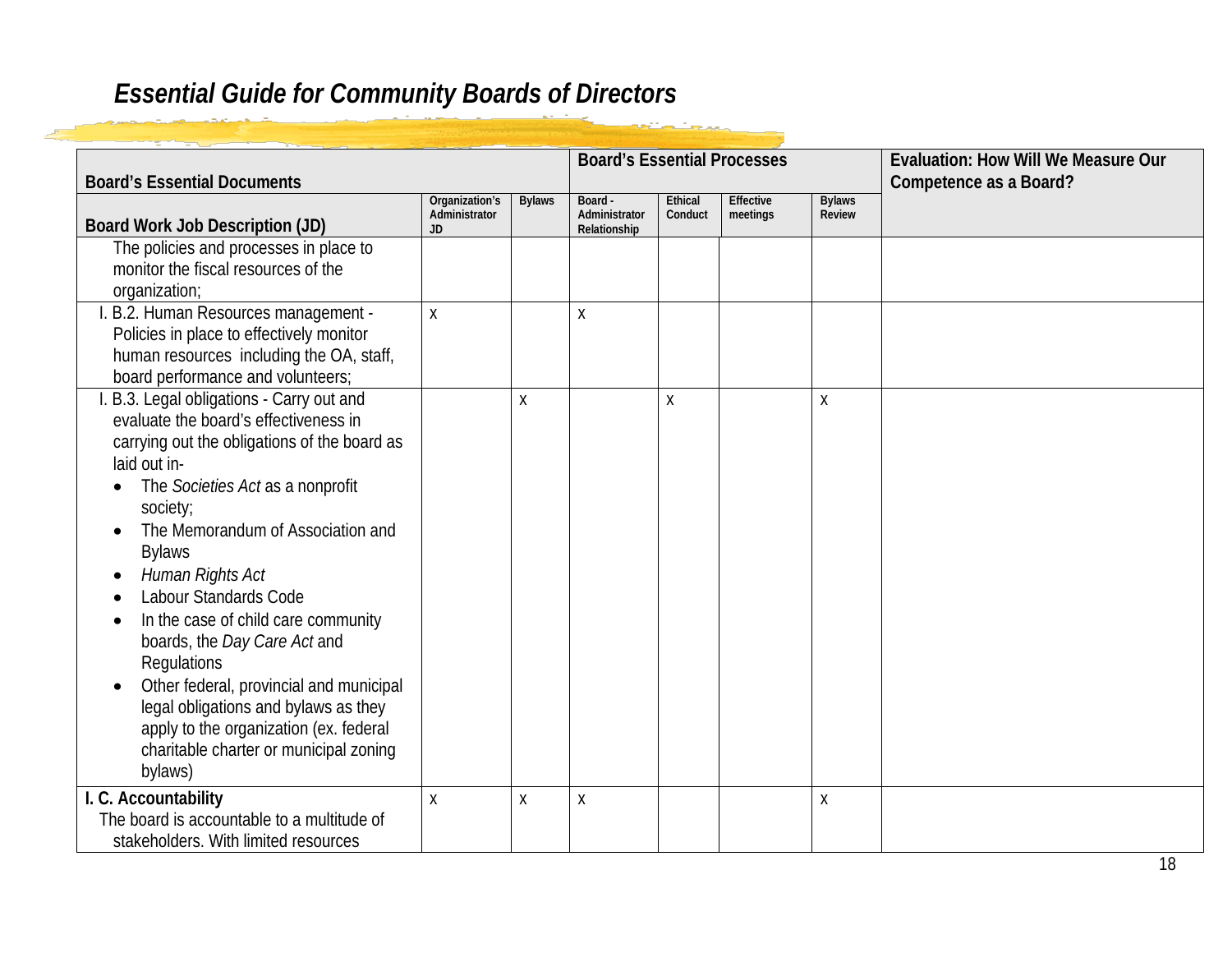## Essential Guide for Community Boards of Directors

| Board's Essential Documents | | | Board's Essential Processes | | | | Evaluation: How Will We Measure Our Competence as a Board? |
|---|---|---|---|---|---|---|---|
| Board Work Job Description (JD) | Organization's Administrator JD | Bylaws | Board - Administrator Relationship | Ethical Conduct | Effective meetings | Bylaws Review | |
| The policies and processes in place to monitor the fiscal resources of the organization; | | | | | | | |
| I. B.2. Human Resources management - Policies in place to effectively monitor human resources including the OA, staff, board performance and volunteers; | X | | X | | | | |
| I. B.3. Legal obligations - Carry out and evaluate the board's effectiveness in carrying out the obligations of the board as laid out in- <br>• The *Societies Act* as a nonprofit society; <br>• The Memorandum of Association and Bylaws <br>• *Human Rights Act* <br>• Labour Standards Code <br>• In the case of child care community boards, the *Day Care Act* and Regulations <br>• Other federal, provincial and municipal legal obligations and bylaws as they apply to the organization (ex. federal charitable charter or municipal zoning bylaws) | | X | | X | | X | |
| **I. C. Accountability** <br>The board is accountable to a multitude of stakeholders. With limited resources | X | X | X | | | X | |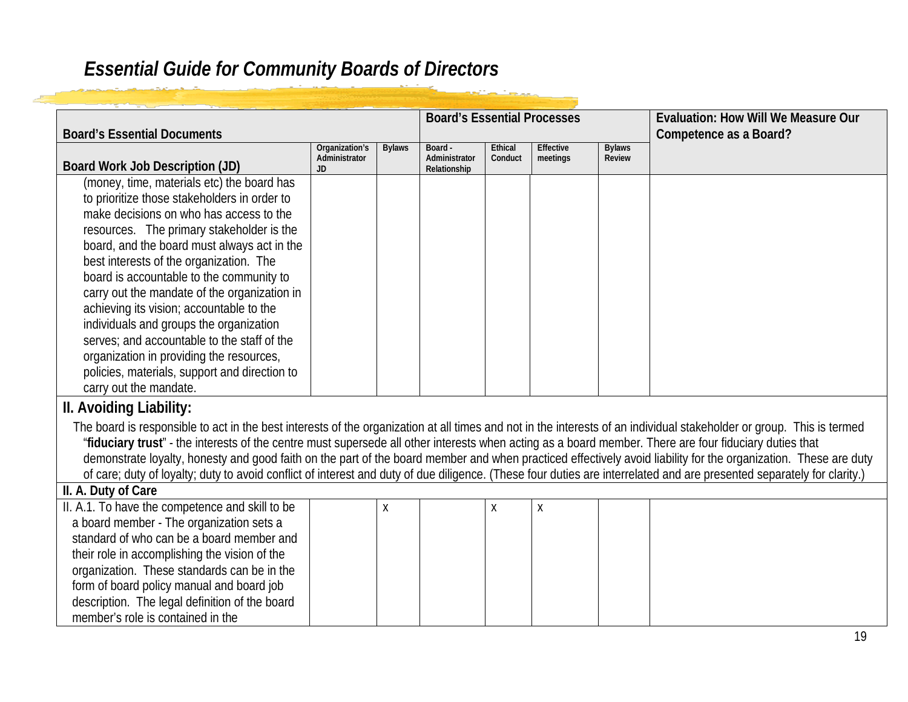| Board's Essential Documents | | | Board's Essential Processes | | | | Evaluation: How Will We Measure Our Competence as a Board? |
|---|---|---|---|---|---|---|---|
| Board Work Job Description (JD) | Organization's Administrator JD | Bylaws | Board - Administrator Relationship | Ethical Conduct | Effective meetings | Bylaws Review | |
| (money, time, materials etc) the board has to prioritize those stakeholders in order to make decisions on who has access to the resources. The primary stakeholder is the board, and the board must always act in the best interests of the organization. The board is accountable to the community to carry out the mandate of the organization in achieving its vision; accountable to the individuals and groups the organization serves; and accountable to the staff of the organization in providing the resources, policies, materials, support and direction to carry out the mandate. | | | | | | | |

## II. Avoiding Liability:

The board is responsible to act in the best interests of the organization at all times and not in the interests of an individual stakeholder or group. This is termed "**fiduciary trust**" - the interests of the centre must supersede all other interests when acting as a board member. There are four fiduciary duties that demonstrate loyalty, honesty and good faith on the part of the board member and when practiced effectively avoid liability for the organization. These are duty of care; duty of loyalty; duty to avoid conflict of interest and duty of due diligence. (These four duties are interrelated and are presented separately for clarity.)

### II. A. Duty of Care

| Board Work Job Description (JD) | Organization's Administrator JD | Bylaws | Board - Administrator Relationship | Ethical Conduct | Effective meetings | Bylaws Review | Evaluation: How Will We Measure Our Competence as a Board? |
|---|---|---|---|---|---|---|---|
| II. A.1. To have the competence and skill to be a board member - The organization sets a standard of who can be a board member and their role in accomplishing the vision of the organization. These standards can be in the form of board policy manual and board job description. The legal definition of the board member's role is contained in the | | X | | X | X | | |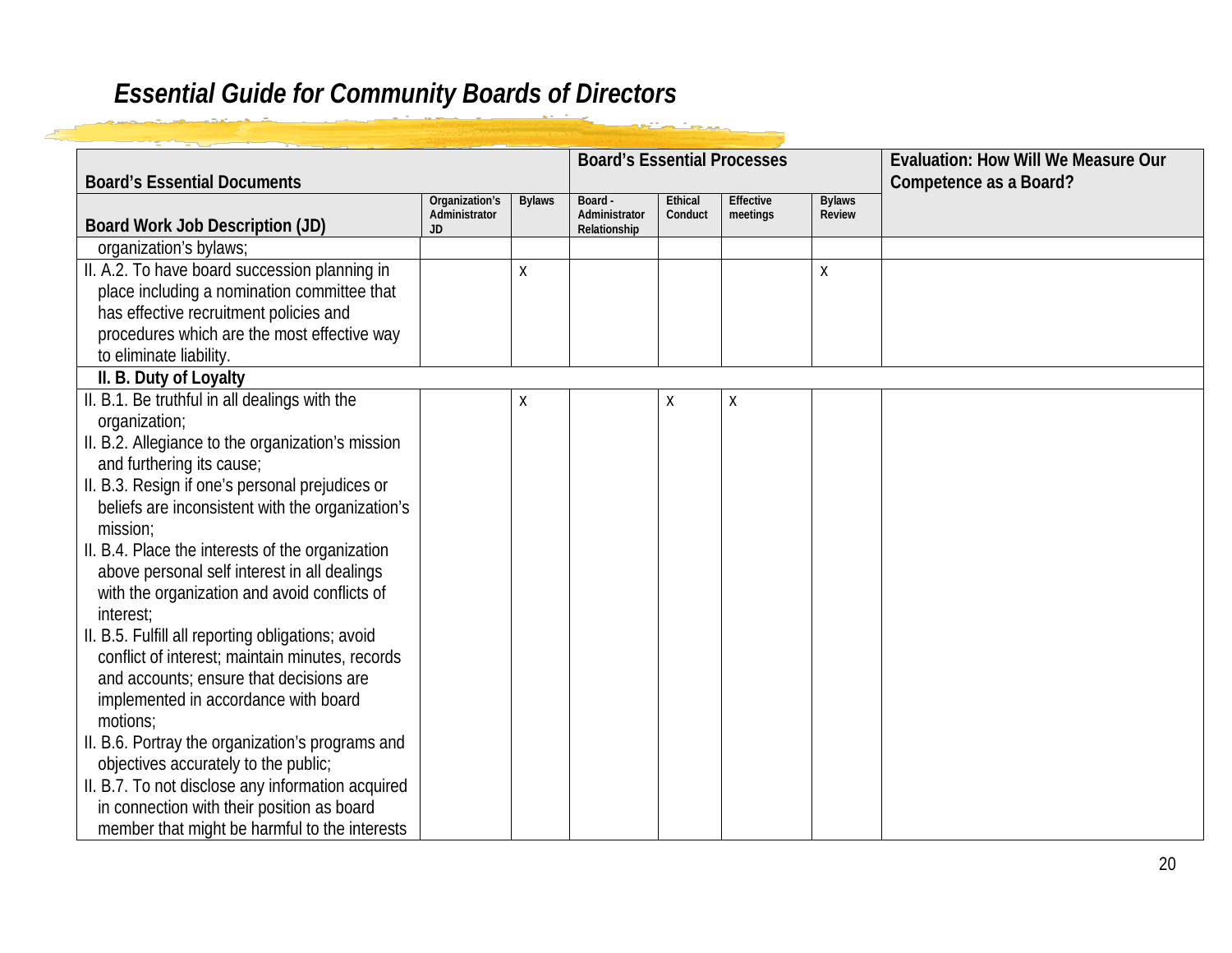## *Essential Guide for Community Boards of Directors*

| Board's Essential Documents | | | Board's Essential Processes | | | | Evaluation: How Will We Measure Our Competence as a Board? |
|---|---|---|---|---|---|---|---|
| **Board Work Job Description (JD)** | Organization's Administrator JD | Bylaws | Board - Administrator Relationship | Ethical Conduct | Effective meetings | Bylaws Review | |
| organization's bylaws; | | | | | | | |
| II. A.2. To have board succession planning in place including a nomination committee that has effective recruitment policies and procedures which are the most effective way to eliminate liability. | | X | | | | X | |
| **II. B. Duty of Loyalty** | | | | | | | |
| II. B.1. Be truthful in all dealings with the organization;<br>II. B.2. Allegiance to the organization's mission and furthering its cause;<br>II. B.3. Resign if one's personal prejudices or beliefs are inconsistent with the organization's mission;<br>II. B.4. Place the interests of the organization above personal self interest in all dealings with the organization and avoid conflicts of interest;<br>II. B.5. Fulfill all reporting obligations; avoid conflict of interest; maintain minutes, records and accounts; ensure that decisions are implemented in accordance with board motions;<br>II. B.6. Portray the organization's programs and objectives accurately to the public;<br>II. B.7. To not disclose any information acquired in connection with their position as board member that might be harmful to the interests | | X | | X | X | | |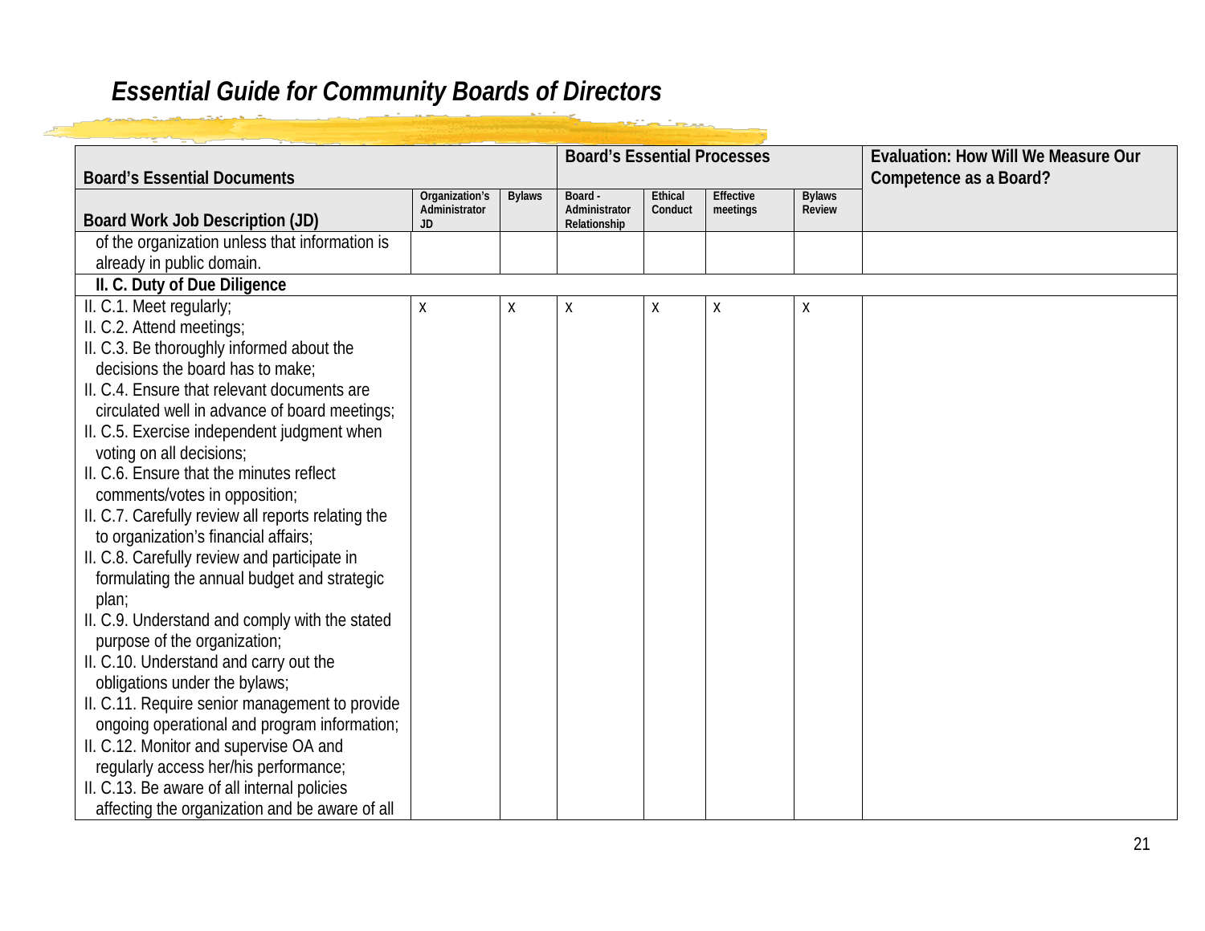# Essential Guide for Community Boards of Directors

| Board's Essential Documents | | | Board's Essential Processes | | | | Evaluation: How Will We Measure Our Competence as a Board? |
|---|---|---|---|---|---|---|---|
| Board Work Job Description (JD) | Organization's Administrator JD | Bylaws | Board - Administrator Relationship | Ethical Conduct | Effective meetings | Bylaws Review | |
| of the organization unless that information is already in public domain. | | | | | | | |
| **II. C. Duty of Due Diligence** | | | | | | | |
| II. C.1. Meet regularly;<br>II. C.2. Attend meetings;<br>II. C.3. Be thoroughly informed about the decisions the board has to make;<br>II. C.4. Ensure that relevant documents are circulated well in advance of board meetings;<br>II. C.5. Exercise independent judgment when voting on all decisions;<br>II. C.6. Ensure that the minutes reflect comments/votes in opposition;<br>II. C.7. Carefully review all reports relating the to organization's financial affairs;<br>II. C.8. Carefully review and participate in formulating the annual budget and strategic plan;<br>II. C.9. Understand and comply with the stated purpose of the organization;<br>II. C.10. Understand and carry out the obligations under the bylaws;<br>II. C.11. Require senior management to provide ongoing operational and program information;<br>II. C.12. Monitor and supervise OA and regularly access her/his performance;<br>II. C.13. Be aware of all internal policies affecting the organization and be aware of all | X | X | X | X | X | X | |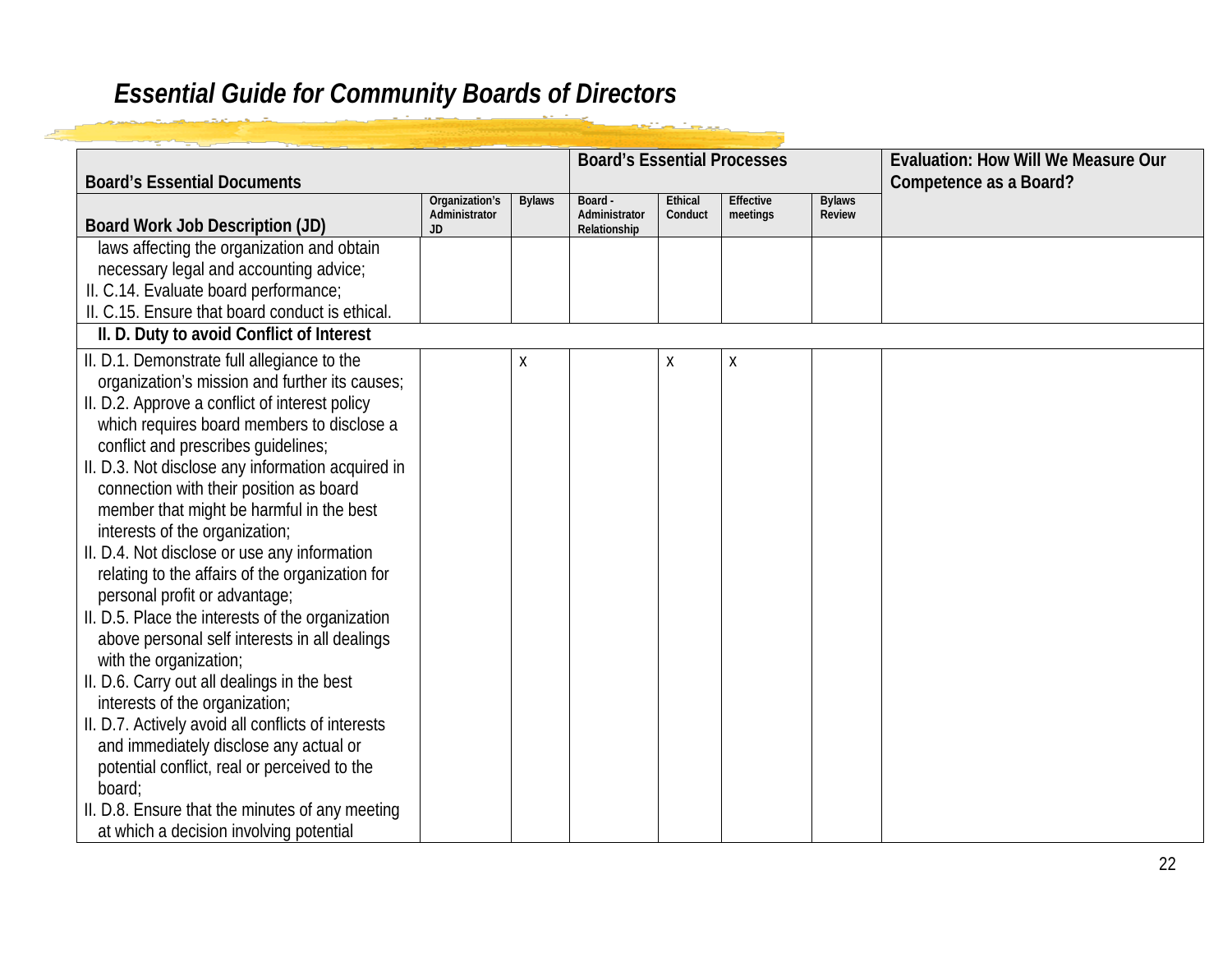## Essential Guide for Community Boards of Directors

| Board's Essential Documents | | | Board's Essential Processes | | | | Evaluation: How Will We Measure Our Competence as a Board? |
|---|---|---|---|---|---|---|---|
| Board Work Job Description (JD) | Organization's Administrator JD | Bylaws | Board - Administrator Relationship | Ethical Conduct | Effective meetings | Bylaws Review | |
| laws affecting the organization and obtain necessary legal and accounting advice; II. C.14. Evaluate board performance; II. C.15. Ensure that board conduct is ethical. | | | | | | | |
| **II. D. Duty to avoid Conflict of Interest** | | | | | | | |
| II. D.1. Demonstrate full allegiance to the organization's mission and further its causes; II. D.2. Approve a conflict of interest policy which requires board members to disclose a conflict and prescribes guidelines; II. D.3. Not disclose any information acquired in connection with their position as board member that might be harmful in the best interests of the organization; II. D.4. Not disclose or use any information relating to the affairs of the organization for personal profit or advantage; II. D.5. Place the interests of the organization above personal self interests in all dealings with the organization; II. D.6. Carry out all dealings in the best interests of the organization; II. D.7. Actively avoid all conflicts of interests and immediately disclose any actual or potential conflict, real or perceived to the board; II. D.8. Ensure that the minutes of any meeting at which a decision involving potential | | X | | X | X | | |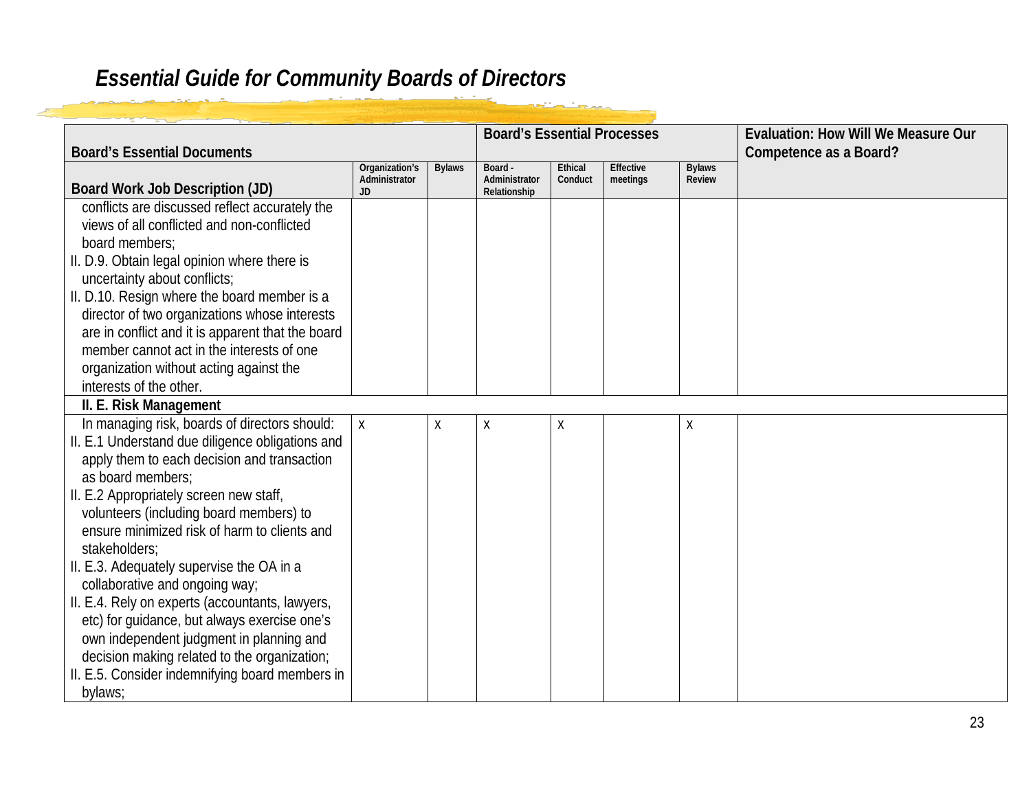## Essential Guide for Community Boards of Directors

| Board's Essential Documents | | | Board's Essential Processes | | | | Evaluation: How Will We Measure Our Competence as a Board? |
|---|---|---|---|---|---|---|---|
| **Board Work Job Description (JD)** | Organization's Administrator JD | Bylaws | Board - Administrator Relationship | Ethical Conduct | Effective meetings | Bylaws Review | |
| conflicts are discussed reflect accurately the views of all conflicted and non-conflicted board members;<br>II. D.9. Obtain legal opinion where there is uncertainty about conflicts;<br>II. D.10. Resign where the board member is a director of two organizations whose interests are in conflict and it is apparent that the board member cannot act in the interests of one organization without acting against the interests of the other. | | | | | | | |
| **II. E. Risk Management** | | | | | | | |
| In managing risk, boards of directors should:<br>II. E.1 Understand due diligence obligations and apply them to each decision and transaction as board members;<br>II. E.2 Appropriately screen new staff, volunteers (including board members) to ensure minimized risk of harm to clients and stakeholders;<br>II. E.3. Adequately supervise the OA in a collaborative and ongoing way;<br>II. E.4. Rely on experts (accountants, lawyers, etc) for guidance, but always exercise one's own independent judgment in planning and decision making related to the organization;<br>II. E.5. Consider indemnifying board members in bylaws; | X | X | X | X | | X | |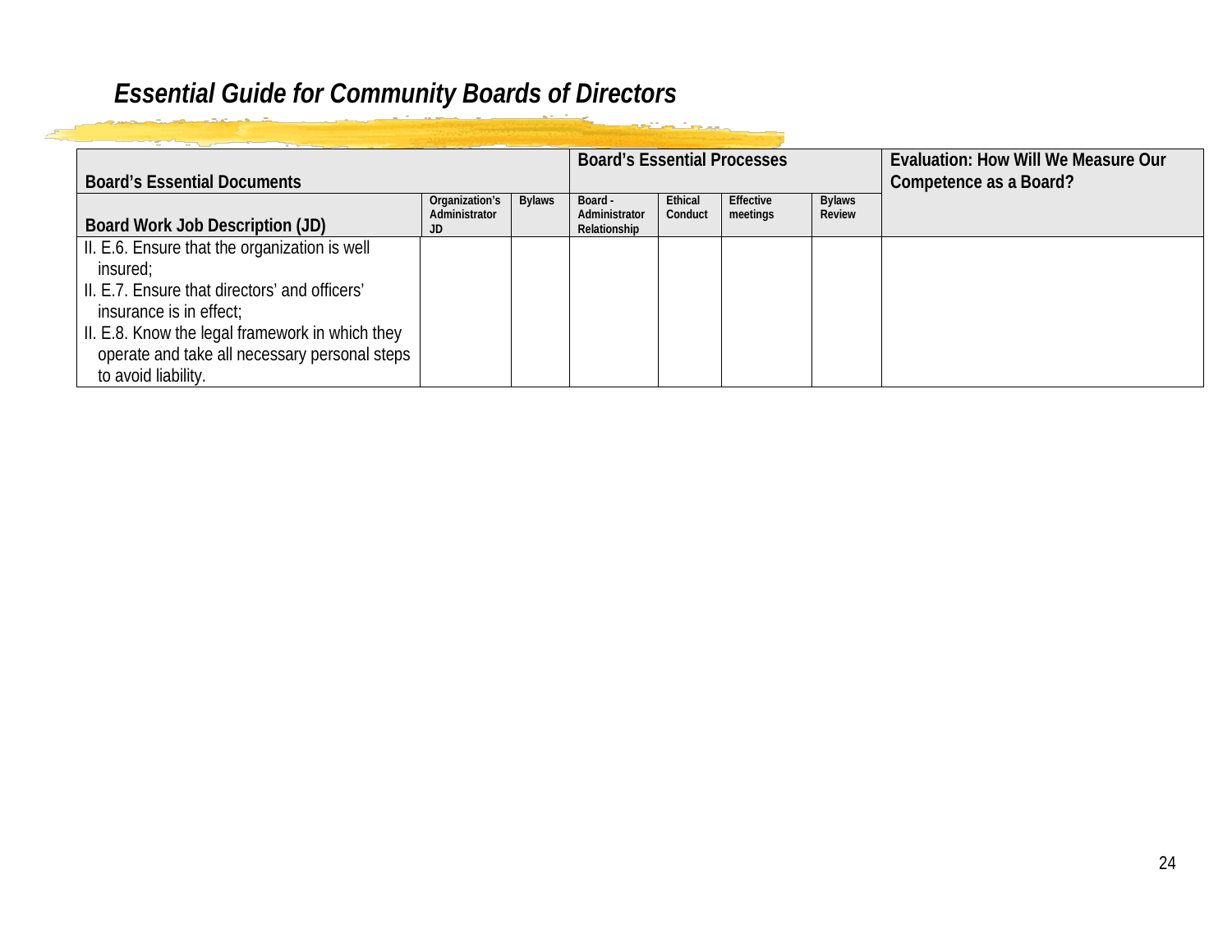| Board's Essential Documents | | | Board's Essential Processes | | | | Evaluation: How Will We Measure Our Competence as a Board? |
|---|---|---|---|---|---|---|---|
| Board Work Job Description (JD) | Organization's Administrator JD | Bylaws | Board - Administrator Relationship | Ethical Conduct | Effective meetings | Bylaws Review | |
| II. E.6. Ensure that the organization is well insured;<br>II. E.7. Ensure that directors' and officers' insurance is in effect;<br>II. E.8. Know the legal framework in which they operate and take all necessary personal steps to avoid liability. | | | | | | | |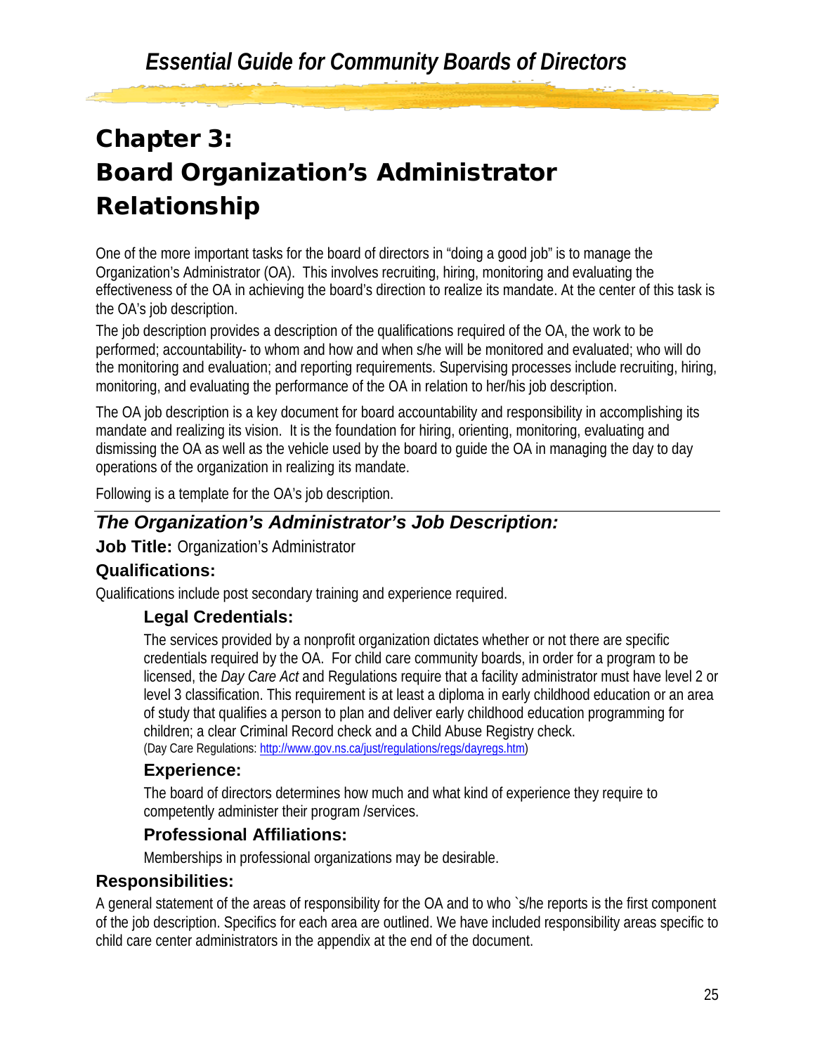# Chapter 3: Board Organization's Administrator Relationship

One of the more important tasks for the board of directors in "doing a good job" is to manage the Organization's Administrator (OA). This involves recruiting, hiring, monitoring and evaluating the effectiveness of the OA in achieving the board's direction to realize its mandate. At the center of this task is the OA's job description.

The job description provides a description of the qualifications required of the OA, the work to be performed; accountability- to whom and how and when s/he will be monitored and evaluated; who will do the monitoring and evaluation; and reporting requirements. Supervising processes include recruiting, hiring, monitoring, and evaluating the performance of the OA in relation to her/his job description.

The OA job description is a key document for board accountability and responsibility in accomplishing its mandate and realizing its vision. It is the foundation for hiring, orienting, monitoring, evaluating and dismissing the OA as well as the vehicle used by the board to guide the OA in managing the day to day operations of the organization in realizing its mandate.

Following is a template for the OA's job description.

---

## *The Organization's Administrator's Job Description:*

**Job Title:** Organization's Administrator

### Qualifications:

Qualifications include post secondary training and experience required.

#### Legal Credentials:

The services provided by a nonprofit organization dictates whether or not there are specific credentials required by the OA. For child care community boards, in order for a program to be licensed, the *Day Care Act* and Regulations require that a facility administrator must have level 2 or level 3 classification. This requirement is at least a diploma in early childhood education or an area of study that qualifies a person to plan and deliver early childhood education programming for children; a clear Criminal Record check and a Child Abuse Registry check.
(Day Care Regulations: http://www.gov.ns.ca/just/regulations/regs/dayregs.htm)

#### Experience:

The board of directors determines how much and what kind of experience they require to competently administer their program /services.

#### Professional Affiliations:

Memberships in professional organizations may be desirable.

### Responsibilities:

A general statement of the areas of responsibility for the OA and to who `s/he reports is the first component of the job description. Specifics for each area are outlined. We have included responsibility areas specific to child care center administrators in the appendix at the end of the document.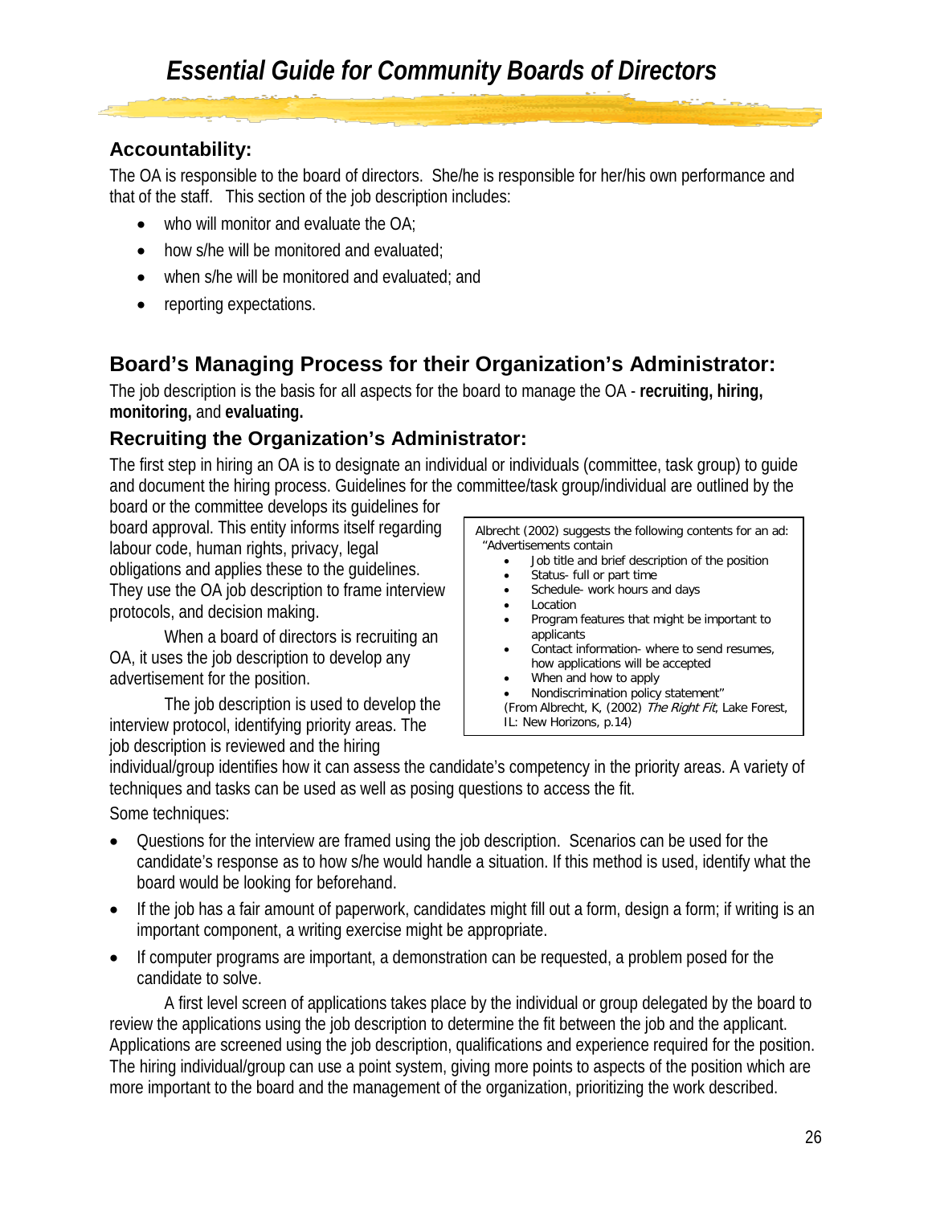## Accountability:

The OA is responsible to the board of directors. She/he is responsible for her/his own performance and that of the staff. This section of the job description includes:

- who will monitor and evaluate the OA;
- how s/he will be monitored and evaluated;
- when s/he will be monitored and evaluated; and
- reporting expectations.

## Board's Managing Process for their Organization's Administrator:

The job description is the basis for all aspects for the board to manage the OA - **recruiting, hiring, monitoring,** and **evaluating.**

### Recruiting the Organization's Administrator:

The first step in hiring an OA is to designate an individual or individuals (committee, task group) to guide and document the hiring process. Guidelines for the committee/task group/individual are outlined by the board or the committee develops its guidelines for board approval. This entity informs itself regarding labour code, human rights, privacy, legal obligations and applies these to the guidelines. They use the OA job description to frame interview protocols, and decision making.

When a board of directors is recruiting an OA, it uses the job description to develop any advertisement for the position.

The job description is used to develop the interview protocol, identifying priority areas. The job description is reviewed and the hiring individual/group identifies how it can assess the candidate's competency in the priority areas. A variety of techniques and tasks can be used as well as posing questions to access the fit.

> Albrecht (2002) suggests the following contents for an ad:
> "Advertisements contain
> - Job title and brief description of the position
> - Status- full or part time
> - Schedule- work hours and days
> - Location
> - Program features that might be important to applicants
> - Contact information- where to send resumes, how applications will be accepted
> - When and how to apply
> - Nondiscrimination policy statement"
>
> (From Albrecht, K, (2002) *The Right Fit*, Lake Forest, IL: New Horizons, p.14)

Some techniques:

- Questions for the interview are framed using the job description. Scenarios can be used for the candidate's response as to how s/he would handle a situation. If this method is used, identify what the board would be looking for beforehand.
- If the job has a fair amount of paperwork, candidates might fill out a form, design a form; if writing is an important component, a writing exercise might be appropriate.
- If computer programs are important, a demonstration can be requested, a problem posed for the candidate to solve.

A first level screen of applications takes place by the individual or group delegated by the board to review the applications using the job description to determine the fit between the job and the applicant. Applications are screened using the job description, qualifications and experience required for the position. The hiring individual/group can use a point system, giving more points to aspects of the position which are more important to the board and the management of the organization, prioritizing the work described.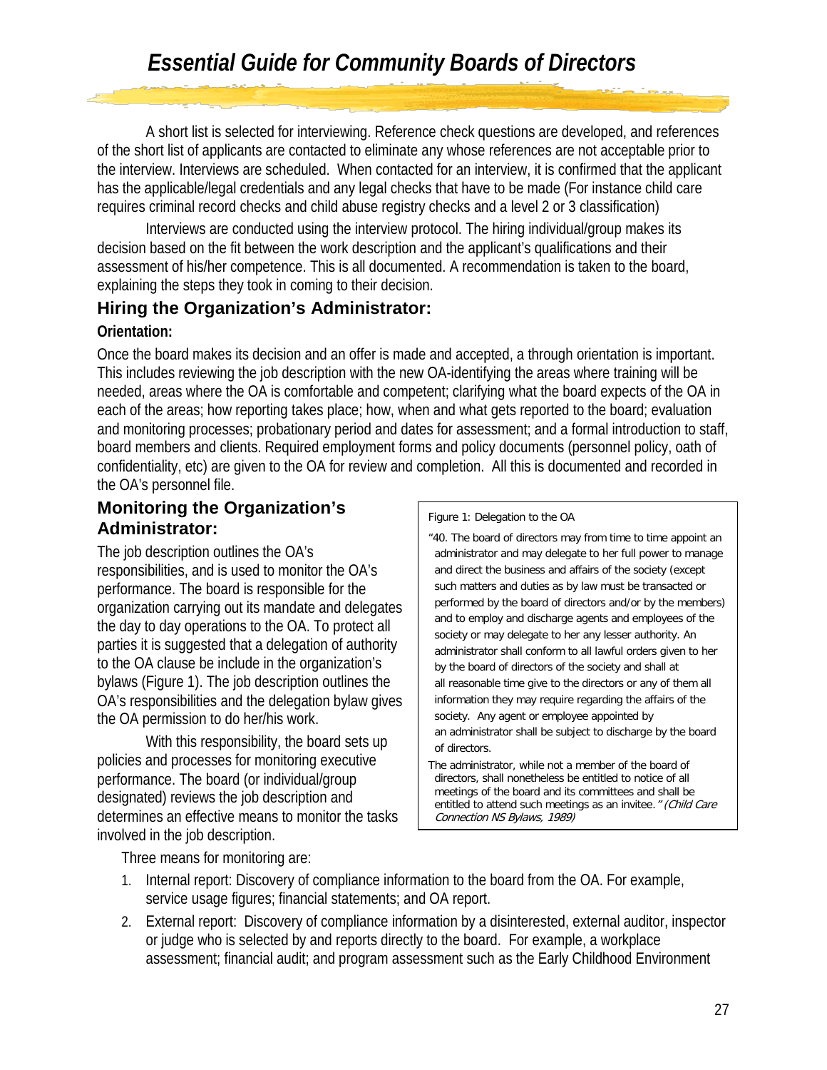A short list is selected for interviewing. Reference check questions are developed, and references of the short list of applicants are contacted to eliminate any whose references are not acceptable prior to the interview. Interviews are scheduled. When contacted for an interview, it is confirmed that the applicant has the applicable/legal credentials and any legal checks that have to be made (For instance child care requires criminal record checks and child abuse registry checks and a level 2 or 3 classification)

Interviews are conducted using the interview protocol. The hiring individual/group makes its decision based on the fit between the work description and the applicant's qualifications and their assessment of his/her competence. This is all documented. A recommendation is taken to the board, explaining the steps they took in coming to their decision.

## Hiring the Organization's Administrator:

### Orientation:

Once the board makes its decision and an offer is made and accepted, a through orientation is important. This includes reviewing the job description with the new OA-identifying the areas where training will be needed, areas where the OA is comfortable and competent; clarifying what the board expects of the OA in each of the areas; how reporting takes place; how, when and what gets reported to the board; evaluation and monitoring processes; probationary period and dates for assessment; and a formal introduction to staff, board members and clients. Required employment forms and policy documents (personnel policy, oath of confidentiality, etc) are given to the OA for review and completion. All this is documented and recorded in the OA's personnel file.

## Monitoring the Organization's Administrator:

The job description outlines the OA's responsibilities, and is used to monitor the OA's performance. The board is responsible for the organization carrying out its mandate and delegates the day to day operations to the OA. To protect all parties it is suggested that a delegation of authority to the OA clause be include in the organization's bylaws (Figure 1). The job description outlines the OA's responsibilities and the delegation bylaw gives the OA permission to do her/his work.

With this responsibility, the board sets up policies and processes for monitoring executive performance. The board (or individual/group designated) reviews the job description and determines an effective means to monitor the tasks involved in the job description.

> Figure 1: Delegation to the OA
>
> "40. The board of directors may from time to time appoint an administrator and may delegate to her full power to manage and direct the business and affairs of the society (except such matters and duties as by law must be transacted or performed by the board of directors and/or by the members) and to employ and discharge agents and employees of the society or may delegate to her any lesser authority. An administrator shall conform to all lawful orders given to her by the board of directors of the society and shall at all reasonable time give to the directors or any of them all information they may require regarding the affairs of the society. Any agent or employee appointed by an administrator shall be subject to discharge by the board of directors.
>
> The administrator, while not a member of the board of directors, shall nonetheless be entitled to notice of all meetings of the board and its committees and shall be entitled to attend such meetings as an invitee." *(Child Care Connection NS Bylaws, 1989)*

Three means for monitoring are:

1. Internal report: Discovery of compliance information to the board from the OA. For example, service usage figures; financial statements; and OA report.
2. External report: Discovery of compliance information by a disinterested, external auditor, inspector or judge who is selected by and reports directly to the board. For example, a workplace assessment; financial audit; and program assessment such as the Early Childhood Environment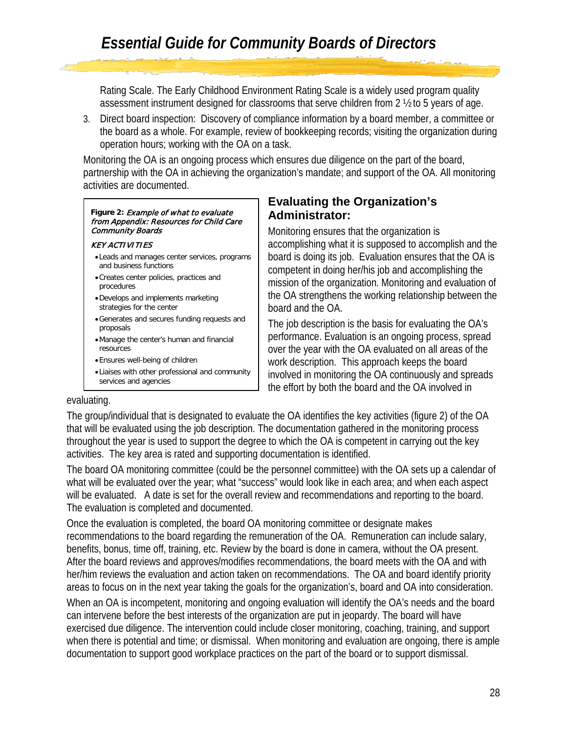Rating Scale. The Early Childhood Environment Rating Scale is a widely used program quality assessment instrument designed for classrooms that serve children from 2 ½ to 5 years of age.

3. Direct board inspection: Discovery of compliance information by a board member, a committee or the board as a whole. For example, review of bookkeeping records; visiting the organization during operation hours; working with the OA on a task.

Monitoring the OA is an ongoing process which ensures due diligence on the part of the board, partnership with the OA in achieving the organization's mandate; and support of the OA. All monitoring activities are documented.

**Figure 2:** *Example of what to evaluate from Appendix: Resources for Child Care Community Boards*

*KEY ACTIVITIES*

- Leads and manages center services, programs and business functions
- Creates center policies, practices and procedures
- Develops and implements marketing strategies for the center
- Generates and secures funding requests and proposals
- Manage the center's human and financial resources
- Ensures well-being of children
- Liaises with other professional and community services and agencies

## Evaluating the Organization's Administrator:

Monitoring ensures that the organization is accomplishing what it is supposed to accomplish and the board is doing its job. Evaluation ensures that the OA is competent in doing her/his job and accomplishing the mission of the organization. Monitoring and evaluation of the OA strengthens the working relationship between the board and the OA.

The job description is the basis for evaluating the OA's performance. Evaluation is an ongoing process, spread over the year with the OA evaluated on all areas of the work description. This approach keeps the board involved in monitoring the OA continuously and spreads the effort by both the board and the OA involved in evaluating.

The group/individual that is designated to evaluate the OA identifies the key activities (figure 2) of the OA that will be evaluated using the job description. The documentation gathered in the monitoring process throughout the year is used to support the degree to which the OA is competent in carrying out the key activities. The key area is rated and supporting documentation is identified.

The board OA monitoring committee (could be the personnel committee) with the OA sets up a calendar of what will be evaluated over the year; what "success" would look like in each area; and when each aspect will be evaluated. A date is set for the overall review and recommendations and reporting to the board. The evaluation is completed and documented.

Once the evaluation is completed, the board OA monitoring committee or designate makes recommendations to the board regarding the remuneration of the OA. Remuneration can include salary, benefits, bonus, time off, training, etc. Review by the board is done in camera, without the OA present. After the board reviews and approves/modifies recommendations, the board meets with the OA and with her/him reviews the evaluation and action taken on recommendations. The OA and board identify priority areas to focus on in the next year taking the goals for the organization's, board and OA into consideration.

When an OA is incompetent, monitoring and ongoing evaluation will identify the OA's needs and the board can intervene before the best interests of the organization are put in jeopardy. The board will have exercised due diligence. The intervention could include closer monitoring, coaching, training, and support when there is potential and time; or dismissal. When monitoring and evaluation are ongoing, there is ample documentation to support good workplace practices on the part of the board or to support dismissal.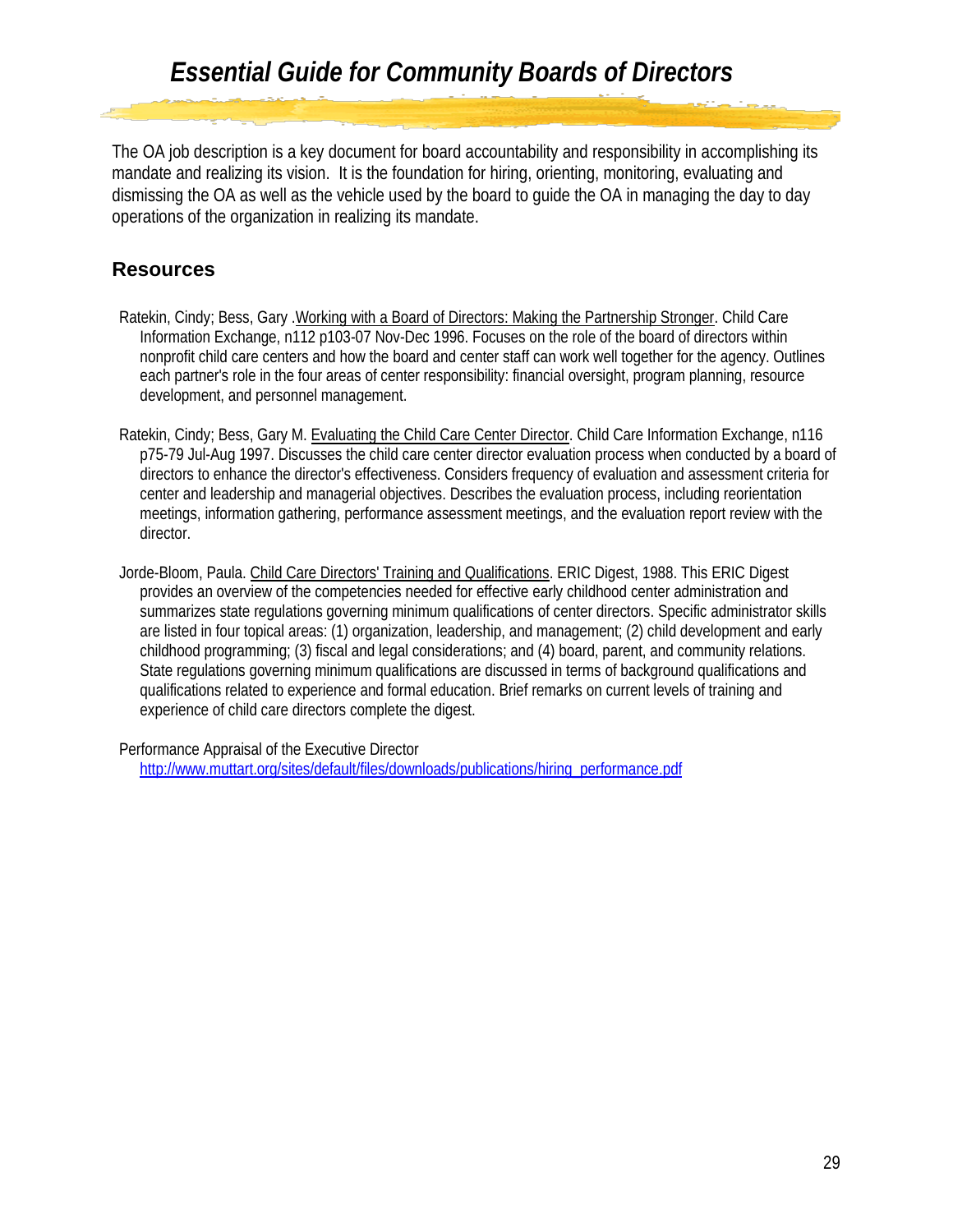The OA job description is a key document for board accountability and responsibility in accomplishing its mandate and realizing its vision. It is the foundation for hiring, orienting, monitoring, evaluating and dismissing the OA as well as the vehicle used by the board to guide the OA in managing the day to day operations of the organization in realizing its mandate.

## Resources

Ratekin, Cindy; Bess, Gary .Working with a Board of Directors: Making the Partnership Stronger. Child Care Information Exchange, n112 p103-07 Nov-Dec 1996. Focuses on the role of the board of directors within nonprofit child care centers and how the board and center staff can work well together for the agency. Outlines each partner's role in the four areas of center responsibility: financial oversight, program planning, resource development, and personnel management.

Ratekin, Cindy; Bess, Gary M. Evaluating the Child Care Center Director. Child Care Information Exchange, n116 p75-79 Jul-Aug 1997. Discusses the child care center director evaluation process when conducted by a board of directors to enhance the director's effectiveness. Considers frequency of evaluation and assessment criteria for center and leadership and managerial objectives. Describes the evaluation process, including reorientation meetings, information gathering, performance assessment meetings, and the evaluation report review with the director.

Jorde-Bloom, Paula. Child Care Directors' Training and Qualifications. ERIC Digest, 1988. This ERIC Digest provides an overview of the competencies needed for effective early childhood center administration and summarizes state regulations governing minimum qualifications of center directors. Specific administrator skills are listed in four topical areas: (1) organization, leadership, and management; (2) child development and early childhood programming; (3) fiscal and legal considerations; and (4) board, parent, and community relations. State regulations governing minimum qualifications are discussed in terms of background qualifications and qualifications related to experience and formal education. Brief remarks on current levels of training and experience of child care directors complete the digest.

Performance Appraisal of the Executive Director
http://www.muttart.org/sites/default/files/downloads/publications/hiring_performance.pdf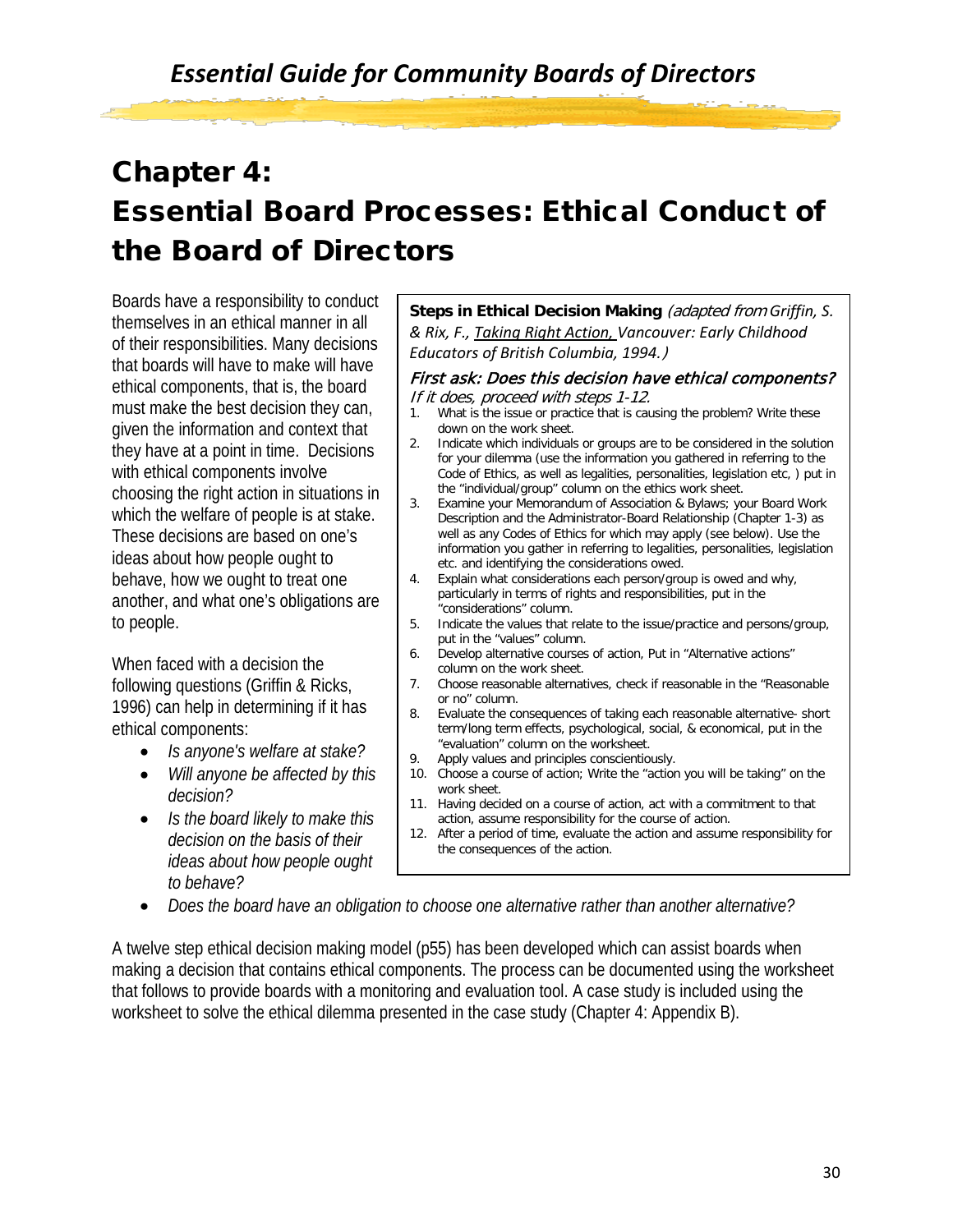# Chapter 4: Essential Board Processes: Ethical Conduct of the Board of Directors

Boards have a responsibility to conduct themselves in an ethical manner in all of their responsibilities. Many decisions that boards will have to make will have ethical components, that is, the board must make the best decision they can, given the information and context that they have at a point in time. Decisions with ethical components involve choosing the right action in situations in which the welfare of people is at stake. These decisions are based on one's ideas about how people ought to behave, how we ought to treat one another, and what one's obligations are to people.

When faced with a decision the following questions (Griffin & Ricks, 1996) can help in determining if it has ethical components:

- *Is anyone's welfare at stake?*
- *Will anyone be affected by this decision?*
- *Is the board likely to make this decision on the basis of their ideas about how people ought to behave?*
- *Does the board have an obligation to choose one alternative rather than another alternative?*

> **Steps in Ethical Decision Making** *(adapted from Griffin, S. & Rix, F., Taking Right Action, Vancouver: Early Childhood Educators of British Columbia, 1994.)*
>
> ***First ask: Does this decision have ethical components?***
> *If it does, proceed with steps 1-12.*
>
> 1. What is the issue or practice that is causing the problem? Write these down on the work sheet.
> 2. Indicate which individuals or groups are to be considered in the solution for your dilemma (use the information you gathered in referring to the Code of Ethics, as well as legalities, personalities, legislation etc, ) put in the "individual/group" column on the ethics work sheet.
> 3. Examine your Memorandum of Association & Bylaws; your Board Work Description and the Administrator-Board Relationship (Chapter 1-3) as well as any Codes of Ethics for which may apply (see below). Use the information you gather in referring to legalities, personalities, legislation etc. and identifying the considerations owed.
> 4. Explain what considerations each person/group is owed and why, particularly in terms of rights and responsibilities, put in the "considerations" column.
> 5. Indicate the values that relate to the issue/practice and persons/group, put in the "values" column.
> 6. Develop alternative courses of action, Put in "Alternative actions" column on the work sheet.
> 7. Choose reasonable alternatives, check if reasonable in the "Reasonable or no" column.
> 8. Evaluate the consequences of taking each reasonable alternative- short term/long term effects, psychological, social, & economical, put in the "evaluation" column on the worksheet.
> 9. Apply values and principles conscientiously.
> 10. Choose a course of action; Write the "action you will be taking" on the work sheet.
> 11. Having decided on a course of action, act with a commitment to that action, assume responsibility for the course of action.
> 12. After a period of time, evaluate the action and assume responsibility for the consequences of the action.

A twelve step ethical decision making model (p55) has been developed which can assist boards when making a decision that contains ethical components. The process can be documented using the worksheet that follows to provide boards with a monitoring and evaluation tool. A case study is included using the worksheet to solve the ethical dilemma presented in the case study (Chapter 4: Appendix B).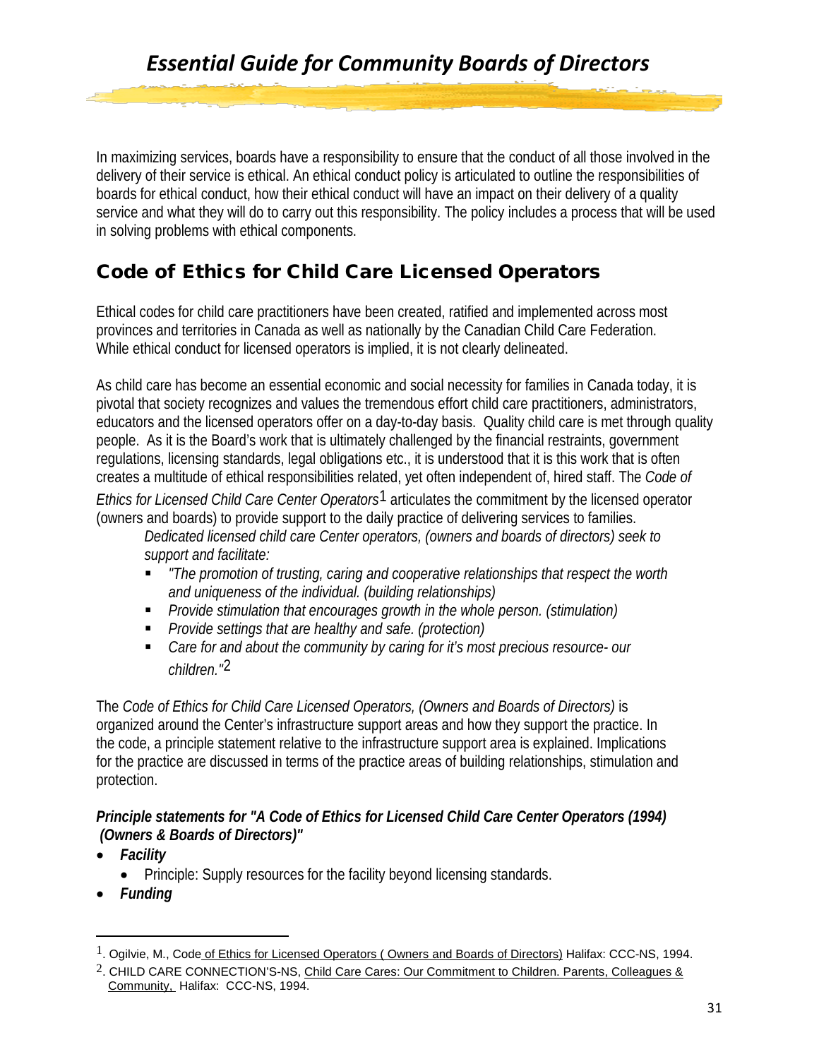In maximizing services, boards have a responsibility to ensure that the conduct of all those involved in the delivery of their service is ethical. An ethical conduct policy is articulated to outline the responsibilities of boards for ethical conduct, how their ethical conduct will have an impact on their delivery of a quality service and what they will do to carry out this responsibility. The policy includes a process that will be used in solving problems with ethical components.

## Code of Ethics for Child Care Licensed Operators

Ethical codes for child care practitioners have been created, ratified and implemented across most provinces and territories in Canada as well as nationally by the Canadian Child Care Federation. While ethical conduct for licensed operators is implied, it is not clearly delineated.

As child care has become an essential economic and social necessity for families in Canada today, it is pivotal that society recognizes and values the tremendous effort child care practitioners, administrators, educators and the licensed operators offer on a day-to-day basis. Quality child care is met through quality people. As it is the Board's work that is ultimately challenged by the financial restraints, government regulations, licensing standards, legal obligations etc., it is understood that it is this work that is often creates a multitude of ethical responsibilities related, yet often independent of, hired staff. The *Code of Ethics for Licensed Child Care Center Operators*[1] articulates the commitment by the licensed operator (owners and boards) to provide support to the daily practice of delivering services to families.

> *Dedicated licensed child care Center operators, (owners and boards of directors) seek to support and facilitate:*
>
> - *"The promotion of trusting, caring and cooperative relationships that respect the worth and uniqueness of the individual. (building relationships)*
> - *Provide stimulation that encourages growth in the whole person. (stimulation)*
> - *Provide settings that are healthy and safe. (protection)*
> - *Care for and about the community by caring for it's most precious resource- our children."*[2]

The *Code of Ethics for Child Care Licensed Operators, (Owners and Boards of Directors)* is organized around the Center's infrastructure support areas and how they support the practice. In the code, a principle statement relative to the infrastructure support area is explained. Implications for the practice are discussed in terms of the practice areas of building relationships, stimulation and protection.

***Principle statements for "A Code of Ethics for Licensed Child Care Center Operators (1994) (Owners & Boards of Directors)"***

- ***Facility***
  - Principle: Supply resources for the facility beyond licensing standards.
- ***Funding***

---

1. Ogilvie, M., Code of Ethics for Licensed Operators ( Owners and Boards of Directors) Halifax: CCC-NS, 1994.
2. CHILD CARE CONNECTION'S-NS, Child Care Cares: Our Commitment to Children. Parents, Colleagues & Community, Halifax: CCC-NS, 1994.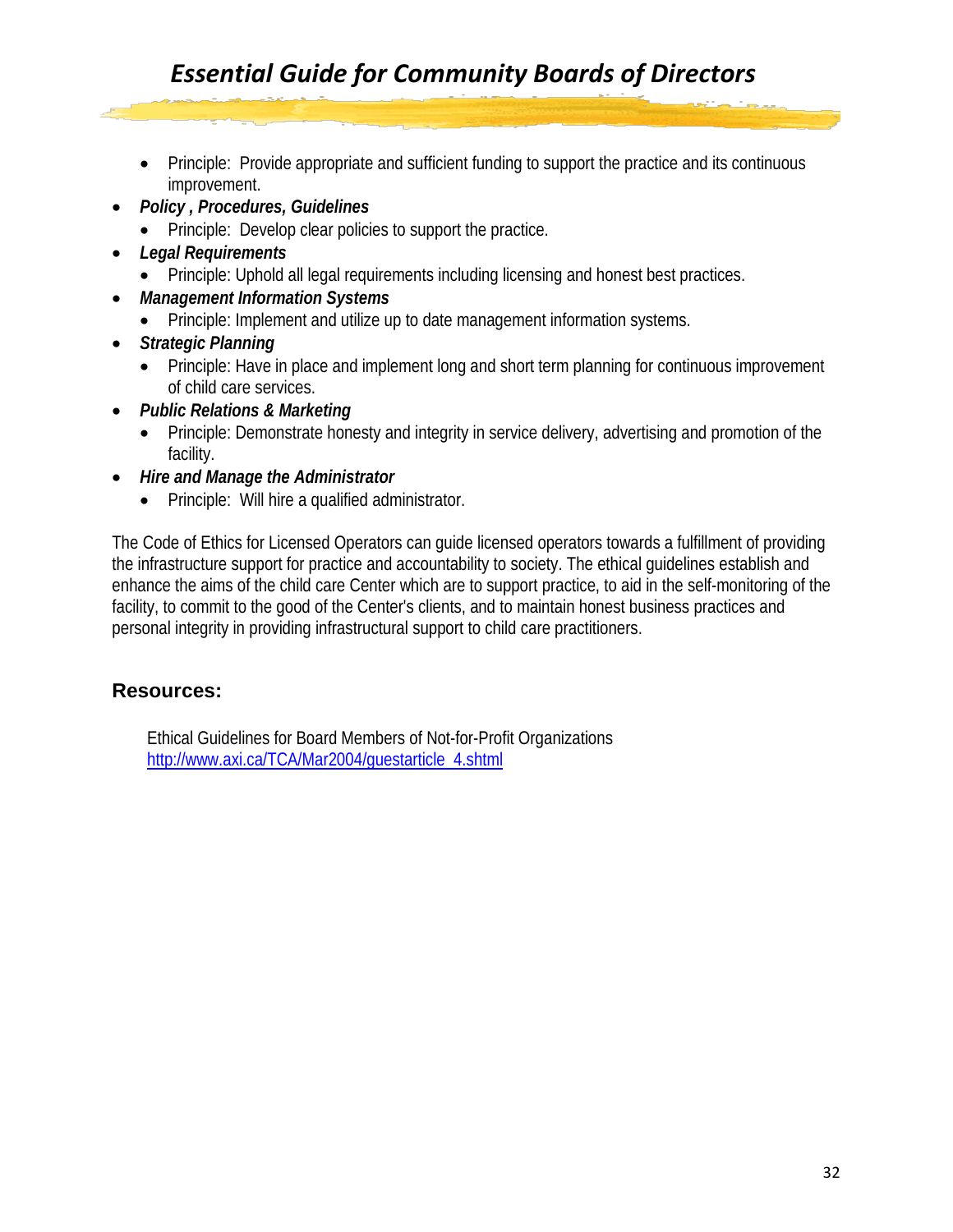- Principle:  Provide appropriate and sufficient funding to support the practice and its continuous improvement.
- ***Policy , Procedures, Guidelines***
    - Principle:  Develop clear policies to support the practice.
- ***Legal Requirements***
    - Principle: Uphold all legal requirements including licensing and honest best practices.
- ***Management Information Systems***
    - Principle: Implement and utilize up to date management information systems.
- ***Strategic Planning***
    - Principle: Have in place and implement long and short term planning for continuous improvement of child care services.
- ***Public Relations & Marketing***
    - Principle: Demonstrate honesty and integrity in service delivery, advertising and promotion of the facility.
- ***Hire and Manage the Administrator***
    - Principle:  Will hire a qualified administrator.

The Code of Ethics for Licensed Operators can guide licensed operators towards a fulfillment of providing the infrastructure support for practice and accountability to society. The ethical guidelines establish and enhance the aims of the child care Center which are to support practice, to aid in the self-monitoring of the facility, to commit to the good of the Center's clients, and to maintain honest business practices and personal integrity in providing infrastructural support to child care practitioners.

## Resources:

Ethical Guidelines for Board Members of Not-for-Profit Organizations
http://www.axi.ca/TCA/Mar2004/guestarticle_4.shtml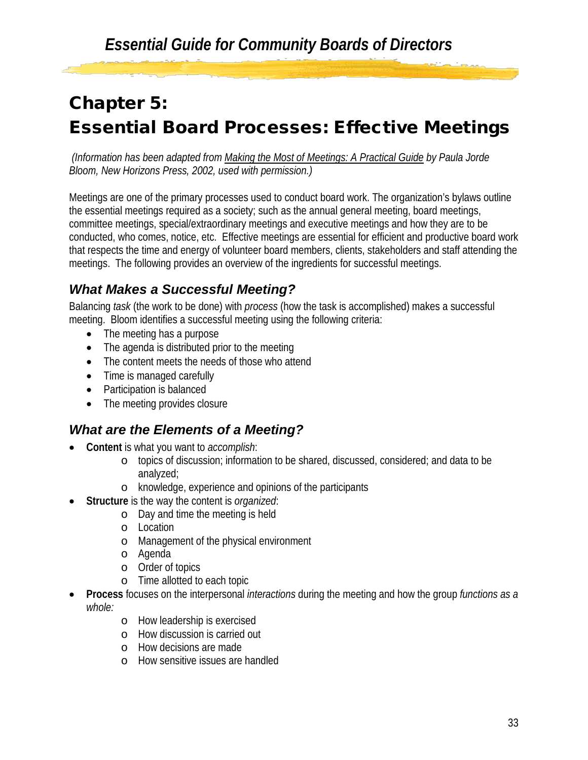# Chapter 5: Essential Board Processes: Effective Meetings

*(Information has been adapted from Making the Most of Meetings: A Practical Guide by Paula Jorde Bloom, New Horizons Press, 2002, used with permission.)*

Meetings are one of the primary processes used to conduct board work. The organization's bylaws outline the essential meetings required as a society; such as the annual general meeting, board meetings, committee meetings, special/extraordinary meetings and executive meetings and how they are to be conducted, who comes, notice, etc. Effective meetings are essential for efficient and productive board work that respects the time and energy of volunteer board members, clients, stakeholders and staff attending the meetings. The following provides an overview of the ingredients for successful meetings.

## *What Makes a Successful Meeting?*

Balancing *task* (the work to be done) with *process* (how the task is accomplished) makes a successful meeting. Bloom identifies a successful meeting using the following criteria:

- The meeting has a purpose
- The agenda is distributed prior to the meeting
- The content meets the needs of those who attend
- Time is managed carefully
- Participation is balanced
- The meeting provides closure

## *What are the Elements of a Meeting?*

- **Content** is what you want to *accomplish*:
  - topics of discussion; information to be shared, discussed, considered; and data to be analyzed;
  - knowledge, experience and opinions of the participants
- **Structure** is the way the content is *organized*:
  - Day and time the meeting is held
  - Location
  - Management of the physical environment
  - Agenda
  - Order of topics
  - Time allotted to each topic
- **Process** focuses on the interpersonal *interactions* during the meeting and how the group *functions as a whole:*
  - How leadership is exercised
  - How discussion is carried out
  - How decisions are made
  - How sensitive issues are handled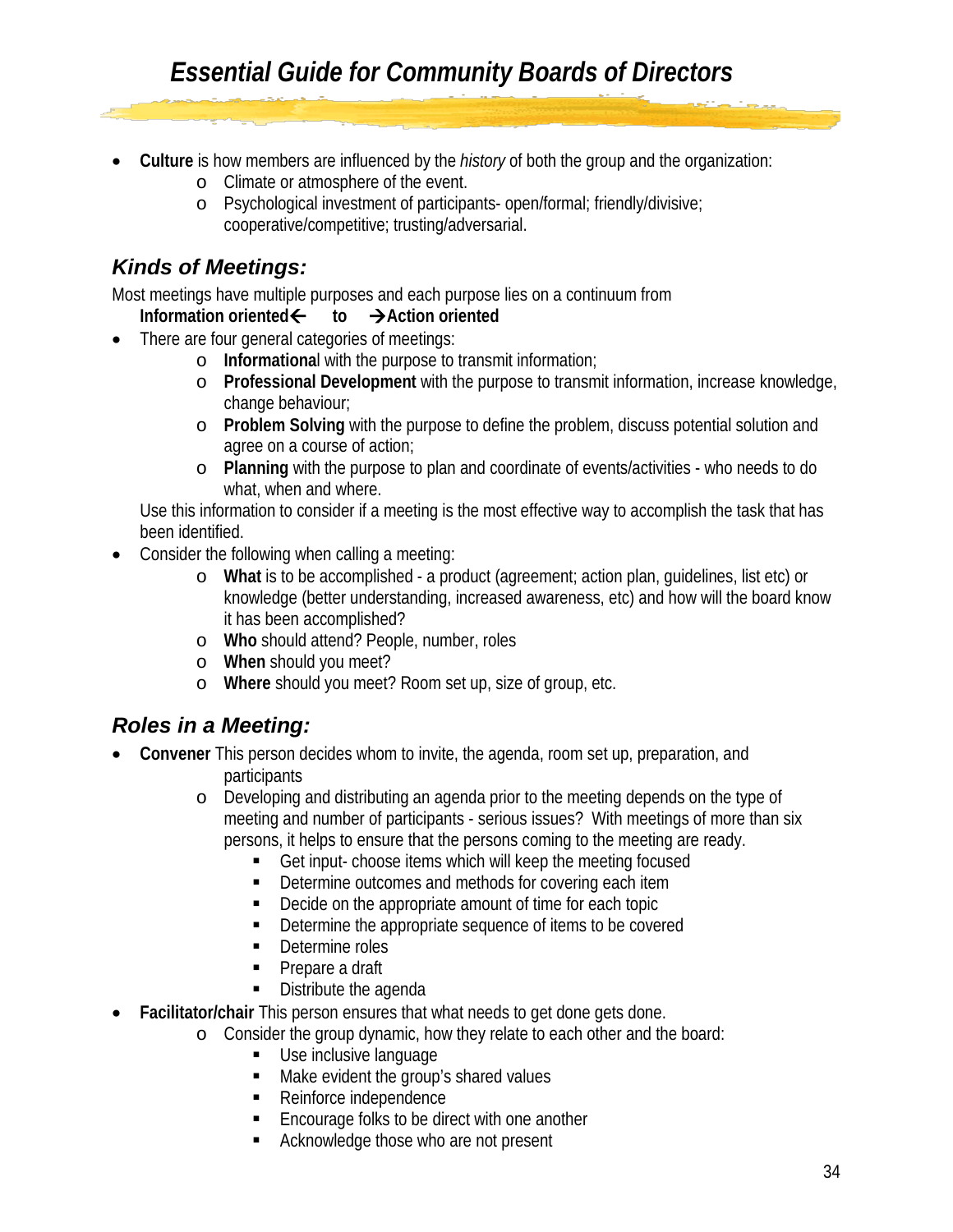- **Culture** is how members are influenced by the *history* of both the group and the organization:
  - Climate or atmosphere of the event.
  - Psychological investment of participants- open/formal; friendly/divisive; cooperative/competitive; trusting/adversarial.

## *Kinds of Meetings:*

Most meetings have multiple purposes and each purpose lies on a continuum from

**Information oriented← to →Action oriented**

- There are four general categories of meetings:
  - **Informationa**l with the purpose to transmit information;
  - **Professional Development** with the purpose to transmit information, increase knowledge, change behaviour;
  - **Problem Solving** with the purpose to define the problem, discuss potential solution and agree on a course of action;
  - **Planning** with the purpose to plan and coordinate of events/activities - who needs to do what, when and where.

  Use this information to consider if a meeting is the most effective way to accomplish the task that has been identified.
- Consider the following when calling a meeting:
  - **What** is to be accomplished - a product (agreement; action plan, guidelines, list etc) or knowledge (better understanding, increased awareness, etc) and how will the board know it has been accomplished?
  - **Who** should attend? People, number, roles
  - **When** should you meet?
  - **Where** should you meet? Room set up, size of group, etc.

## *Roles in a Meeting:*

- **Convener** This person decides whom to invite, the agenda, room set up, preparation, and participants
  - Developing and distributing an agenda prior to the meeting depends on the type of meeting and number of participants - serious issues? With meetings of more than six persons, it helps to ensure that the persons coming to the meeting are ready.
    - Get input- choose items which will keep the meeting focused
    - Determine outcomes and methods for covering each item
    - Decide on the appropriate amount of time for each topic
    - Determine the appropriate sequence of items to be covered
    - Determine roles
    - Prepare a draft
    - Distribute the agenda
- **Facilitator/chair** This person ensures that what needs to get done gets done.
  - Consider the group dynamic, how they relate to each other and the board:
    - Use inclusive language
    - Make evident the group's shared values
    - Reinforce independence
    - Encourage folks to be direct with one another
    - Acknowledge those who are not present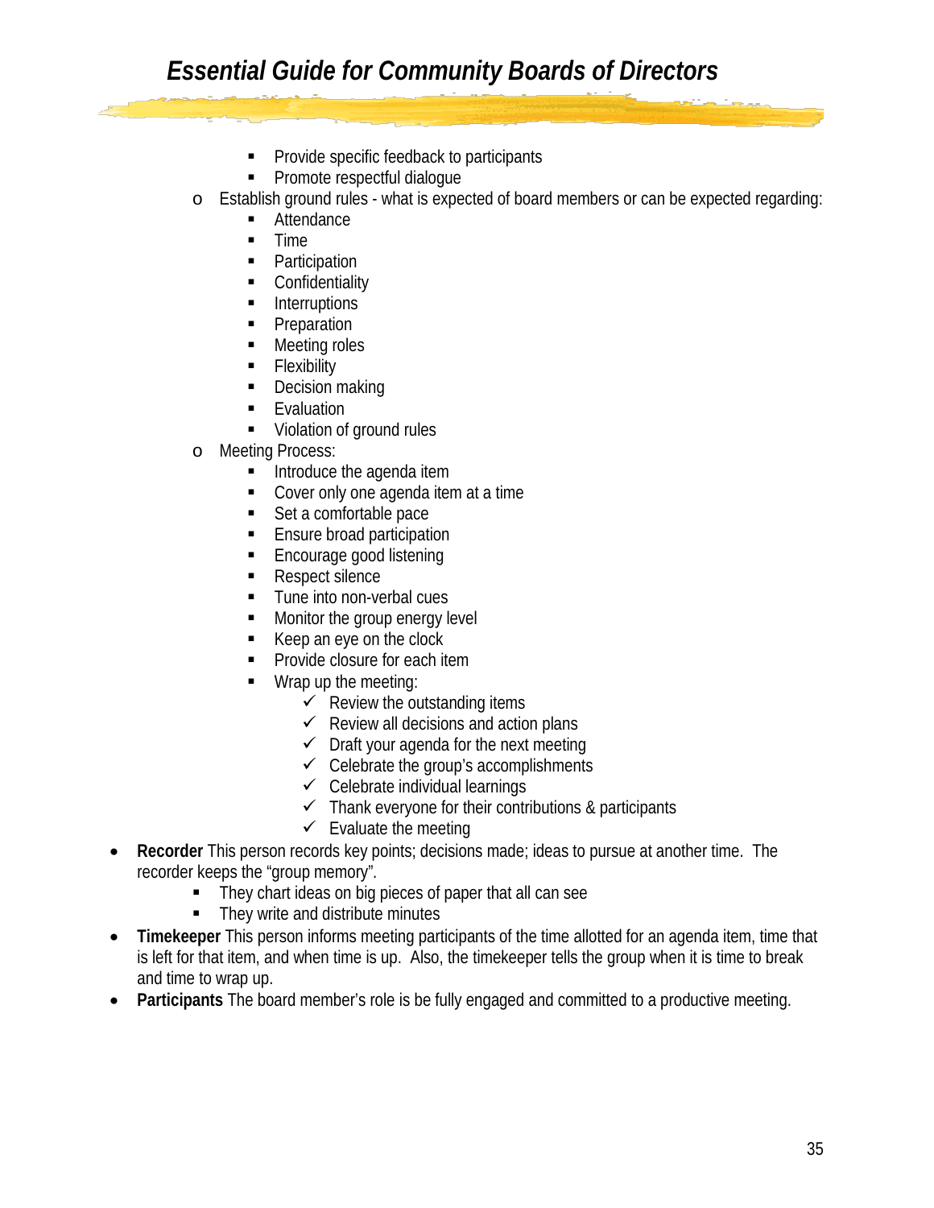- Provide specific feedback to participants
        - Promote respectful dialogue
    - Establish ground rules - what is expected of board members or can be expected regarding:
        - Attendance
        - Time
        - Participation
        - Confidentiality
        - Interruptions
        - Preparation
        - Meeting roles
        - Flexibility
        - Decision making
        - Evaluation
        - Violation of ground rules
    - Meeting Process:
        - Introduce the agenda item
        - Cover only one agenda item at a time
        - Set a comfortable pace
        - Ensure broad participation
        - Encourage good listening
        - Respect silence
        - Tune into non-verbal cues
        - Monitor the group energy level
        - Keep an eye on the clock
        - Provide closure for each item
        - Wrap up the meeting:
            - ✓ Review the outstanding items
            - ✓ Review all decisions and action plans
            - ✓ Draft your agenda for the next meeting
            - ✓ Celebrate the group's accomplishments
            - ✓ Celebrate individual learnings
            - ✓ Thank everyone for their contributions & participants
            - ✓ Evaluate the meeting
- **Recorder** This person records key points; decisions made; ideas to pursue at another time. The recorder keeps the "group memory".
    - They chart ideas on big pieces of paper that all can see
    - They write and distribute minutes
- **Timekeeper** This person informs meeting participants of the time allotted for an agenda item, time that is left for that item, and when time is up. Also, the timekeeper tells the group when it is time to break and time to wrap up.
- **Participants** The board member's role is be fully engaged and committed to a productive meeting.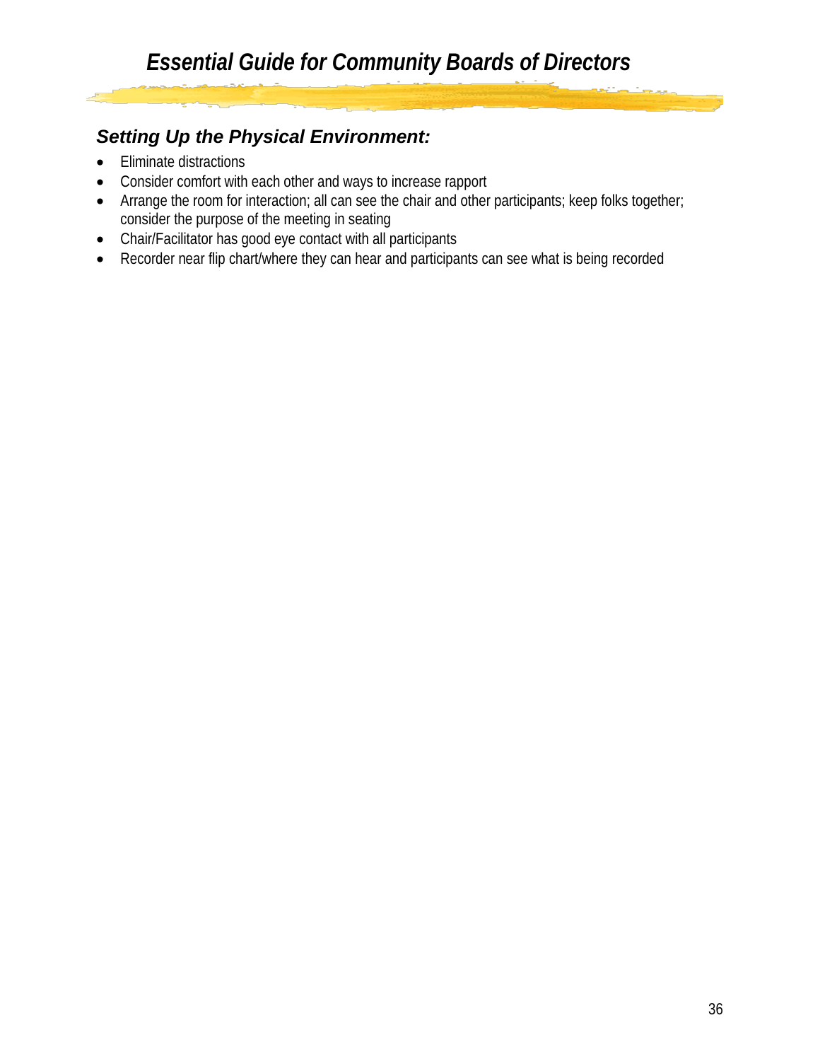## *Setting Up the Physical Environment:*

- Eliminate distractions
- Consider comfort with each other and ways to increase rapport
- Arrange the room for interaction; all can see the chair and other participants; keep folks together; consider the purpose of the meeting in seating
- Chair/Facilitator has good eye contact with all participants
- Recorder near flip chart/where they can hear and participants can see what is being recorded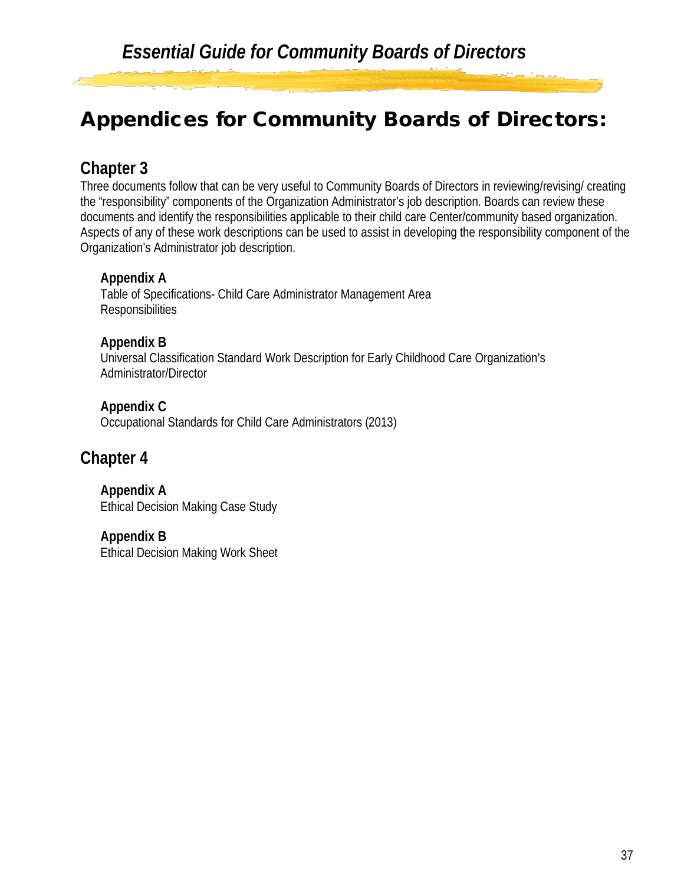# Appendices for Community Boards of Directors:

## Chapter 3

Three documents follow that can be very useful to Community Boards of Directors in reviewing/revising/ creating the "responsibility" components of the Organization Administrator's job description. Boards can review these documents and identify the responsibilities applicable to their child care Center/community based organization. Aspects of any of these work descriptions can be used to assist in developing the responsibility component of the Organization's Administrator job description.

**Appendix A**
Table of Specifications- Child Care Administrator Management Area Responsibilities

**Appendix B**
Universal Classification Standard Work Description for Early Childhood Care Organization's Administrator/Director

**Appendix C**
Occupational Standards for Child Care Administrators (2013)

## Chapter 4

**Appendix A**
Ethical Decision Making Case Study

**Appendix B**
Ethical Decision Making Work Sheet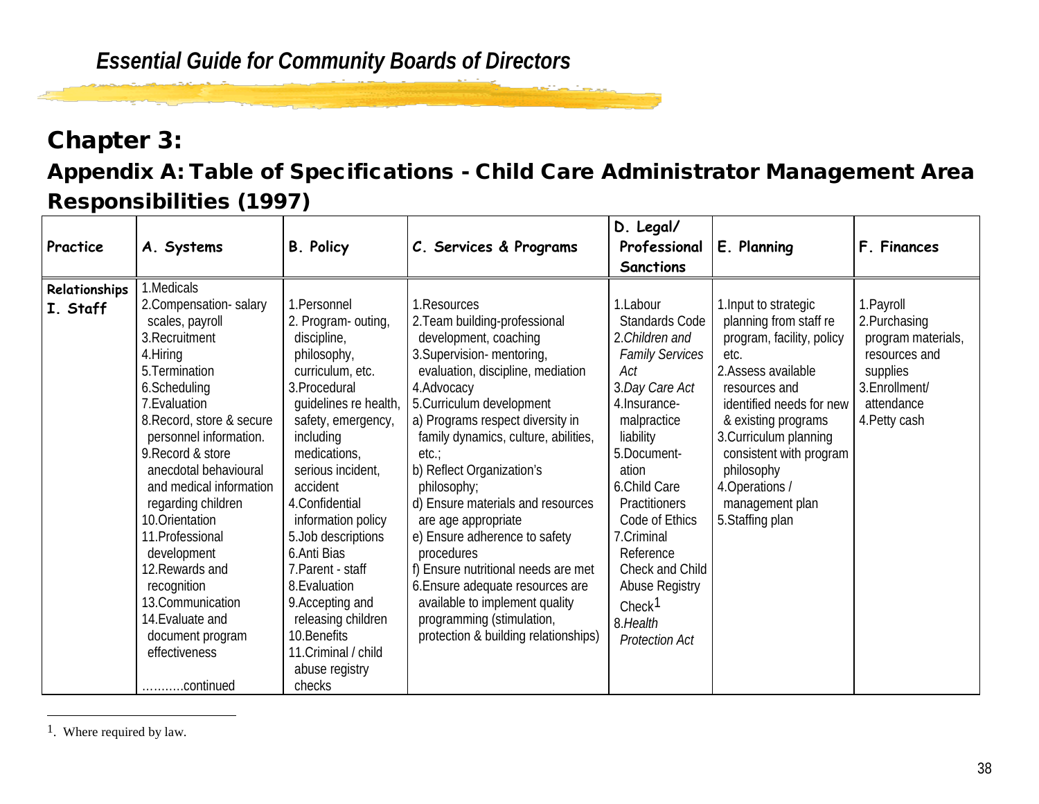## Chapter 3:

### Appendix A: Table of Specifications - Child Care Administrator Management Area Responsibilities (1997)

| Practice | A. Systems | B. Policy | C. Services & Programs | D. Legal/ Professional Sanctions | E. Planning | F. Finances |
|---|---|---|---|---|---|---|
| **Relationships I. Staff** | 1.Medicals<br>2.Compensation- salary scales, payroll<br>3.Recruitment<br>4.Hiring<br>5.Termination<br>6.Scheduling<br>7.Evaluation<br>8.Record, store & secure personnel information.<br>9.Record & store anecdotal behavioural and medical information regarding children<br>10.Orientation<br>11.Professional development<br>12.Rewards and recognition<br>13.Communication<br>14.Evaluate and document program effectiveness<br><br>………..continued | 1.Personnel<br>2. Program- outing, discipline, philosophy, curriculum, etc.<br>3.Procedural guidelines re health, safety, emergency, including medications, serious incident, accident<br>4.Confidential information policy<br>5.Job descriptions<br>6.Anti Bias<br>7.Parent - staff<br>8.Evaluation<br>9.Accepting and releasing children<br>10.Benefits<br>11.Criminal / child abuse registry checks | 1.Resources<br>2.Team building-professional development, coaching<br>3.Supervision- mentoring, evaluation, discipline, mediation<br>4.Advocacy<br>5.Curriculum development<br>a) Programs respect diversity in family dynamics, culture, abilities, etc.;<br>b) Reflect Organization's philosophy;<br>d) Ensure materials and resources are age appropriate<br>e) Ensure adherence to safety procedures<br>f) Ensure nutritional needs are met<br>6.Ensure adequate resources are available to implement quality programming (stimulation, protection & building relationships) | 1.Labour Standards Code<br>2.*Children and Family Services Act*<br>3.*Day Care Act*<br>4.Insurance- malpractice liability<br>5.Document- ation<br>6.Child Care Practitioners Code of Ethics<br>7.Criminal Reference Check and Child Abuse Registry Check[1]<br>8.*Health Protection Act* | 1.Input to strategic planning from staff re program, facility, policy etc.<br>2.Assess available resources and identified needs for new & existing programs<br>3.Curriculum planning consistent with program philosophy<br>4.Operations / management plan<br>5.Staffing plan | 1.Payroll<br>2.Purchasing program materials, resources and supplies<br>3.Enrollment/ attendance<br>4.Petty cash |

[1]. Where required by law.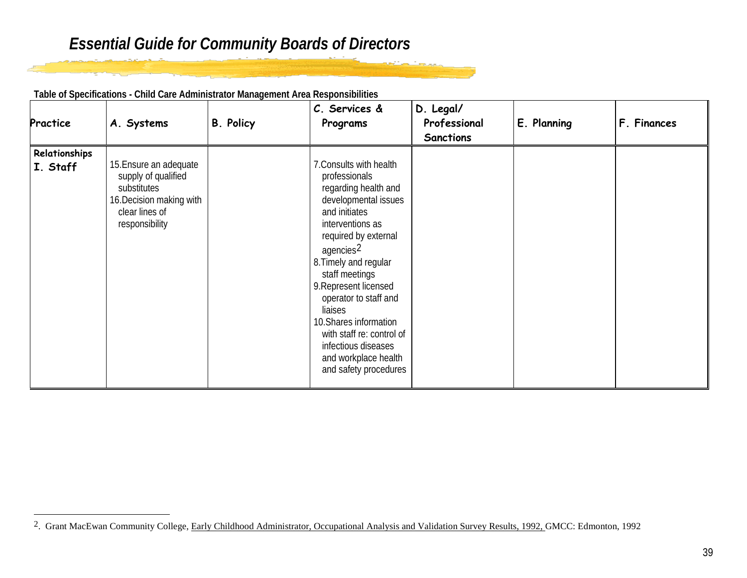# *Essential Guide for Community Boards of Directors*

**Table of Specifications - Child Care Administrator Management Area Responsibilities**

| Practice | A. Systems | B. Policy | C. Services & Programs | D. Legal/ Professional Sanctions | E. Planning | F. Finances |
|---|---|---|---|---|---|---|
| **Relationships** **I. Staff** | 15.Ensure an adequate supply of qualified substitutes<br>16.Decision making with clear lines of responsibility | | 7.Consults with health professionals regarding health and developmental issues and initiates interventions as required by external agencies[2]<br>8.Timely and regular staff meetings<br>9.Represent licensed operator to staff and liaises<br>10.Shares information with staff re: control of infectious diseases and workplace health and safety procedures | | | |

---

[2]. Grant MacEwan Community College, Early Childhood Administrator, Occupational Analysis and Validation Survey Results, 1992, GMCC: Edmonton, 1992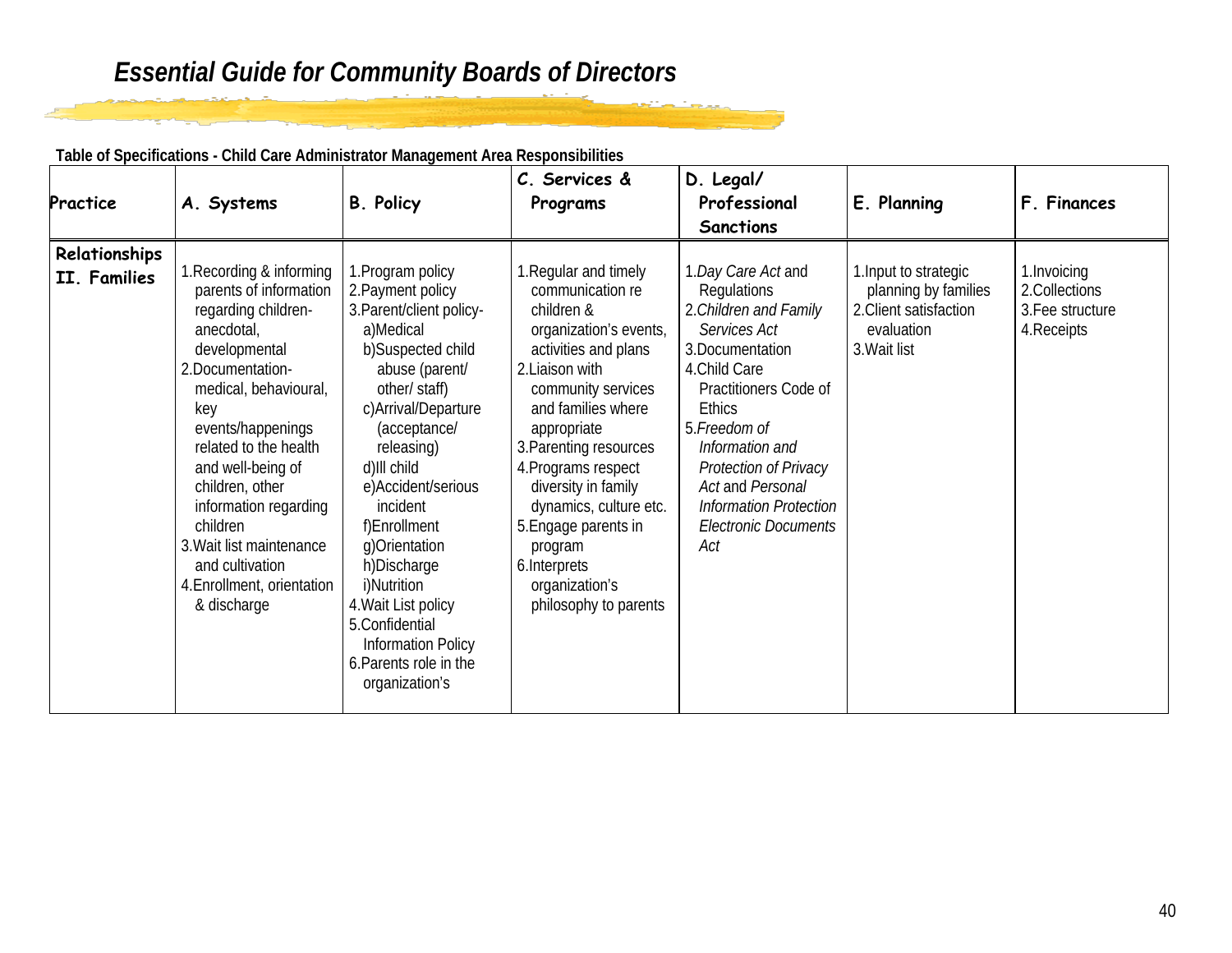## Essential Guide for Community Boards of Directors

**Table of Specifications - Child Care Administrator Management Area Responsibilities**

| Practice | A. Systems | B. Policy | C. Services & Programs | D. Legal/ Professional Sanctions | E. Planning | F. Finances |
|---|---|---|---|---|---|---|
| **Relationships II. Families** | 1.Recording & informing parents of information regarding children- anecdotal, developmental<br>2.Documentation- medical, behavioural, key events/happenings related to the health and well-being of children, other information regarding children<br>3.Wait list maintenance and cultivation<br>4.Enrollment, orientation & discharge | 1.Program policy<br>2.Payment policy<br>3.Parent/client policy-<br>a)Medical<br>b)Suspected child abuse (parent/ other/ staff)<br>c)Arrival/Departure (acceptance/ releasing)<br>d)Ill child<br>e)Accident/serious incident<br>f)Enrollment<br>g)Orientation<br>h)Discharge<br>i)Nutrition<br>4.Wait List policy<br>5.Confidential Information Policy<br>6.Parents role in the organization's | 1.Regular and timely communication re children & organization's events, activities and plans<br>2.Liaison with community services and families where appropriate<br>3.Parenting resources<br>4.Programs respect diversity in family dynamics, culture etc.<br>5.Engage parents in program<br>6.Interprets organization's philosophy to parents | 1.*Day Care Act* and Regulations<br>2.*Children and Family Services Act*<br>3.Documentation<br>4.Child Care Practitioners Code of Ethics<br>5.*Freedom of Information and Protection of Privacy Act* and *Personal Information Protection Electronic Documents Act* | 1.Input to strategic planning by families<br>2.Client satisfaction evaluation<br>3.Wait list | 1.Invoicing<br>2.Collections<br>3.Fee structure<br>4.Receipts |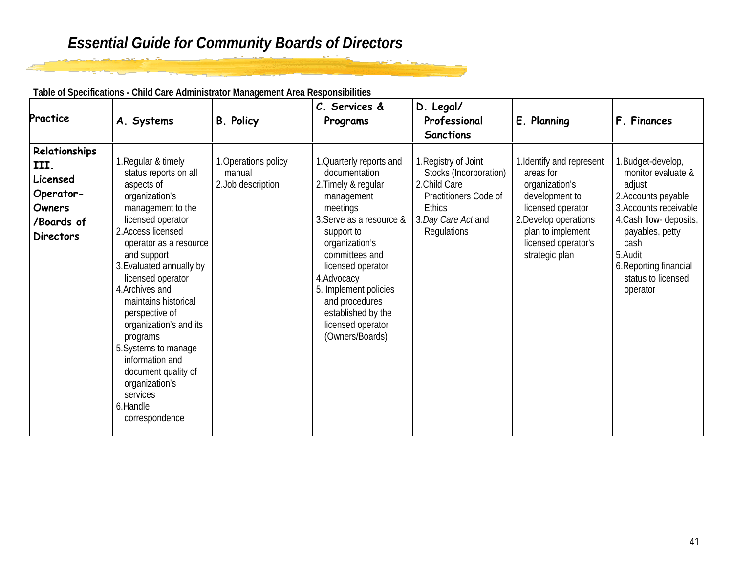# Essential Guide for Community Boards of Directors

**Table of Specifications - Child Care Administrator Management Area Responsibilities**

| Practice | A. Systems | B. Policy | C. Services & Programs | D. Legal/ Professional Sanctions | E. Planning | F. Finances |
|---|---|---|---|---|---|---|
| **Relationships III. Licensed Operator-Owners /Boards of Directors** | 1.Regular & timely status reports on all aspects of organization's management to the licensed operator<br>2.Access licensed operator as a resource and support<br>3.Evaluated annually by licensed operator<br>4.Archives and maintains historical perspective of organization's and its programs<br>5.Systems to manage information and document quality of organization's services<br>6.Handle correspondence | 1.Operations policy manual<br>2.Job description | 1.Quarterly reports and documentation<br>2.Timely & regular management meetings<br>3.Serve as a resource & support to organization's committees and licensed operator<br>4.Advocacy<br>5. Implement policies and procedures established by the licensed operator (Owners/Boards) | 1.Registry of Joint Stocks (Incorporation)<br>2.Child Care Practitioners Code of Ethics<br>3.*Day Care Act* and Regulations | 1.Identify and represent areas for organization's development to licensed operator<br>2.Develop operations plan to implement licensed operator's strategic plan | 1.Budget-develop, monitor evaluate & adjust<br>2.Accounts payable<br>3.Accounts receivable<br>4.Cash flow- deposits, payables, petty cash<br>5.Audit<br>6.Reporting financial status to licensed operator |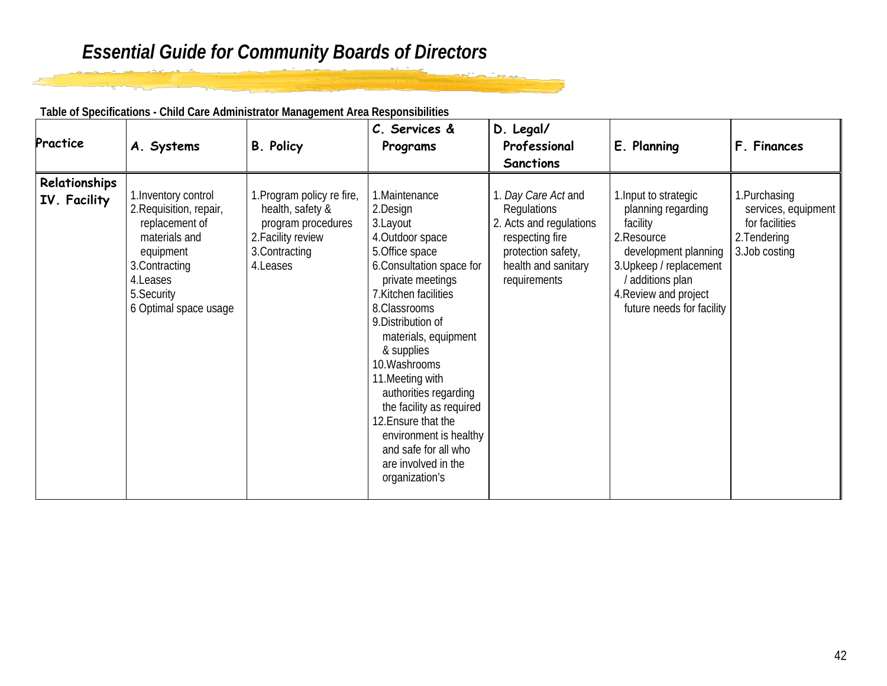**Table of Specifications - Child Care Administrator Management Area Responsibilities**

| Practice | A. Systems | B. Policy | C. Services & Programs | D. Legal/ Professional Sanctions | E. Planning | F. Finances |
|---|---|---|---|---|---|---|
| **Relationships IV. Facility** | 1.Inventory control<br>2.Requisition, repair, replacement of materials and equipment<br>3.Contracting<br>4.Leases<br>5.Security<br>6 Optimal space usage | 1.Program policy re fire, health, safety & program procedures<br>2.Facility review<br>3.Contracting<br>4.Leases | 1.Maintenance<br>2.Design<br>3.Layout<br>4.Outdoor space<br>5.Office space<br>6.Consultation space for private meetings<br>7.Kitchen facilities<br>8.Classrooms<br>9.Distribution of materials, equipment & supplies<br>10.Washrooms<br>11.Meeting with authorities regarding the facility as required<br>12.Ensure that the environment is healthy and safe for all who are involved in the organization's | 1. *Day Care Act* and Regulations<br>2. Acts and regulations respecting fire protection safety, health and sanitary requirements | 1.Input to strategic planning regarding facility<br>2.Resource development planning<br>3.Upkeep / replacement / additions plan<br>4.Review and project future needs for facility | 1.Purchasing services, equipment for facilities<br>2.Tendering<br>3.Job costing |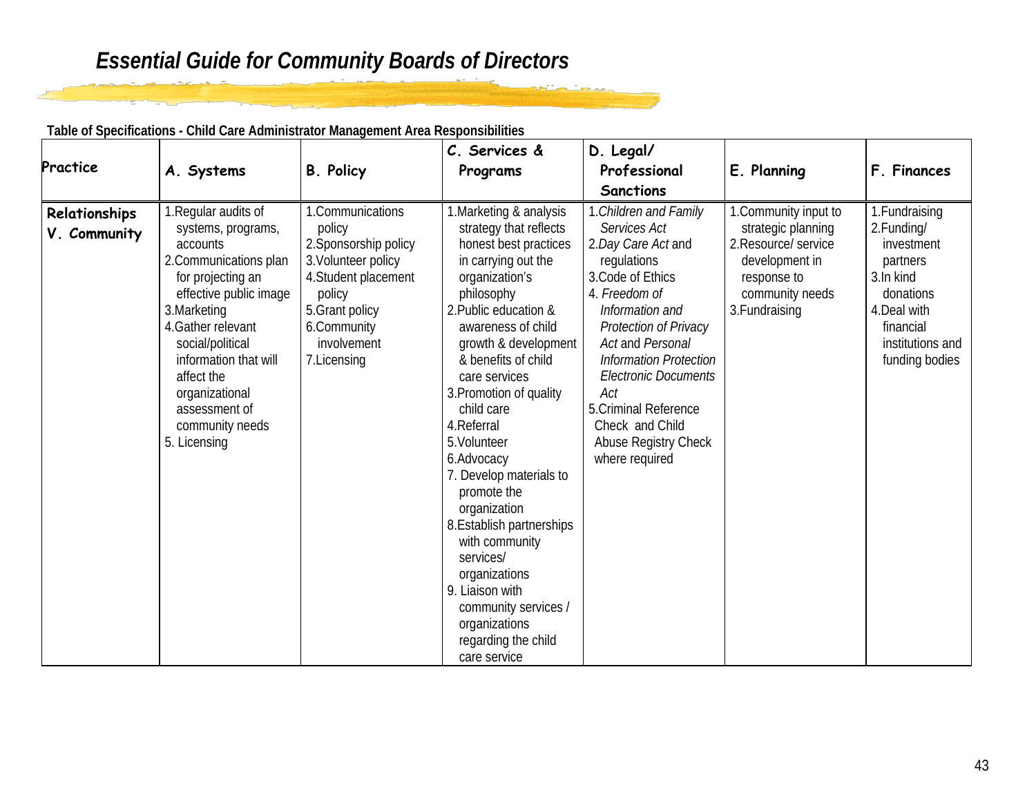# Essential Guide for Community Boards of Directors

**Table of Specifications - Child Care Administrator Management Area Responsibilities**

| Practice | A. Systems | B. Policy | C. Services & Programs | D. Legal/ Professional Sanctions | E. Planning | F. Finances |
|---|---|---|---|---|---|---|
| **Relationships V. Community** | 1.Regular audits of systems, programs, accounts<br>2.Communications plan for projecting an effective public image<br>3.Marketing<br>4.Gather relevant social/political information that will affect the organizational assessment of community needs<br>5. Licensing | 1.Communications policy<br>2.Sponsorship policy<br>3.Volunteer policy<br>4.Student placement policy<br>5.Grant policy<br>6.Community involvement<br>7.Licensing | 1.Marketing & analysis strategy that reflects honest best practices in carrying out the organization's philosophy<br>2.Public education & awareness of child growth & development & benefits of child care services<br>3.Promotion of quality child care<br>4.Referral<br>5.Volunteer<br>6.Advocacy<br>7. Develop materials to promote the organization<br>8.Establish partnerships with community services/ organizations<br>9. Liaison with community services / organizations regarding the child care service | 1.*Children and Family Services Act*<br>2.*Day Care Act* and regulations<br>3.Code of Ethics<br>4. *Freedom of Information and Protection of Privacy Act* and *Personal Information Protection Electronic Documents Act*<br>5.Criminal Reference Check and Child Abuse Registry Check where required | 1.Community input to strategic planning<br>2.Resource/ service development in response to community needs<br>3.Fundraising | 1.Fundraising<br>2.Funding/ investment partners<br>3.In kind donations<br>4.Deal with financial institutions and funding bodies |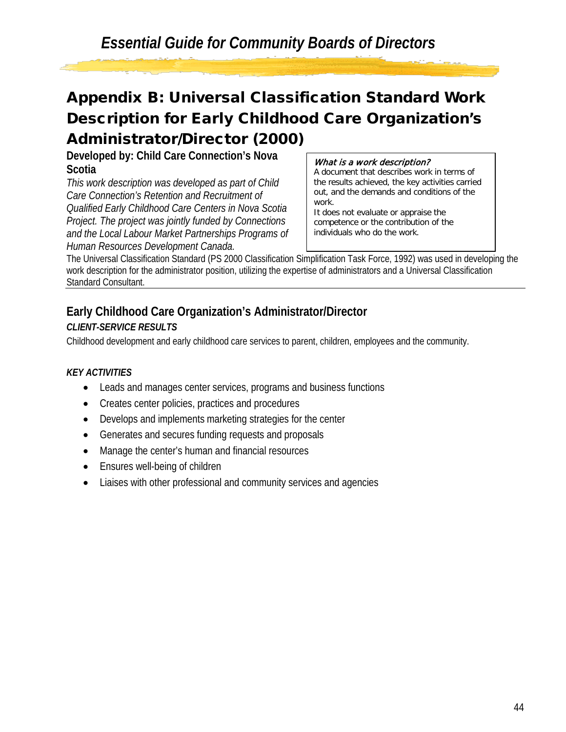# Appendix B: Universal Classification Standard Work Description for Early Childhood Care Organization's Administrator/Director (2000)

**Developed by: Child Care Connection's Nova Scotia**

*This work description was developed as part of Child Care Connection's Retention and Recruitment of Qualified Early Childhood Care Centers in Nova Scotia Project. The project was jointly funded by Connections and the Local Labour Market Partnerships Programs of Human Resources Development Canada.*

> ***What is a work description?***
> A document that describes work in terms of the results achieved, the key activities carried out, and the demands and conditions of the work.
> It does not evaluate or appraise the competence or the contribution of the individuals who do the work.

The Universal Classification Standard (PS 2000 Classification Simplification Task Force, 1992) was used in developing the work description for the administrator position, utilizing the expertise of administrators and a Universal Classification Standard Consultant.

## Early Childhood Care Organization's Administrator/Director

***CLIENT-SERVICE RESULTS***

Childhood development and early childhood care services to parent, children, employees and the community.

***KEY ACTIVITIES***

- Leads and manages center services, programs and business functions
- Creates center policies, practices and procedures
- Develops and implements marketing strategies for the center
- Generates and secures funding requests and proposals
- Manage the center's human and financial resources
- Ensures well-being of children
- Liaises with other professional and community services and agencies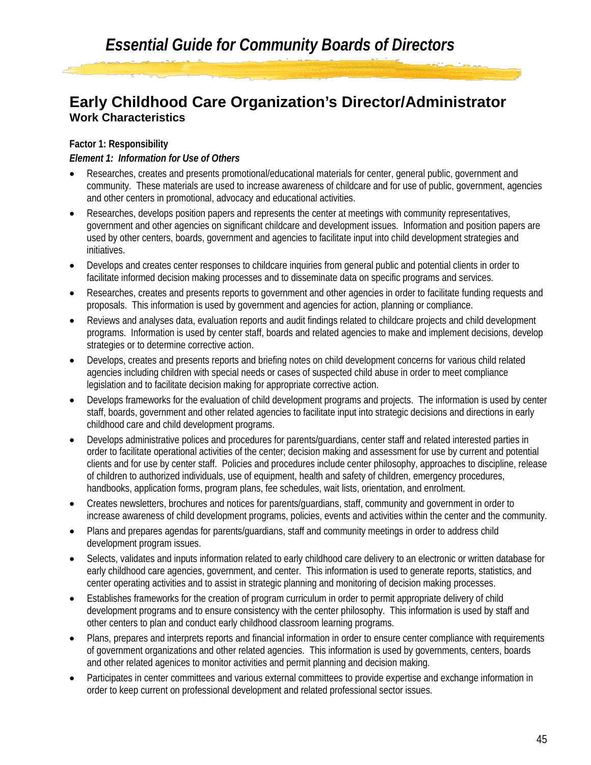# Early Childhood Care Organization's Director/Administrator

## Work Characteristics

**Factor 1: Responsibility**

***Element 1: Information for Use of Others***

- Researches, creates and presents promotional/educational materials for center, general public, government and community. These materials are used to increase awareness of childcare and for use of public, government, agencies and other centers in promotional, advocacy and educational activities.
- Researches, develops position papers and represents the center at meetings with community representatives, government and other agencies on significant childcare and development issues. Information and position papers are used by other centers, boards, government and agencies to facilitate input into child development strategies and initiatives.
- Develops and creates center responses to childcare inquiries from general public and potential clients in order to facilitate informed decision making processes and to disseminate data on specific programs and services.
- Researches, creates and presents reports to government and other agencies in order to facilitate funding requests and proposals. This information is used by government and agencies for action, planning or compliance.
- Reviews and analyses data, evaluation reports and audit findings related to childcare projects and child development programs. Information is used by center staff, boards and related agencies to make and implement decisions, develop strategies or to determine corrective action.
- Develops, creates and presents reports and briefing notes on child development concerns for various child related agencies including children with special needs or cases of suspected child abuse in order to meet compliance legislation and to facilitate decision making for appropriate corrective action.
- Develops frameworks for the evaluation of child development programs and projects. The information is used by center staff, boards, government and other related agencies to facilitate input into strategic decisions and directions in early childhood care and child development programs.
- Develops administrative polices and procedures for parents/guardians, center staff and related interested parties in order to facilitate operational activities of the center; decision making and assessment for use by current and potential clients and for use by center staff. Policies and procedures include center philosophy, approaches to discipline, release of children to authorized individuals, use of equipment, health and safety of children, emergency procedures, handbooks, application forms, program plans, fee schedules, wait lists, orientation, and enrolment.
- Creates newsletters, brochures and notices for parents/guardians, staff, community and government in order to increase awareness of child development programs, policies, events and activities within the center and the community.
- Plans and prepares agendas for parents/guardians, staff and community meetings in order to address child development program issues.
- Selects, validates and inputs information related to early childhood care delivery to an electronic or written database for early childhood care agencies, government, and center. This information is used to generate reports, statistics, and center operating activities and to assist in strategic planning and monitoring of decision making processes.
- Establishes frameworks for the creation of program curriculum in order to permit appropriate delivery of child development programs and to ensure consistency with the center philosophy. This information is used by staff and other centers to plan and conduct early childhood classroom learning programs.
- Plans, prepares and interprets reports and financial information in order to ensure center compliance with requirements of government organizations and other related agencies. This information is used by governments, centers, boards and other related agenices to monitor activities and permit planning and decision making.
- Participates in center committees and various external committees to provide expertise and exchange information in order to keep current on professional development and related professional sector issues.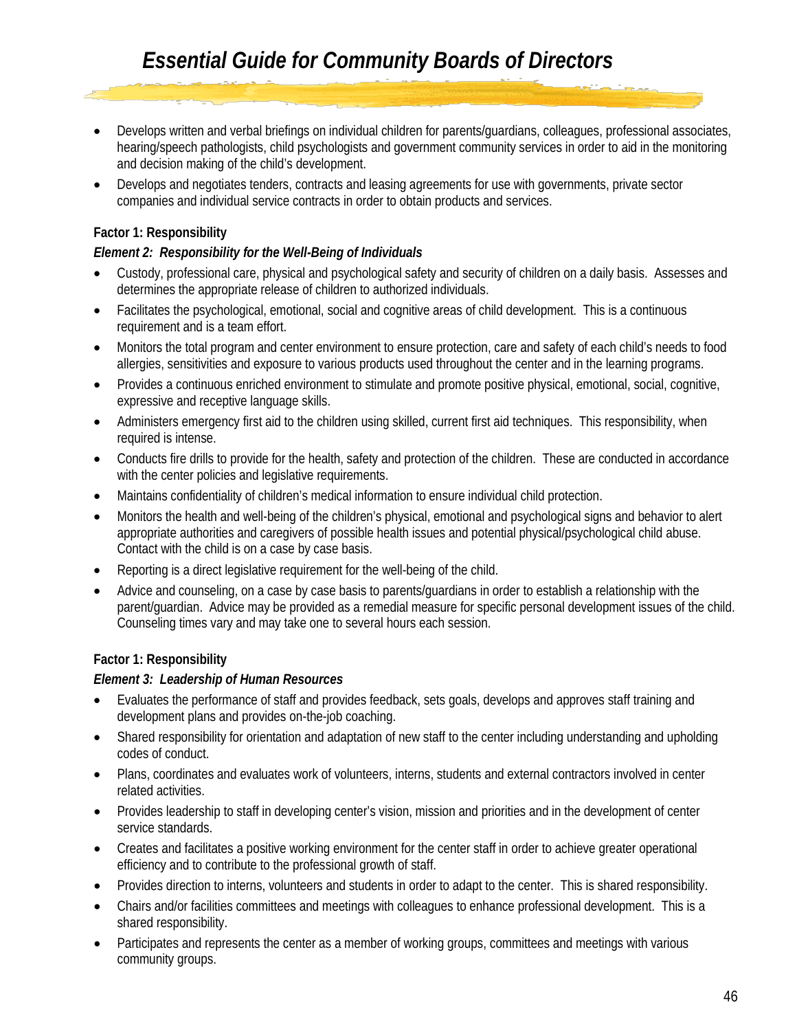- Develops written and verbal briefings on individual children for parents/guardians, colleagues, professional associates, hearing/speech pathologists, child psychologists and government community services in order to aid in the monitoring and decision making of the child's development.
- Develops and negotiates tenders, contracts and leasing agreements for use with governments, private sector companies and individual service contracts in order to obtain products and services.

**Factor 1: Responsibility**

***Element 2: Responsibility for the Well-Being of Individuals***

- Custody, professional care, physical and psychological safety and security of children on a daily basis. Assesses and determines the appropriate release of children to authorized individuals.
- Facilitates the psychological, emotional, social and cognitive areas of child development. This is a continuous requirement and is a team effort.
- Monitors the total program and center environment to ensure protection, care and safety of each child's needs to food allergies, sensitivities and exposure to various products used throughout the center and in the learning programs.
- Provides a continuous enriched environment to stimulate and promote positive physical, emotional, social, cognitive, expressive and receptive language skills.
- Administers emergency first aid to the children using skilled, current first aid techniques. This responsibility, when required is intense.
- Conducts fire drills to provide for the health, safety and protection of the children. These are conducted in accordance with the center policies and legislative requirements.
- Maintains confidentiality of children's medical information to ensure individual child protection.
- Monitors the health and well-being of the children's physical, emotional and psychological signs and behavior to alert appropriate authorities and caregivers of possible health issues and potential physical/psychological child abuse. Contact with the child is on a case by case basis.
- Reporting is a direct legislative requirement for the well-being of the child.
- Advice and counseling, on a case by case basis to parents/guardians in order to establish a relationship with the parent/guardian. Advice may be provided as a remedial measure for specific personal development issues of the child. Counseling times vary and may take one to several hours each session.

**Factor 1: Responsibility**

***Element 3: Leadership of Human Resources***

- Evaluates the performance of staff and provides feedback, sets goals, develops and approves staff training and development plans and provides on-the-job coaching.
- Shared responsibility for orientation and adaptation of new staff to the center including understanding and upholding codes of conduct.
- Plans, coordinates and evaluates work of volunteers, interns, students and external contractors involved in center related activities.
- Provides leadership to staff in developing center's vision, mission and priorities and in the development of center service standards.
- Creates and facilitates a positive working environment for the center staff in order to achieve greater operational efficiency and to contribute to the professional growth of staff.
- Provides direction to interns, volunteers and students in order to adapt to the center. This is shared responsibility.
- Chairs and/or facilities committees and meetings with colleagues to enhance professional development. This is a shared responsibility.
- Participates and represents the center as a member of working groups, committees and meetings with various community groups.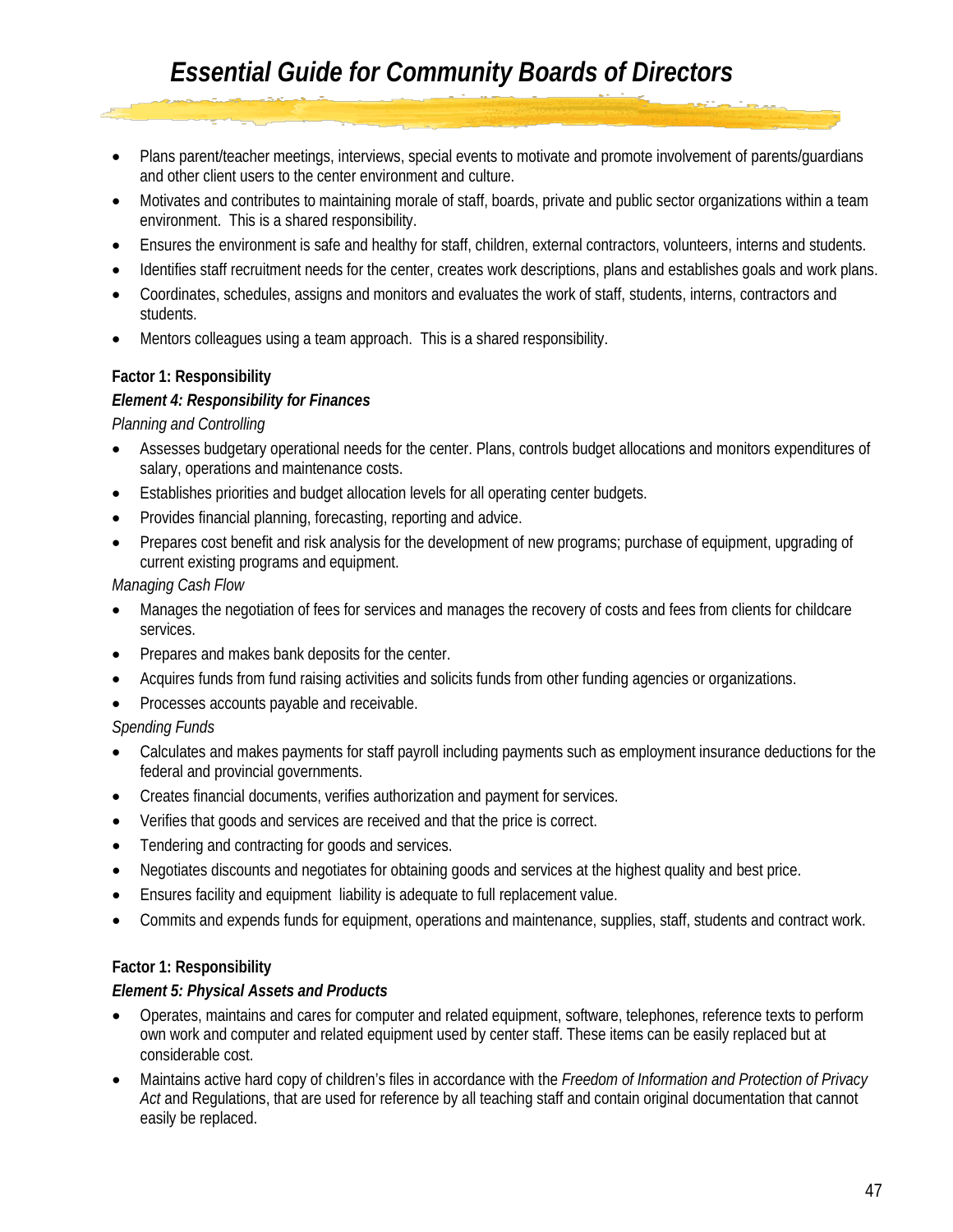- Plans parent/teacher meetings, interviews, special events to motivate and promote involvement of parents/guardians and other client users to the center environment and culture.
- Motivates and contributes to maintaining morale of staff, boards, private and public sector organizations within a team environment. This is a shared responsibility.
- Ensures the environment is safe and healthy for staff, children, external contractors, volunteers, interns and students.
- Identifies staff recruitment needs for the center, creates work descriptions, plans and establishes goals and work plans.
- Coordinates, schedules, assigns and monitors and evaluates the work of staff, students, interns, contractors and students.
- Mentors colleagues using a team approach. This is a shared responsibility.

**Factor 1: Responsibility**

***Element 4: Responsibility for Finances***

*Planning and Controlling*

- Assesses budgetary operational needs for the center. Plans, controls budget allocations and monitors expenditures of salary, operations and maintenance costs.
- Establishes priorities and budget allocation levels for all operating center budgets.
- Provides financial planning, forecasting, reporting and advice.
- Prepares cost benefit and risk analysis for the development of new programs; purchase of equipment, upgrading of current existing programs and equipment.

*Managing Cash Flow*

- Manages the negotiation of fees for services and manages the recovery of costs and fees from clients for childcare services.
- Prepares and makes bank deposits for the center.
- Acquires funds from fund raising activities and solicits funds from other funding agencies or organizations.
- Processes accounts payable and receivable.

*Spending Funds*

- Calculates and makes payments for staff payroll including payments such as employment insurance deductions for the federal and provincial governments.
- Creates financial documents, verifies authorization and payment for services.
- Verifies that goods and services are received and that the price is correct.
- Tendering and contracting for goods and services.
- Negotiates discounts and negotiates for obtaining goods and services at the highest quality and best price.
- Ensures facility and equipment liability is adequate to full replacement value.
- Commits and expends funds for equipment, operations and maintenance, supplies, staff, students and contract work.

**Factor 1: Responsibility**

***Element 5: Physical Assets and Products***

- Operates, maintains and cares for computer and related equipment, software, telephones, reference texts to perform own work and computer and related equipment used by center staff. These items can be easily replaced but at considerable cost.
- Maintains active hard copy of children's files in accordance with the *Freedom of Information and Protection of Privacy Act* and Regulations, that are used for reference by all teaching staff and contain original documentation that cannot easily be replaced.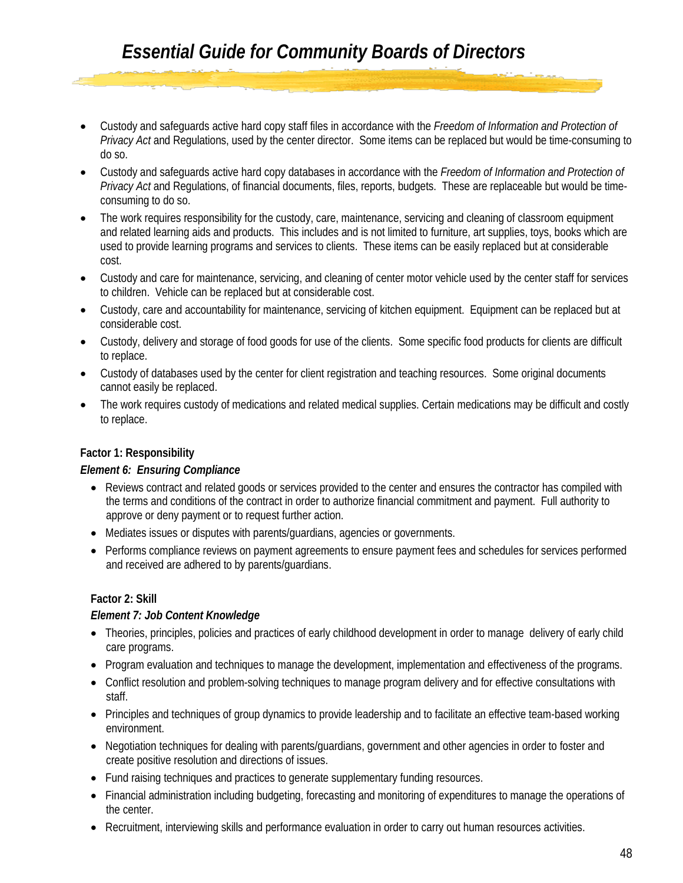- Custody and safeguards active hard copy staff files in accordance with the *Freedom of Information and Protection of Privacy Act* and Regulations, used by the center director. Some items can be replaced but would be time-consuming to do so.
- Custody and safeguards active hard copy databases in accordance with the *Freedom of Information and Protection of Privacy Act* and Regulations, of financial documents, files, reports, budgets. These are replaceable but would be time-consuming to do so.
- The work requires responsibility for the custody, care, maintenance, servicing and cleaning of classroom equipment and related learning aids and products. This includes and is not limited to furniture, art supplies, toys, books which are used to provide learning programs and services to clients. These items can be easily replaced but at considerable cost.
- Custody and care for maintenance, servicing, and cleaning of center motor vehicle used by the center staff for services to children. Vehicle can be replaced but at considerable cost.
- Custody, care and accountability for maintenance, servicing of kitchen equipment. Equipment can be replaced but at considerable cost.
- Custody, delivery and storage of food goods for use of the clients. Some specific food products for clients are difficult to replace.
- Custody of databases used by the center for client registration and teaching resources. Some original documents cannot easily be replaced.
- The work requires custody of medications and related medical supplies. Certain medications may be difficult and costly to replace.

**Factor 1: Responsibility**

***Element 6: Ensuring Compliance***

- Reviews contract and related goods or services provided to the center and ensures the contractor has compiled with the terms and conditions of the contract in order to authorize financial commitment and payment. Full authority to approve or deny payment or to request further action.
- Mediates issues or disputes with parents/guardians, agencies or governments.
- Performs compliance reviews on payment agreements to ensure payment fees and schedules for services performed and received are adhered to by parents/guardians.

**Factor 2: Skill**

***Element 7: Job Content Knowledge***

- Theories, principles, policies and practices of early childhood development in order to manage delivery of early child care programs.
- Program evaluation and techniques to manage the development, implementation and effectiveness of the programs.
- Conflict resolution and problem-solving techniques to manage program delivery and for effective consultations with staff.
- Principles and techniques of group dynamics to provide leadership and to facilitate an effective team-based working environment.
- Negotiation techniques for dealing with parents/guardians, government and other agencies in order to foster and create positive resolution and directions of issues.
- Fund raising techniques and practices to generate supplementary funding resources.
- Financial administration including budgeting, forecasting and monitoring of expenditures to manage the operations of the center.
- Recruitment, interviewing skills and performance evaluation in order to carry out human resources activities.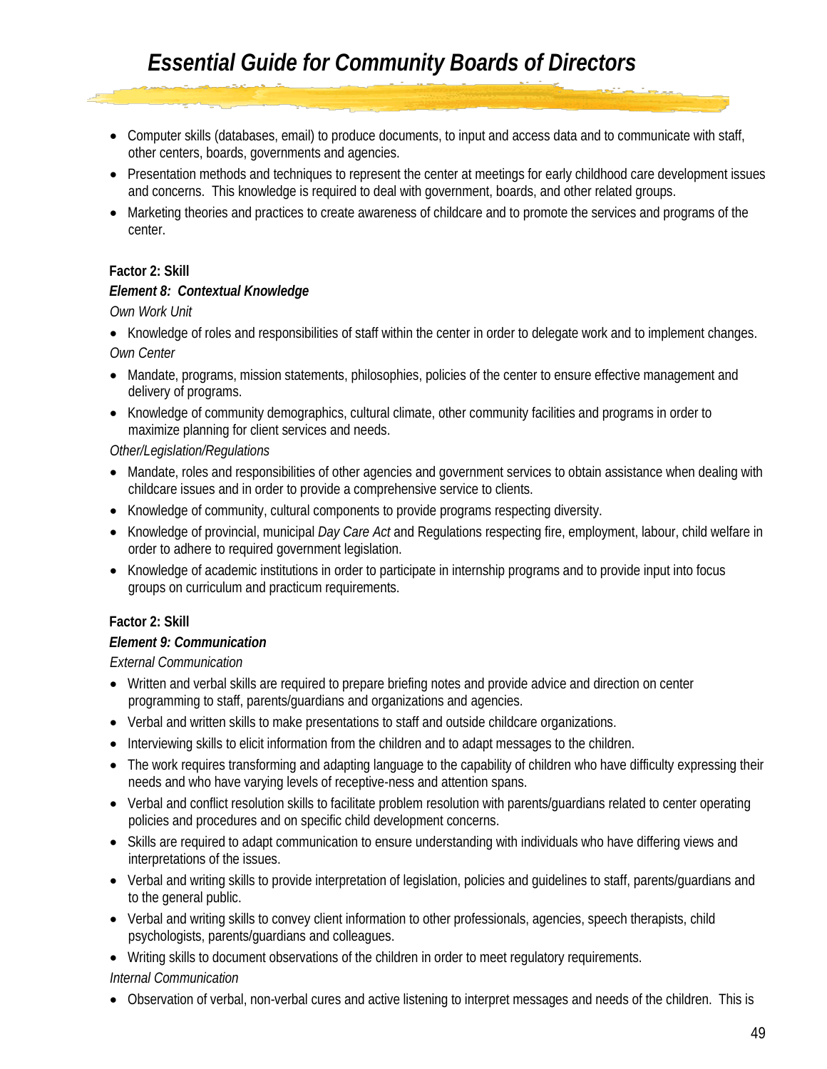- Computer skills (databases, email) to produce documents, to input and access data and to communicate with staff, other centers, boards, governments and agencies.
- Presentation methods and techniques to represent the center at meetings for early childhood care development issues and concerns. This knowledge is required to deal with government, boards, and other related groups.
- Marketing theories and practices to create awareness of childcare and to promote the services and programs of the center.

**Factor 2: Skill**

***Element 8: Contextual Knowledge***

*Own Work Unit*

- Knowledge of roles and responsibilities of staff within the center in order to delegate work and to implement changes.

*Own Center*

- Mandate, programs, mission statements, philosophies, policies of the center to ensure effective management and delivery of programs.
- Knowledge of community demographics, cultural climate, other community facilities and programs in order to maximize planning for client services and needs.

*Other/Legislation/Regulations*

- Mandate, roles and responsibilities of other agencies and government services to obtain assistance when dealing with childcare issues and in order to provide a comprehensive service to clients.
- Knowledge of community, cultural components to provide programs respecting diversity.
- Knowledge of provincial, municipal *Day Care Act* and Regulations respecting fire, employment, labour, child welfare in order to adhere to required government legislation.
- Knowledge of academic institutions in order to participate in internship programs and to provide input into focus groups on curriculum and practicum requirements.

**Factor 2: Skill**

***Element 9: Communication***

*External Communication*

- Written and verbal skills are required to prepare briefing notes and provide advice and direction on center programming to staff, parents/guardians and organizations and agencies.
- Verbal and written skills to make presentations to staff and outside childcare organizations.
- Interviewing skills to elicit information from the children and to adapt messages to the children.
- The work requires transforming and adapting language to the capability of children who have difficulty expressing their needs and who have varying levels of receptive-ness and attention spans.
- Verbal and conflict resolution skills to facilitate problem resolution with parents/guardians related to center operating policies and procedures and on specific child development concerns.
- Skills are required to adapt communication to ensure understanding with individuals who have differing views and interpretations of the issues.
- Verbal and writing skills to provide interpretation of legislation, policies and guidelines to staff, parents/guardians and to the general public.
- Verbal and writing skills to convey client information to other professionals, agencies, speech therapists, child psychologists, parents/guardians and colleagues.
- Writing skills to document observations of the children in order to meet regulatory requirements.

*Internal Communication*

- Observation of verbal, non-verbal cures and active listening to interpret messages and needs of the children. This is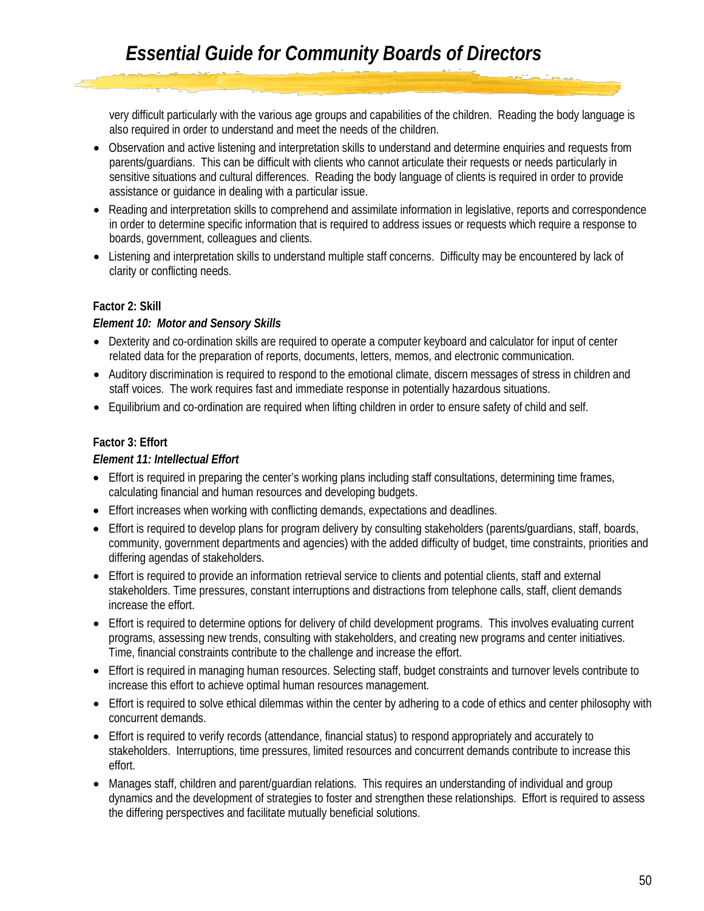very difficult particularly with the various age groups and capabilities of the children. Reading the body language is also required in order to understand and meet the needs of the children.

- Observation and active listening and interpretation skills to understand and determine enquiries and requests from parents/guardians. This can be difficult with clients who cannot articulate their requests or needs particularly in sensitive situations and cultural differences. Reading the body language of clients is required in order to provide assistance or guidance in dealing with a particular issue.
- Reading and interpretation skills to comprehend and assimilate information in legislative, reports and correspondence in order to determine specific information that is required to address issues or requests which require a response to boards, government, colleagues and clients.
- Listening and interpretation skills to understand multiple staff concerns. Difficulty may be encountered by lack of clarity or conflicting needs.

**Factor 2: Skill**

***Element 10: Motor and Sensory Skills***

- Dexterity and co-ordination skills are required to operate a computer keyboard and calculator for input of center related data for the preparation of reports, documents, letters, memos, and electronic communication.
- Auditory discrimination is required to respond to the emotional climate, discern messages of stress in children and staff voices. The work requires fast and immediate response in potentially hazardous situations.
- Equilibrium and co-ordination are required when lifting children in order to ensure safety of child and self.

**Factor 3: Effort**

***Element 11: Intellectual Effort***

- Effort is required in preparing the center's working plans including staff consultations, determining time frames, calculating financial and human resources and developing budgets.
- Effort increases when working with conflicting demands, expectations and deadlines.
- Effort is required to develop plans for program delivery by consulting stakeholders (parents/guardians, staff, boards, community, government departments and agencies) with the added difficulty of budget, time constraints, priorities and differing agendas of stakeholders.
- Effort is required to provide an information retrieval service to clients and potential clients, staff and external stakeholders. Time pressures, constant interruptions and distractions from telephone calls, staff, client demands increase the effort.
- Effort is required to determine options for delivery of child development programs. This involves evaluating current programs, assessing new trends, consulting with stakeholders, and creating new programs and center initiatives. Time, financial constraints contribute to the challenge and increase the effort.
- Effort is required in managing human resources. Selecting staff, budget constraints and turnover levels contribute to increase this effort to achieve optimal human resources management.
- Effort is required to solve ethical dilemmas within the center by adhering to a code of ethics and center philosophy with concurrent demands.
- Effort is required to verify records (attendance, financial status) to respond appropriately and accurately to stakeholders. Interruptions, time pressures, limited resources and concurrent demands contribute to increase this effort.
- Manages staff, children and parent/guardian relations. This requires an understanding of individual and group dynamics and the development of strategies to foster and strengthen these relationships. Effort is required to assess the differing perspectives and facilitate mutually beneficial solutions.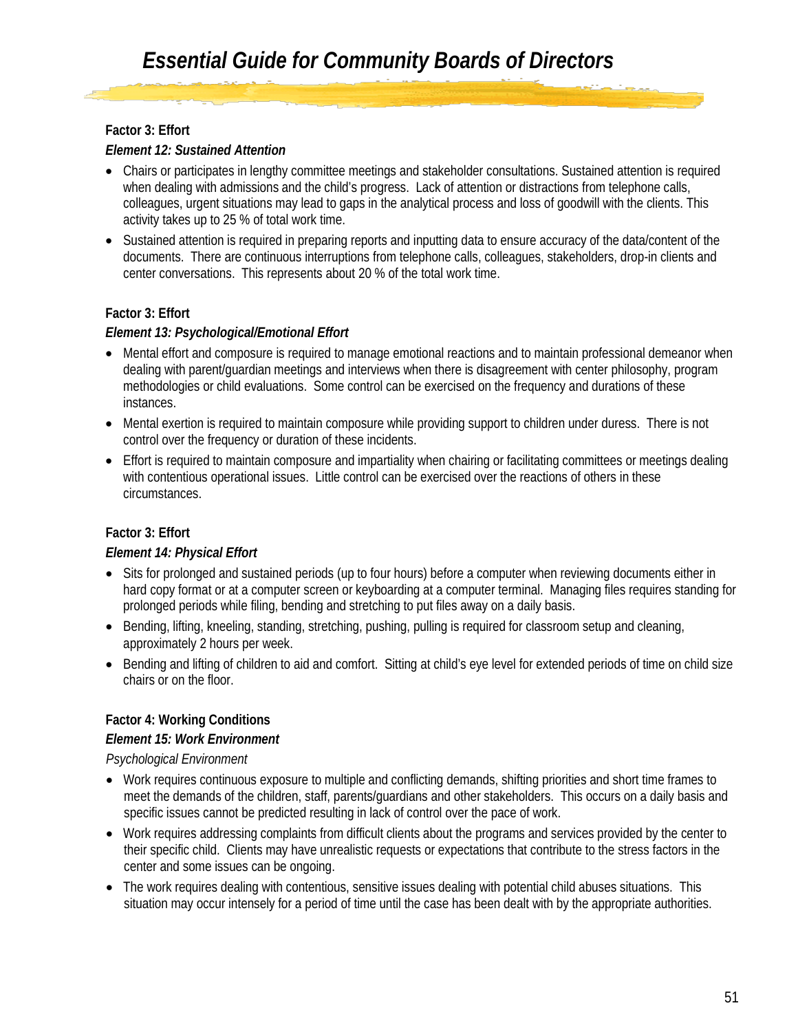**Factor 3: Effort**

***Element 12: Sustained Attention***

- Chairs or participates in lengthy committee meetings and stakeholder consultations. Sustained attention is required when dealing with admissions and the child's progress. Lack of attention or distractions from telephone calls, colleagues, urgent situations may lead to gaps in the analytical process and loss of goodwill with the clients. This activity takes up to 25 % of total work time.
- Sustained attention is required in preparing reports and inputting data to ensure accuracy of the data/content of the documents. There are continuous interruptions from telephone calls, colleagues, stakeholders, drop-in clients and center conversations. This represents about 20 % of the total work time.

**Factor 3: Effort**

***Element 13: Psychological/Emotional Effort***

- Mental effort and composure is required to manage emotional reactions and to maintain professional demeanor when dealing with parent/guardian meetings and interviews when there is disagreement with center philosophy, program methodologies or child evaluations. Some control can be exercised on the frequency and durations of these instances.
- Mental exertion is required to maintain composure while providing support to children under duress. There is not control over the frequency or duration of these incidents.
- Effort is required to maintain composure and impartiality when chairing or facilitating committees or meetings dealing with contentious operational issues. Little control can be exercised over the reactions of others in these circumstances.

**Factor 3: Effort**

***Element 14: Physical Effort***

- Sits for prolonged and sustained periods (up to four hours) before a computer when reviewing documents either in hard copy format or at a computer screen or keyboarding at a computer terminal. Managing files requires standing for prolonged periods while filing, bending and stretching to put files away on a daily basis.
- Bending, lifting, kneeling, standing, stretching, pushing, pulling is required for classroom setup and cleaning, approximately 2 hours per week.
- Bending and lifting of children to aid and comfort. Sitting at child's eye level for extended periods of time on child size chairs or on the floor.

**Factor 4: Working Conditions**

***Element 15: Work Environment***

*Psychological Environment*

- Work requires continuous exposure to multiple and conflicting demands, shifting priorities and short time frames to meet the demands of the children, staff, parents/guardians and other stakeholders. This occurs on a daily basis and specific issues cannot be predicted resulting in lack of control over the pace of work.
- Work requires addressing complaints from difficult clients about the programs and services provided by the center to their specific child. Clients may have unrealistic requests or expectations that contribute to the stress factors in the center and some issues can be ongoing.
- The work requires dealing with contentious, sensitive issues dealing with potential child abuses situations. This situation may occur intensely for a period of time until the case has been dealt with by the appropriate authorities.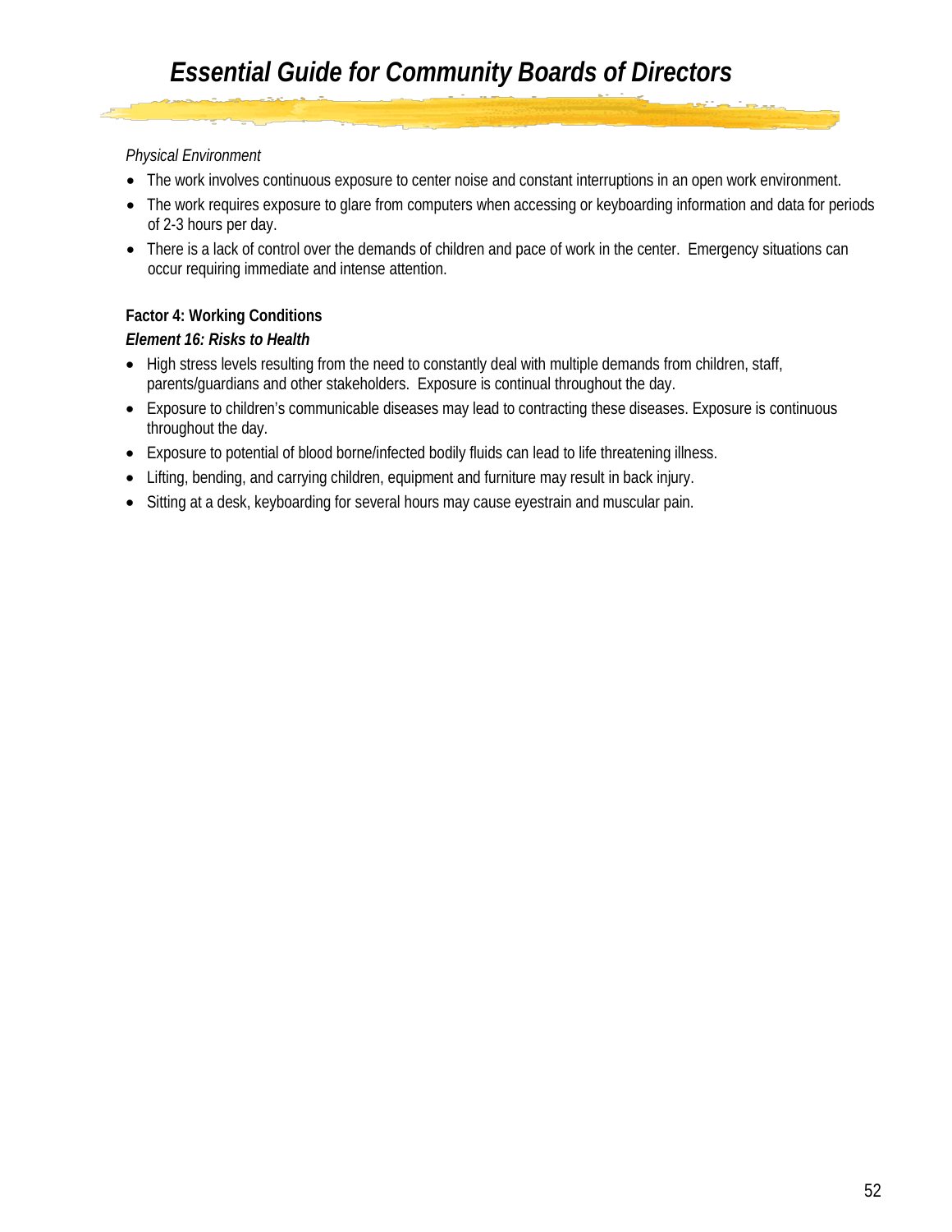*Physical Environment*

- The work involves continuous exposure to center noise and constant interruptions in an open work environment.
- The work requires exposure to glare from computers when accessing or keyboarding information and data for periods of 2-3 hours per day.
- There is a lack of control over the demands of children and pace of work in the center. Emergency situations can occur requiring immediate and intense attention.

**Factor 4: Working Conditions**

***Element 16: Risks to Health***

- High stress levels resulting from the need to constantly deal with multiple demands from children, staff, parents/guardians and other stakeholders. Exposure is continual throughout the day.
- Exposure to children's communicable diseases may lead to contracting these diseases. Exposure is continuous throughout the day.
- Exposure to potential of blood borne/infected bodily fluids can lead to life threatening illness.
- Lifting, bending, and carrying children, equipment and furniture may result in back injury.
- Sitting at a desk, keyboarding for several hours may cause eyestrain and muscular pain.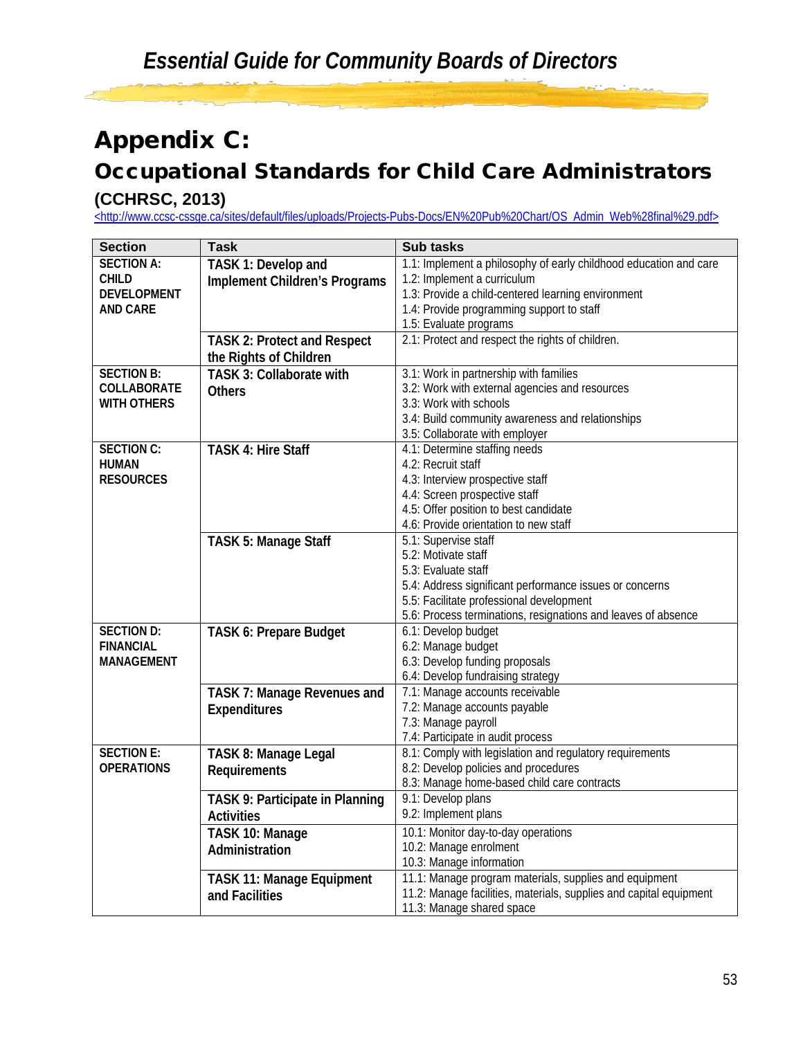# Appendix C:

## Occupational Standards for Child Care Administrators

**(CCHRSC, 2013)**

<http://www.ccsc-cssge.ca/sites/default/files/uploads/Projects-Pubs-Docs/EN%20Pub%20Chart/OS_Admin_Web%28final%29.pdf>

| Section | Task | Sub tasks |
|---|---|---|
| **SECTION A: CHILD DEVELOPMENT AND CARE** | **TASK 1: Develop and Implement Children's Programs** | 1.1: Implement a philosophy of early childhood education and care<br>1.2: Implement a curriculum<br>1.3: Provide a child-centered learning environment<br>1.4: Provide programming support to staff<br>1.5: Evaluate programs |
| | **TASK 2: Protect and Respect the Rights of Children** | 2.1: Protect and respect the rights of children. |
| **SECTION B: COLLABORATE WITH OTHERS** | **TASK 3: Collaborate with Others** | 3.1: Work in partnership with families<br>3.2: Work with external agencies and resources<br>3.3: Work with schools<br>3.4: Build community awareness and relationships<br>3.5: Collaborate with employer |
| **SECTION C: HUMAN RESOURCES** | **TASK 4: Hire Staff** | 4.1: Determine staffing needs<br>4.2: Recruit staff<br>4.3: Interview prospective staff<br>4.4: Screen prospective staff<br>4.5: Offer position to best candidate<br>4.6: Provide orientation to new staff |
| | **TASK 5: Manage Staff** | 5.1: Supervise staff<br>5.2: Motivate staff<br>5.3: Evaluate staff<br>5.4: Address significant performance issues or concerns<br>5.5: Facilitate professional development<br>5.6: Process terminations, resignations and leaves of absence |
| **SECTION D: FINANCIAL MANAGEMENT** | **TASK 6: Prepare Budget** | 6.1: Develop budget<br>6.2: Manage budget<br>6.3: Develop funding proposals<br>6.4: Develop fundraising strategy |
| | **TASK 7: Manage Revenues and Expenditures** | 7.1: Manage accounts receivable<br>7.2: Manage accounts payable<br>7.3: Manage payroll<br>7.4: Participate in audit process |
| **SECTION E: OPERATIONS** | **TASK 8: Manage Legal Requirements** | 8.1: Comply with legislation and regulatory requirements<br>8.2: Develop policies and procedures<br>8.3: Manage home-based child care contracts |
| | **TASK 9: Participate in Planning Activities** | 9.1: Develop plans<br>9.2: Implement plans |
| | **TASK 10: Manage Administration** | 10.1: Monitor day-to-day operations<br>10.2: Manage enrolment<br>10.3: Manage information |
| | **TASK 11: Manage Equipment and Facilities** | 11.1: Manage program materials, supplies and equipment<br>11.2: Manage facilities, materials, supplies and capital equipment<br>11.3: Manage shared space |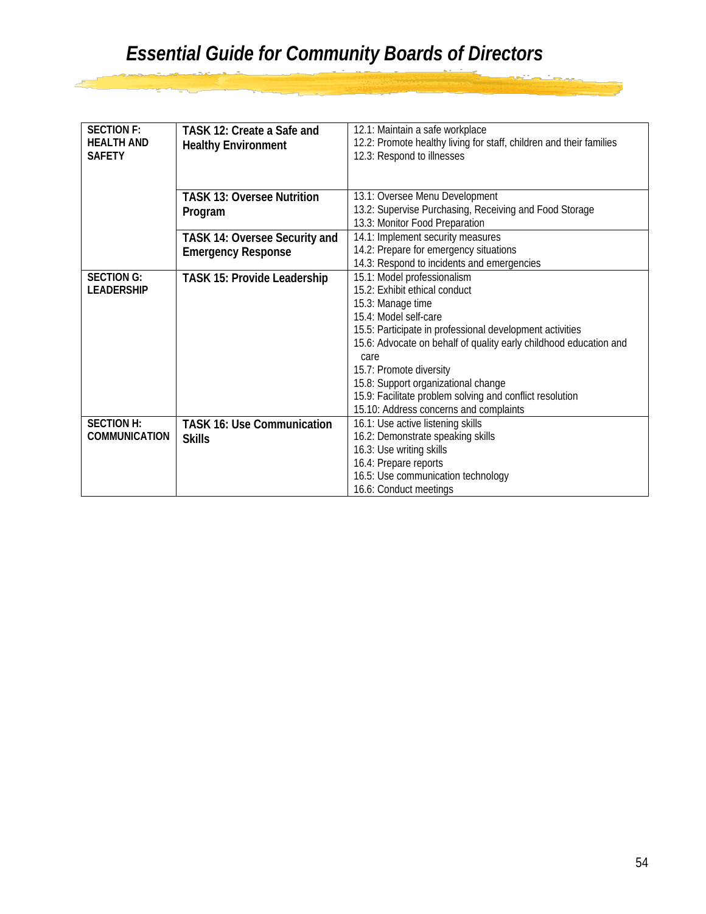| | | |
|---|---|---|
| **SECTION F: HEALTH AND SAFETY** | **TASK 12: Create a Safe and Healthy Environment** | 12.1: Maintain a safe workplace<br>12.2: Promote healthy living for staff, children and their families<br>12.3: Respond to illnesses |
| | **TASK 13: Oversee Nutrition Program** | 13.1: Oversee Menu Development<br>13.2: Supervise Purchasing, Receiving and Food Storage<br>13.3: Monitor Food Preparation |
| | **TASK 14: Oversee Security and Emergency Response** | 14.1: Implement security measures<br>14.2: Prepare for emergency situations<br>14.3: Respond to incidents and emergencies |
| **SECTION G: LEADERSHIP** | **TASK 15: Provide Leadership** | 15.1: Model professionalism<br>15.2: Exhibit ethical conduct<br>15.3: Manage time<br>15.4: Model self-care<br>15.5: Participate in professional development activities<br>15.6: Advocate on behalf of quality early childhood education and care<br>15.7: Promote diversity<br>15.8: Support organizational change<br>15.9: Facilitate problem solving and conflict resolution<br>15.10: Address concerns and complaints |
| **SECTION H: COMMUNICATION** | **TASK 16: Use Communication Skills** | 16.1: Use active listening skills<br>16.2: Demonstrate speaking skills<br>16.3: Use writing skills<br>16.4: Prepare reports<br>16.5: Use communication technology<br>16.6: Conduct meetings |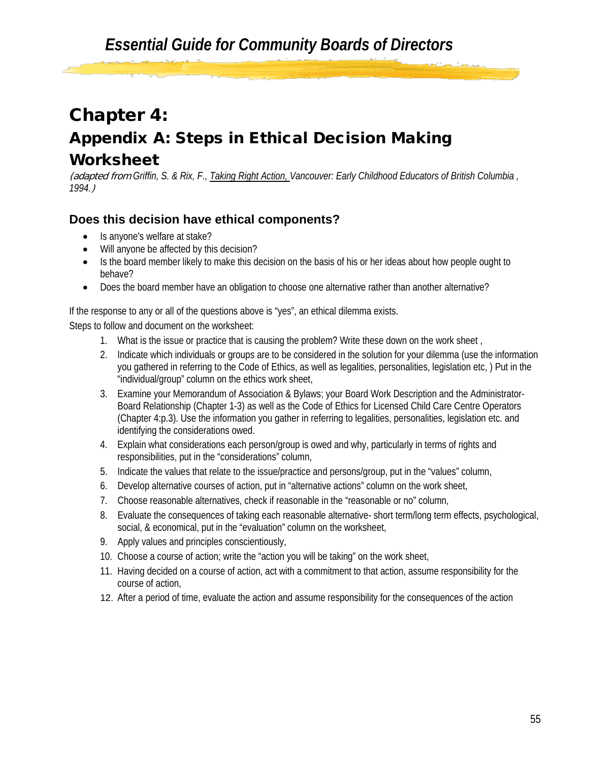# Chapter 4:

## Appendix A: Steps in Ethical Decision Making Worksheet

*(adapted from Griffin, S. & Rix, F., Taking Right Action, Vancouver: Early Childhood Educators of British Columbia , 1994.)*

### Does this decision have ethical components?

- Is anyone's welfare at stake?
- Will anyone be affected by this decision?
- Is the board member likely to make this decision on the basis of his or her ideas about how people ought to behave?
- Does the board member have an obligation to choose one alternative rather than another alternative?

If the response to any or all of the questions above is "yes", an ethical dilemma exists.

Steps to follow and document on the worksheet:

1. What is the issue or practice that is causing the problem? Write these down on the work sheet ,
2. Indicate which individuals or groups are to be considered in the solution for your dilemma (use the information you gathered in referring to the Code of Ethics, as well as legalities, personalities, legislation etc, ) Put in the "individual/group" column on the ethics work sheet,
3. Examine your Memorandum of Association & Bylaws; your Board Work Description and the Administrator-Board Relationship (Chapter 1-3) as well as the Code of Ethics for Licensed Child Care Centre Operators (Chapter 4:p.3). Use the information you gather in referring to legalities, personalities, legislation etc. and identifying the considerations owed.
4. Explain what considerations each person/group is owed and why, particularly in terms of rights and responsibilities, put in the "considerations" column,
5. Indicate the values that relate to the issue/practice and persons/group, put in the "values" column,
6. Develop alternative courses of action, put in "alternative actions" column on the work sheet,
7. Choose reasonable alternatives, check if reasonable in the "reasonable or no" column,
8. Evaluate the consequences of taking each reasonable alternative- short term/long term effects, psychological, social, & economical, put in the "evaluation" column on the worksheet,
9. Apply values and principles conscientiously,
10. Choose a course of action; write the "action you will be taking" on the work sheet,
11. Having decided on a course of action, act with a commitment to that action, assume responsibility for the course of action,
12. After a period of time, evaluate the action and assume responsibility for the consequences of the action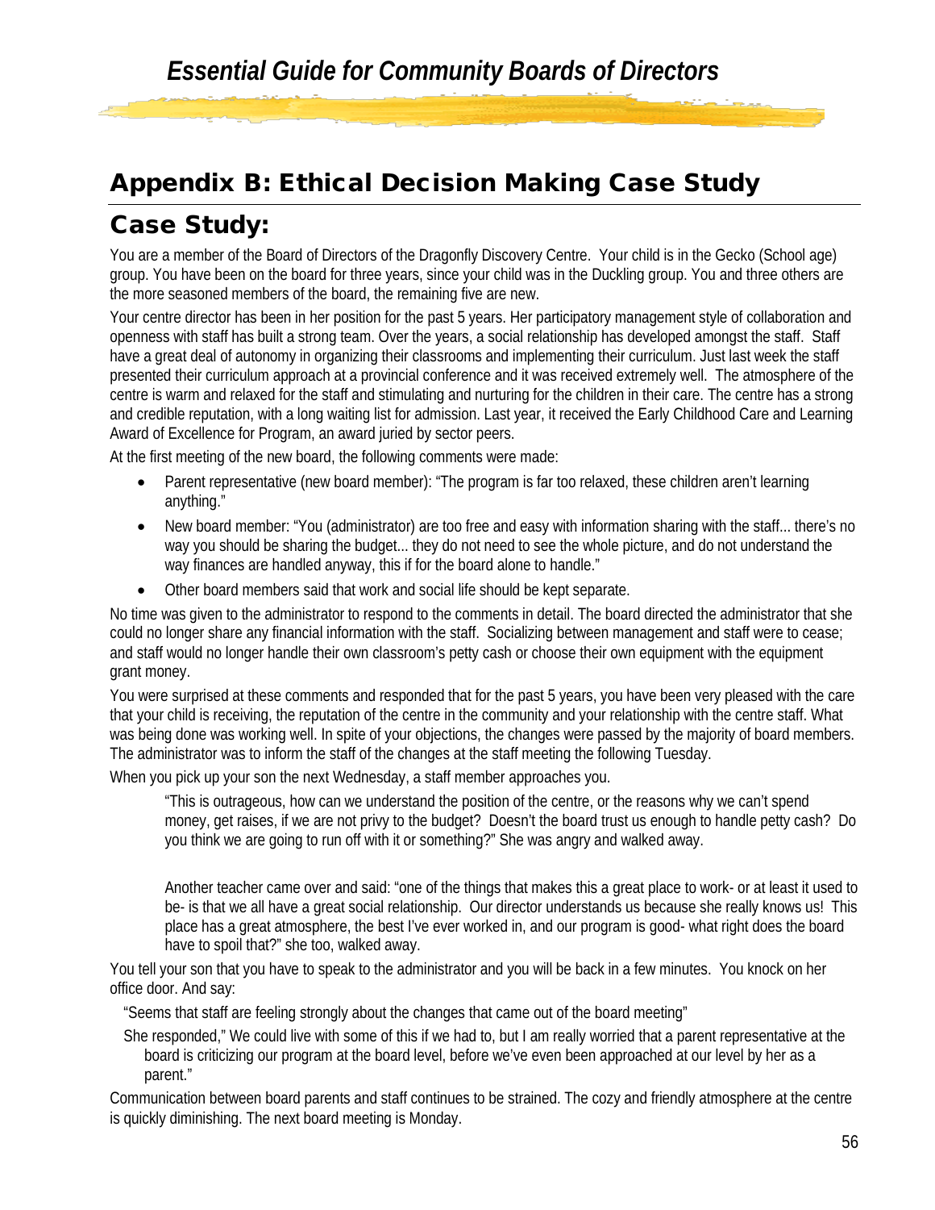# Appendix B: Ethical Decision Making Case Study

## Case Study:

You are a member of the Board of Directors of the Dragonfly Discovery Centre. Your child is in the Gecko (School age) group. You have been on the board for three years, since your child was in the Duckling group. You and three others are the more seasoned members of the board, the remaining five are new.

Your centre director has been in her position for the past 5 years. Her participatory management style of collaboration and openness with staff has built a strong team. Over the years, a social relationship has developed amongst the staff. Staff have a great deal of autonomy in organizing their classrooms and implementing their curriculum. Just last week the staff presented their curriculum approach at a provincial conference and it was received extremely well. The atmosphere of the centre is warm and relaxed for the staff and stimulating and nurturing for the children in their care. The centre has a strong and credible reputation, with a long waiting list for admission. Last year, it received the Early Childhood Care and Learning Award of Excellence for Program, an award juried by sector peers.

At the first meeting of the new board, the following comments were made:

- Parent representative (new board member): "The program is far too relaxed, these children aren't learning anything."
- New board member: "You (administrator) are too free and easy with information sharing with the staff... there's no way you should be sharing the budget... they do not need to see the whole picture, and do not understand the way finances are handled anyway, this if for the board alone to handle."
- Other board members said that work and social life should be kept separate.

No time was given to the administrator to respond to the comments in detail. The board directed the administrator that she could no longer share any financial information with the staff. Socializing between management and staff were to cease; and staff would no longer handle their own classroom's petty cash or choose their own equipment with the equipment grant money.

You were surprised at these comments and responded that for the past 5 years, you have been very pleased with the care that your child is receiving, the reputation of the centre in the community and your relationship with the centre staff. What was being done was working well. In spite of your objections, the changes were passed by the majority of board members. The administrator was to inform the staff of the changes at the staff meeting the following Tuesday.

When you pick up your son the next Wednesday, a staff member approaches you.

> "This is outrageous, how can we understand the position of the centre, or the reasons why we can't spend money, get raises, if we are not privy to the budget? Doesn't the board trust us enough to handle petty cash? Do you think we are going to run off with it or something?" She was angry and walked away.
>
> Another teacher came over and said: "one of the things that makes this a great place to work- or at least it used to be- is that we all have a great social relationship. Our director understands us because she really knows us! This place has a great atmosphere, the best I've ever worked in, and our program is good- what right does the board have to spoil that?" she too, walked away.

You tell your son that you have to speak to the administrator and you will be back in a few minutes. You knock on her office door. And say:

"Seems that staff are feeling strongly about the changes that came out of the board meeting"

She responded," We could live with some of this if we had to, but I am really worried that a parent representative at the board is criticizing our program at the board level, before we've even been approached at our level by her as a parent."

Communication between board parents and staff continues to be strained. The cozy and friendly atmosphere at the centre is quickly diminishing. The next board meeting is Monday.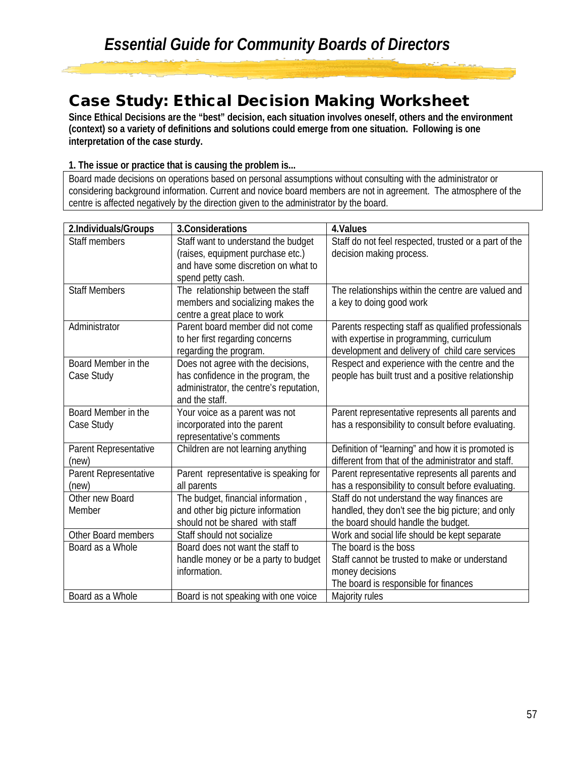# Case Study: Ethical Decision Making Worksheet

**Since Ethical Decisions are the "best" decision, each situation involves oneself, others and the environment (context) so a variety of definitions and solutions could emerge from one situation. Following is one interpretation of the case sturdy.**

**1. The issue or practice that is causing the problem is...**

| Board made decisions on operations based on personal assumptions without consulting with the administrator or considering background information. Current and novice board members are not in agreement. The atmosphere of the centre is affected negatively by the direction given to the administrator by the board. |
|---|

| 2.Individuals/Groups | 3.Considerations | 4.Values |
|---|---|---|
| Staff members | Staff want to understand the budget (raises, equipment purchase etc.) and have some discretion on what to spend petty cash. | Staff do not feel respected, trusted or a part of the decision making process. |
| Staff Members | The relationship between the staff members and socializing makes the centre a great place to work | The relationships within the centre are valued and a key to doing good work |
| Administrator | Parent board member did not come to her first regarding concerns regarding the program. | Parents respecting staff as qualified professionals with expertise in programming, curriculum development and delivery of child care services |
| Board Member in the Case Study | Does not agree with the decisions, has confidence in the program, the administrator, the centre's reputation, and the staff. | Respect and experience with the centre and the people has built trust and a positive relationship |
| Board Member in the Case Study | Your voice as a parent was not incorporated into the parent representative's comments | Parent representative represents all parents and has a responsibility to consult before evaluating. |
| Parent Representative (new) | Children are not learning anything | Definition of "learning" and how it is promoted is different from that of the administrator and staff. |
| Parent Representative (new) | Parent representative is speaking for all parents | Parent representative represents all parents and has a responsibility to consult before evaluating. |
| Other new Board Member | The budget, financial information , and other big picture information should not be shared with staff | Staff do not understand the way finances are handled, they don't see the big picture; and only the board should handle the budget. |
| Other Board members | Staff should not socialize | Work and social life should be kept separate |
| Board as a Whole | Board does not want the staff to handle money or be a party to budget information. | The board is the boss<br>Staff cannot be trusted to make or understand money decisions<br>The board is responsible for finances |
| Board as a Whole | Board is not speaking with one voice | Majority rules |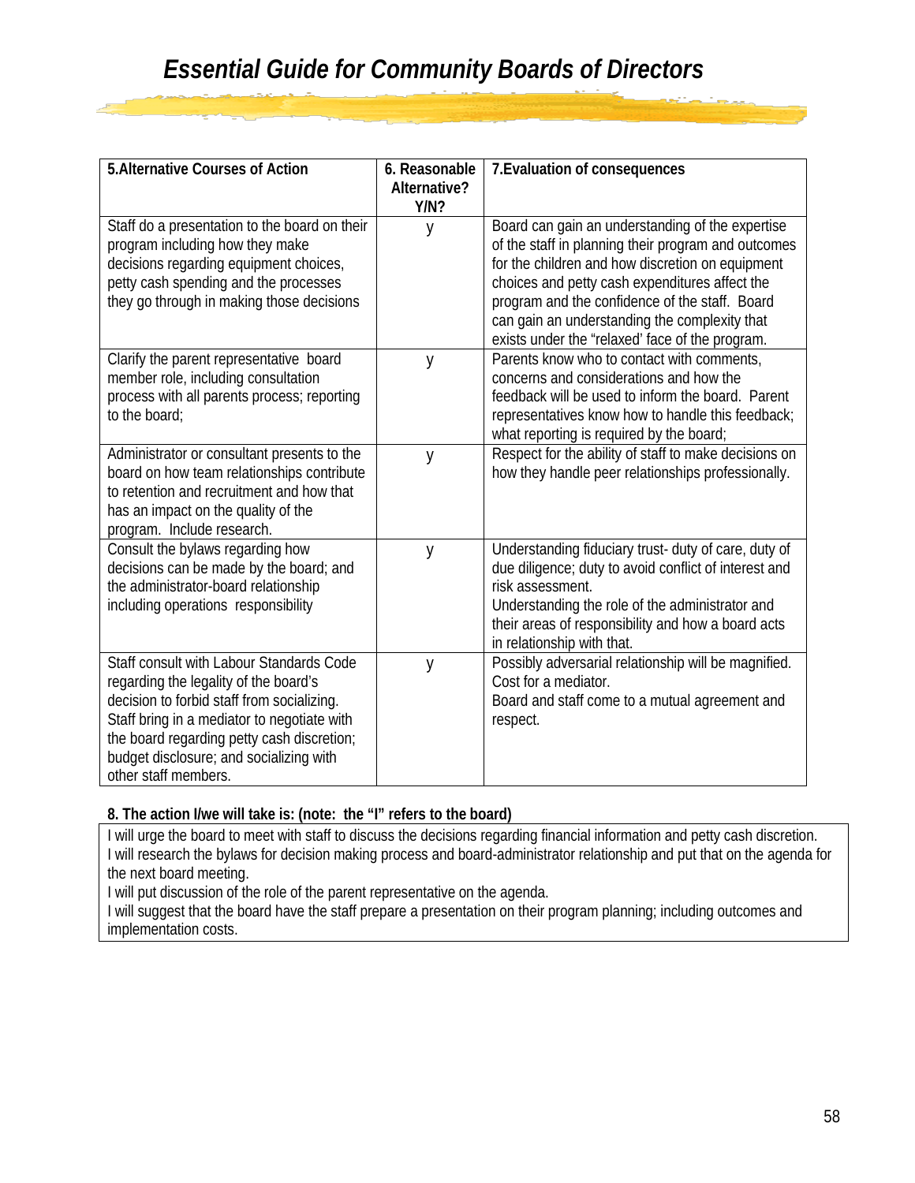| 5.Alternative Courses of Action | 6. Reasonable Alternative? Y/N? | 7.Evaluation of consequences |
|---|---|---|
| Staff do a presentation to the board on their program including how they make decisions regarding equipment choices, petty cash spending and the processes they go through in making those decisions | y | Board can gain an understanding of the expertise of the staff in planning their program and outcomes for the children and how discretion on equipment choices and petty cash expenditures affect the program and the confidence of the staff. Board can gain an understanding the complexity that exists under the "relaxed' face of the program. |
| Clarify the parent representative board member role, including consultation process with all parents process; reporting to the board; | y | Parents know who to contact with comments, concerns and considerations and how the feedback will be used to inform the board. Parent representatives know how to handle this feedback; what reporting is required by the board; |
| Administrator or consultant presents to the board on how team relationships contribute to retention and recruitment and how that has an impact on the quality of the program. Include research. | y | Respect for the ability of staff to make decisions on how they handle peer relationships professionally. |
| Consult the bylaws regarding how decisions can be made by the board; and the administrator-board relationship including operations responsibility | y | Understanding fiduciary trust- duty of care, duty of due diligence; duty to avoid conflict of interest and risk assessment.<br>Understanding the role of the administrator and their areas of responsibility and how a board acts in relationship with that. |
| Staff consult with Labour Standards Code regarding the legality of the board's decision to forbid staff from socializing. Staff bring in a mediator to negotiate with the board regarding petty cash discretion; budget disclosure; and socializing with other staff members. | y | Possibly adversarial relationship will be magnified. Cost for a mediator.<br>Board and staff come to a mutual agreement and respect. |

**8. The action I/we will take is: (note: the "I" refers to the board)**

I will urge the board to meet with staff to discuss the decisions regarding financial information and petty cash discretion.
I will research the bylaws for decision making process and board-administrator relationship and put that on the agenda for the next board meeting.
I will put discussion of the role of the parent representative on the agenda.
I will suggest that the board have the staff prepare a presentation on their program planning; including outcomes and implementation costs.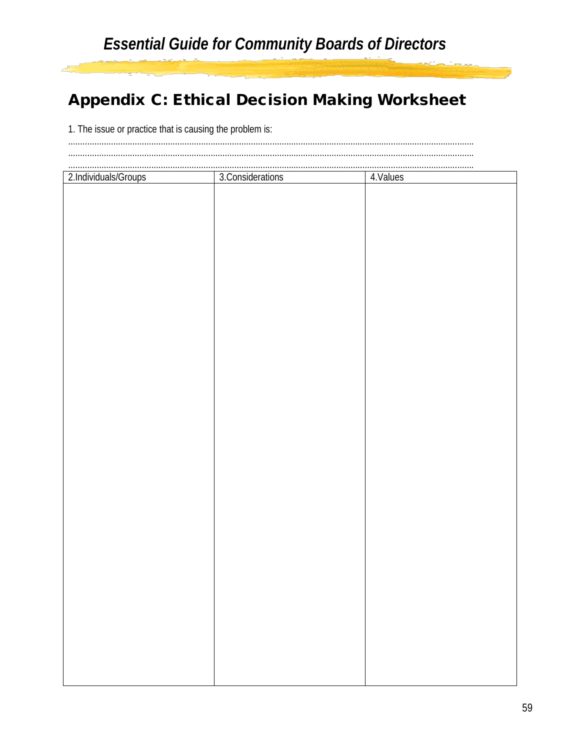## Appendix C: Ethical Decision Making Worksheet

1. The issue or practice that is causing the problem is:

..........................................................................................................................................................................

..........................................................................................................................................................................

..........................................................................................................................................................................

| 2.Individuals/Groups | 3.Considerations | 4.Values |
| --- | --- | --- |
| | | |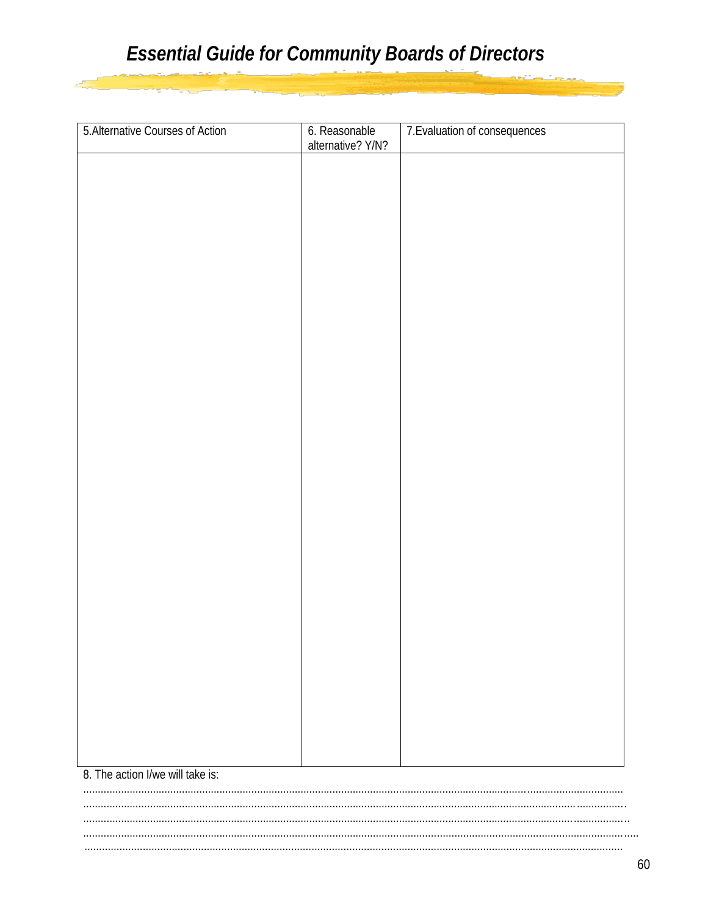| 5.Alternative Courses of Action | 6. Reasonable alternative? Y/N? | 7.Evaluation of consequences |
|---|---|---|
| | | |

8. The action I/we will take is:

.......................................................................................................................................................................................

.......................................................................................................................................................................................

.......................................................................................................................................................................................

.......................................................................................................................................................................................

.......................................................................................................................................................................................